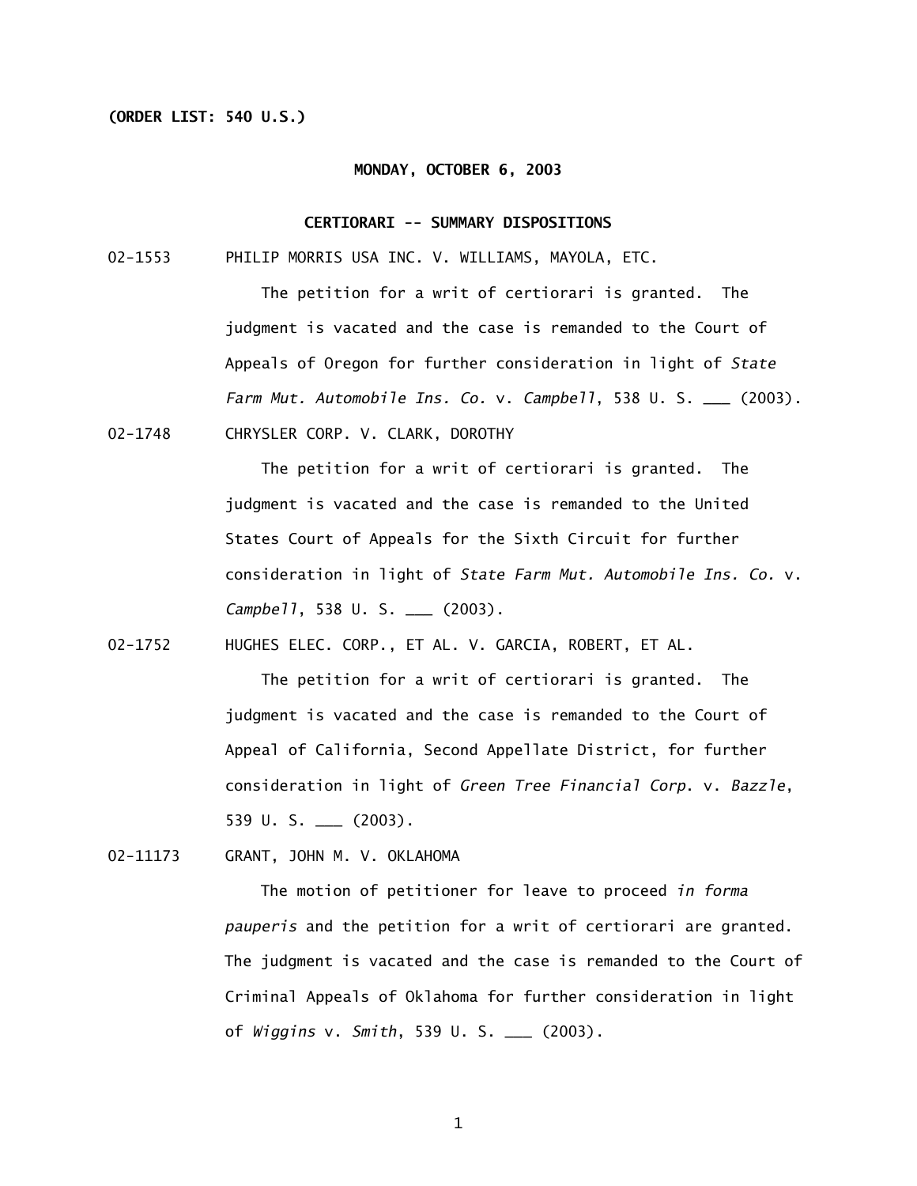**(ORDER LIST: 540 U.S.)**

**MONDAY, OCTOBER 6, 2003**

**CERTIORARI -- SUMMARY DISPOSITIONS**

02-1553 PHILIP MORRIS USA INC. V. WILLIAMS, MAYOLA, ETC.

The petition for a writ of certiorari is granted. The judgment is vacated and the case is remanded to the Court of Appeals of Oregon for further consideration in light of *State Farm Mut. Automobile Ins. Co.* v. *Campbell*, 538 U. S. ___ (2003).

02-1748 CHRYSLER CORP. V. CLARK, DOROTHY

The petition for a writ of certiorari is granted. The judgment is vacated and the case is remanded to the United States Court of Appeals for the Sixth Circuit for further consideration in light of *State Farm Mut. Automobile Ins. Co.* v. *Campbell*, 538 U. S. ___ (2003).

02-1752 HUGHES ELEC. CORP., ET AL. V. GARCIA, ROBERT, ET AL.

The petition for a writ of certiorari is granted. The judgment is vacated and the case is remanded to the Court of Appeal of California, Second Appellate District, for further consideration in light of *Green Tree Financial Corp.* v. *Bazzle*, 539 U. S. ___ (2003).

02-11173 GRANT, JOHN M. V. OKLAHOMA

The motion of petitioner for leave to proceed *in forma pauperis* and the petition for a writ of certiorari are granted. The judgment is vacated and the case is remanded to the Court of Criminal Appeals of Oklahoma for further consideration in light of *Wiggins* v. *Smith*, 539 U. S. ___ (2003).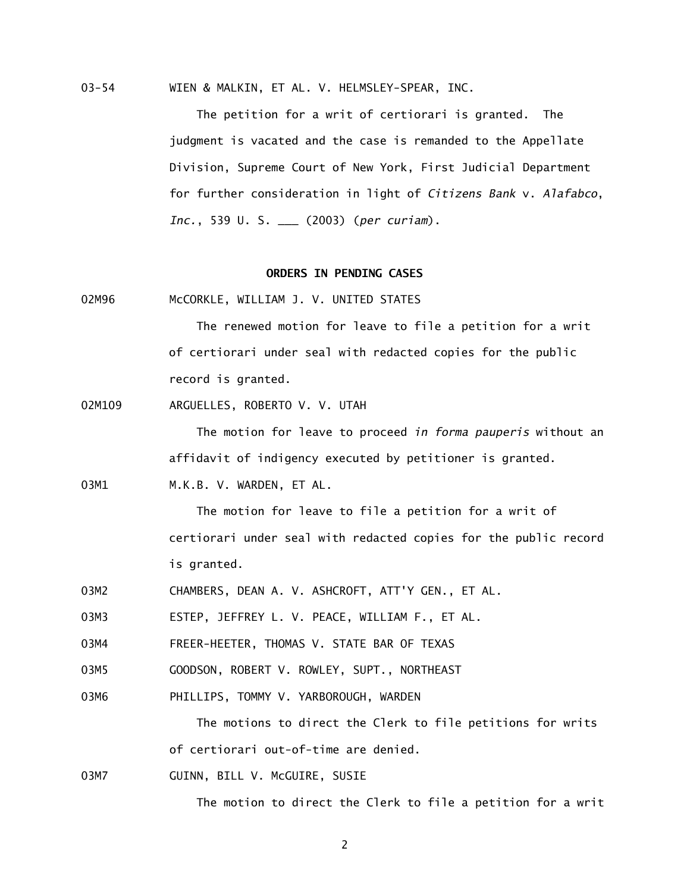03-54 WIEN & MALKIN, ET AL. V. HELMSLEY-SPEAR, INC.

The petition for a writ of certiorari is granted. The judgment is vacated and the case is remanded to the Appellate Division, Supreme Court of New York, First Judicial Department for further consideration in light of *Citizens Bank* v. *Alafabco, Inc.*, 539 U. S. ___ (2003) (*per curiam*).

**ORDERS IN PENDING CASES**

02M96 McCORKLE, WILLIAM J. V. UNITED STATES

The renewed motion for leave to file a petition for a writ of certiorari under seal with redacted copies for the public record is granted.

02M109 ARGUELLES, ROBERTO V. V. UTAH

The motion for leave to proceed *in forma pauperis* without an affidavit of indigency executed by petitioner is granted.

03M1 M.K.B. V. WARDEN, ET AL.

The motion for leave to file a petition for a writ of certiorari under seal with redacted copies for the public record is granted.

03M2 CHAMBERS, DEAN A. V. ASHCROFT, ATT'Y GEN., ET AL.

03M3 ESTEP, JEFFREY L. V. PEACE, WILLIAM F., ET AL.

03M4 FREER-HEETER, THOMAS V. STATE BAR OF TEXAS

03M5 GOODSON, ROBERT V. ROWLEY, SUPT., NORTHEAST

03M6 PHILLIPS, TOMMY V. YARBOROUGH, WARDEN

The motions to direct the Clerk to file petitions for writs of certiorari out-of-time are denied.

03M7 GUINN, BILL V. McGUIRE, SUSIE

The motion to direct the Clerk to file a petition for a writ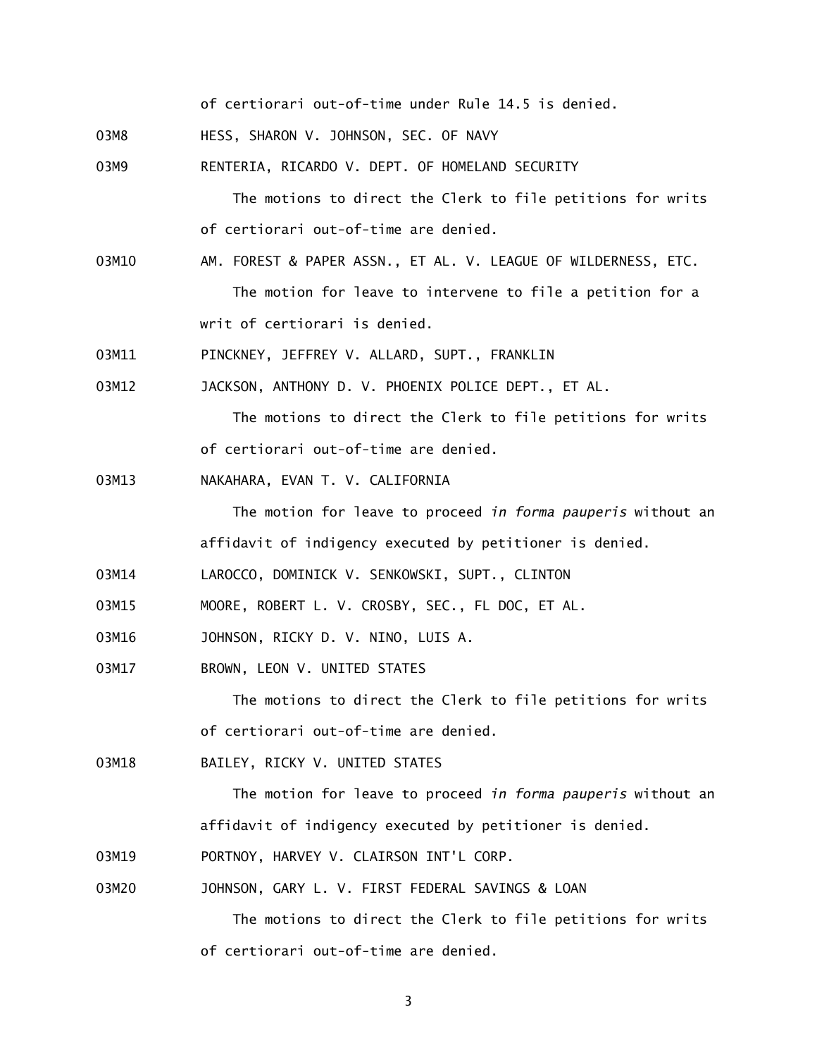of certiorari out-of-time under Rule 14.5 is denied.

03M8 HESS, SHARON V. JOHNSON, SEC. OF NAVY

03M9 RENTERIA, RICARDO V. DEPT. OF HOMELAND SECURITY

The motions to direct the Clerk to file petitions for writs of certiorari out-of-time are denied.

03M10 AM. FOREST & PAPER ASSN., ET AL. V. LEAGUE OF WILDERNESS, ETC.

The motion for leave to intervene to file a petition for a writ of certiorari is denied.

03M11 PINCKNEY, JEFFREY V. ALLARD, SUPT., FRANKLIN

03M12 JACKSON, ANTHONY D. V. PHOENIX POLICE DEPT., ET AL.

The motions to direct the Clerk to file petitions for writs of certiorari out-of-time are denied.

03M13 NAKAHARA, EVAN T. V. CALIFORNIA

The motion for leave to proceed *in forma pauperis* without an affidavit of indigency executed by petitioner is denied.

03M14 LAROCCO, DOMINICK V. SENKOWSKI, SUPT., CLINTON

03M15 MOORE, ROBERT L. V. CROSBY, SEC., FL DOC, ET AL.

03M16 JOHNSON, RICKY D. V. NINO, LUIS A.

03M17 BROWN, LEON V. UNITED STATES

The motions to direct the Clerk to file petitions for writs of certiorari out-of-time are denied.

03M18 BAILEY, RICKY V. UNITED STATES

The motion for leave to proceed *in forma pauperis* without an affidavit of indigency executed by petitioner is denied.

03M19 PORTNOY, HARVEY V. CLAIRSON INT'L CORP.

03M20 JOHNSON, GARY L. V. FIRST FEDERAL SAVINGS & LOAN

The motions to direct the Clerk to file petitions for writs of certiorari out-of-time are denied.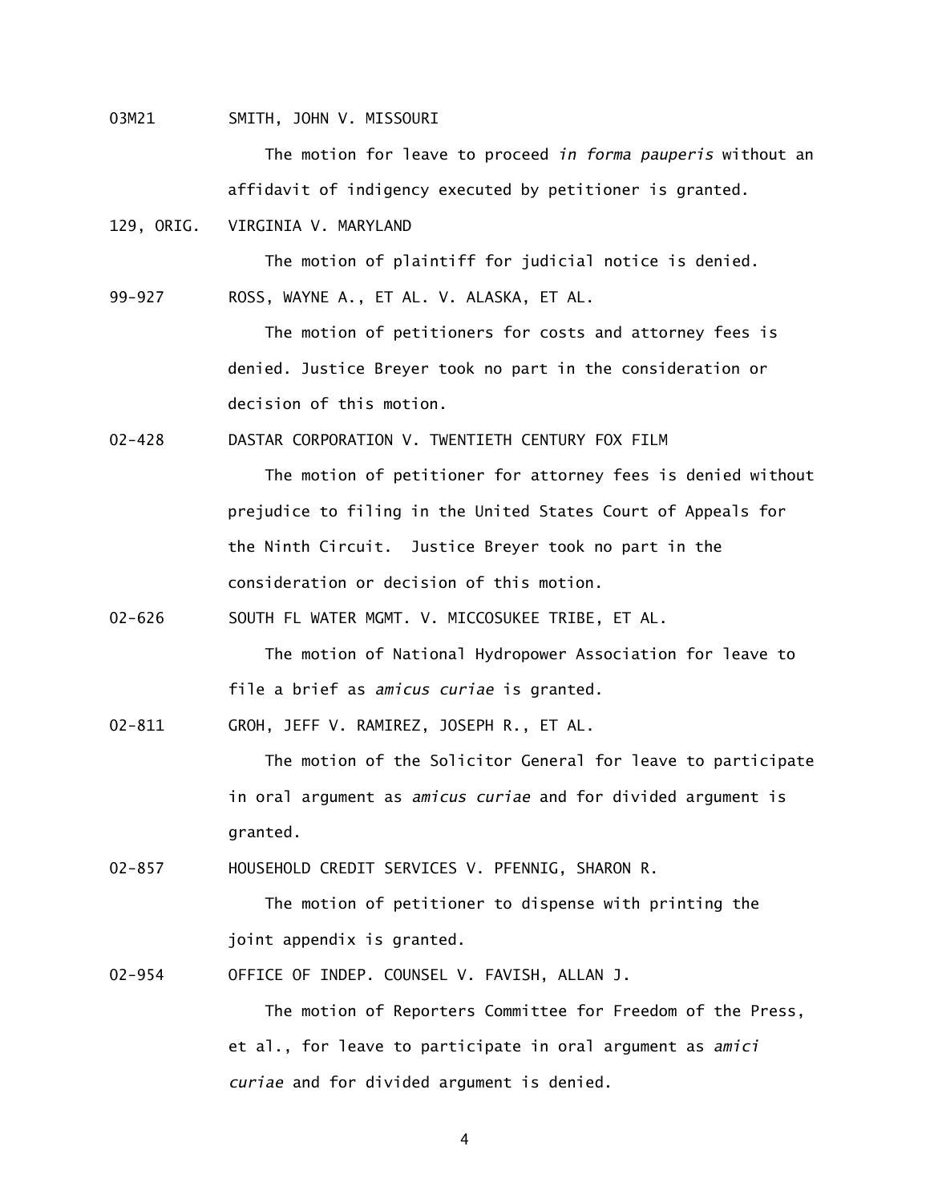03M21 SMITH, JOHN V. MISSOURI

The motion for leave to proceed *in forma pauperis* without an affidavit of indigency executed by petitioner is granted.

129, ORIG. VIRGINIA V. MARYLAND

The motion of plaintiff for judicial notice is denied.

99-927 ROSS, WAYNE A., ET AL. V. ALASKA, ET AL.

The motion of petitioners for costs and attorney fees is denied. Justice Breyer took no part in the consideration or decision of this motion.

02-428 DASTAR CORPORATION V. TWENTIETH CENTURY FOX FILM

The motion of petitioner for attorney fees is denied without prejudice to filing in the United States Court of Appeals for the Ninth Circuit. Justice Breyer took no part in the consideration or decision of this motion.

02-626 SOUTH FL WATER MGMT. V. MICCOSUKEE TRIBE, ET AL.

The motion of National Hydropower Association for leave to file a brief as *amicus curiae* is granted.

02-811 GROH, JEFF V. RAMIREZ, JOSEPH R., ET AL.

The motion of the Solicitor General for leave to participate in oral argument as *amicus curiae* and for divided argument is granted.

02-857 HOUSEHOLD CREDIT SERVICES V. PFENNIG, SHARON R.

The motion of petitioner to dispense with printing the joint appendix is granted.

02-954 OFFICE OF INDEP. COUNSEL V. FAVISH, ALLAN J.

The motion of Reporters Committee for Freedom of the Press, et al., for leave to participate in oral argument as *amici curiae* and for divided argument is denied.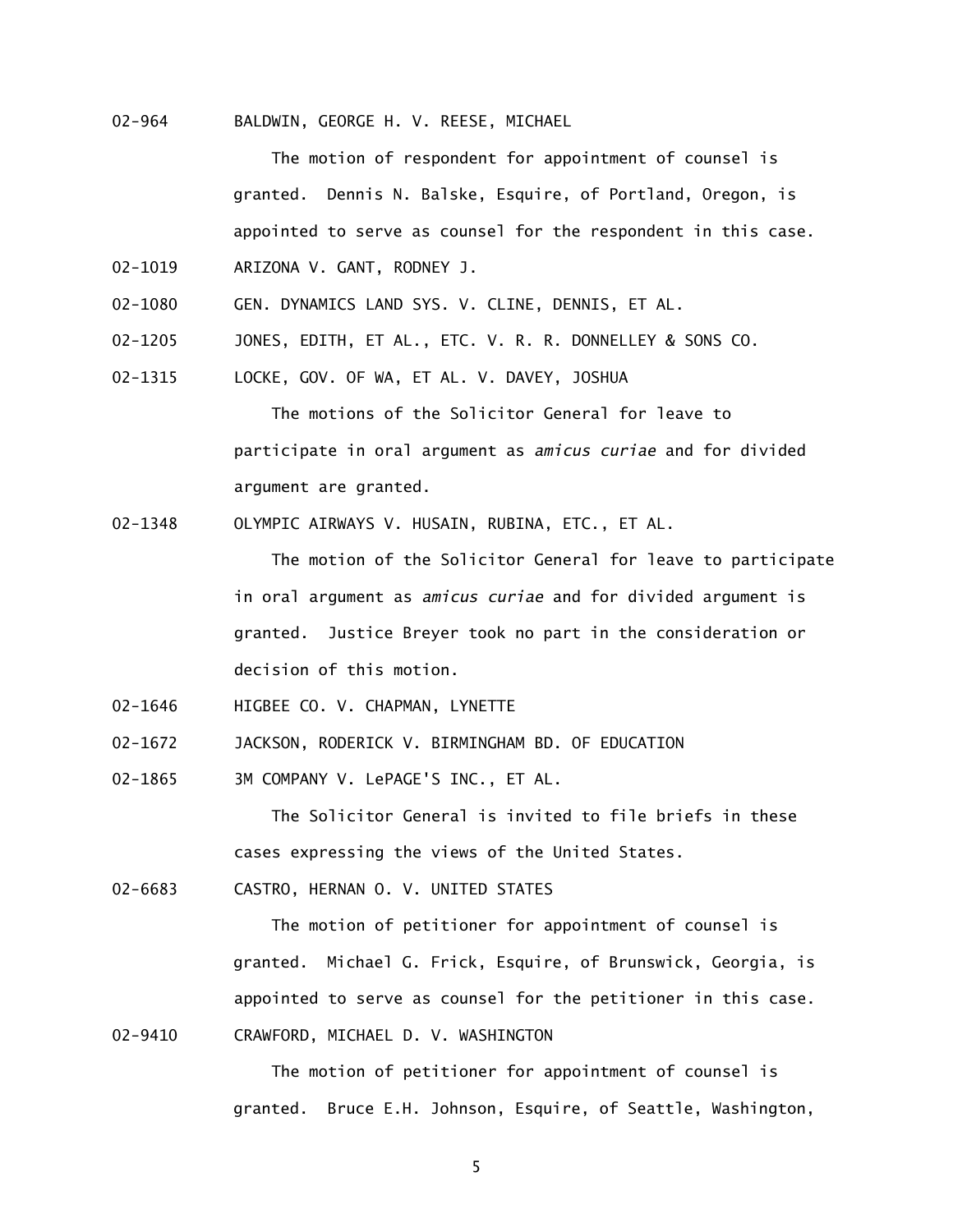02-964 BALDWIN, GEORGE H. V. REESE, MICHAEL

The motion of respondent for appointment of counsel is granted. Dennis N. Balske, Esquire, of Portland, Oregon, is appointed to serve as counsel for the respondent in this case.

02-1019 ARIZONA V. GANT, RODNEY J.

02-1080 GEN. DYNAMICS LAND SYS. V. CLINE, DENNIS, ET AL.

02-1205 JONES, EDITH, ET AL., ETC. V. R. R. DONNELLEY & SONS CO.

02-1315 LOCKE, GOV. OF WA, ET AL. V. DAVEY, JOSHUA

The motions of the Solicitor General for leave to participate in oral argument as *amicus curiae* and for divided argument are granted.

02-1348 OLYMPIC AIRWAYS V. HUSAIN, RUBINA, ETC., ET AL.

The motion of the Solicitor General for leave to participate in oral argument as *amicus curiae* and for divided argument is granted. Justice Breyer took no part in the consideration or decision of this motion.

02-1646 HIGBEE CO. V. CHAPMAN, LYNETTE

02-1672 JACKSON, RODERICK V. BIRMINGHAM BD. OF EDUCATION

02-1865 3M COMPANY V. LePAGE'S INC., ET AL.

The Solicitor General is invited to file briefs in these cases expressing the views of the United States.

02-6683 CASTRO, HERNAN O. V. UNITED STATES

The motion of petitioner for appointment of counsel is granted. Michael G. Frick, Esquire, of Brunswick, Georgia, is appointed to serve as counsel for the petitioner in this case.

02-9410 CRAWFORD, MICHAEL D. V. WASHINGTON

The motion of petitioner for appointment of counsel is granted. Bruce E.H. Johnson, Esquire, of Seattle, Washington,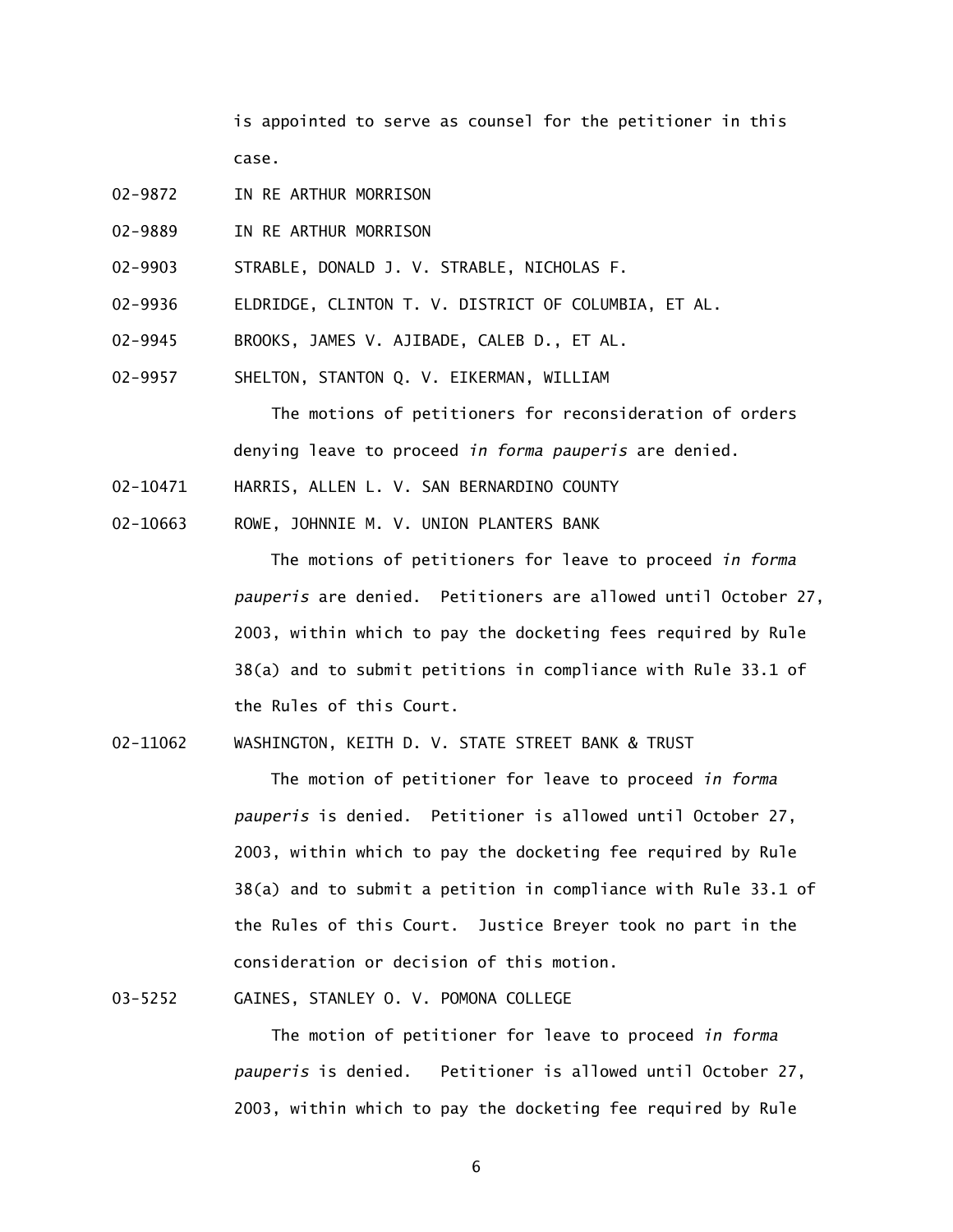is appointed to serve as counsel for the petitioner in this case.

02-9872 IN RE ARTHUR MORRISON

02-9889 IN RE ARTHUR MORRISON

02-9903 STRABLE, DONALD J. V. STRABLE, NICHOLAS F.

02-9936 ELDRIDGE, CLINTON T. V. DISTRICT OF COLUMBIA, ET AL.

02-9945 BROOKS, JAMES V. AJIBADE, CALEB D., ET AL.

02-9957 SHELTON, STANTON Q. V. EIKERMAN, WILLIAM

The motions of petitioners for reconsideration of orders denying leave to proceed *in forma pauperis* are denied.

02-10471 HARRIS, ALLEN L. V. SAN BERNARDINO COUNTY

02-10663 ROWE, JOHNNIE M. V. UNION PLANTERS BANK

The motions of petitioners for leave to proceed *in forma pauperis* are denied. Petitioners are allowed until October 27, 2003, within which to pay the docketing fees required by Rule 38(a) and to submit petitions in compliance with Rule 33.1 of the Rules of this Court.

02-11062 WASHINGTON, KEITH D. V. STATE STREET BANK & TRUST

The motion of petitioner for leave to proceed *in forma pauperis* is denied. Petitioner is allowed until October 27, 2003, within which to pay the docketing fee required by Rule 38(a) and to submit a petition in compliance with Rule 33.1 of the Rules of this Court. Justice Breyer took no part in the consideration or decision of this motion.

03-5252 GAINES, STANLEY O. V. POMONA COLLEGE

The motion of petitioner for leave to proceed *in forma pauperis* is denied. Petitioner is allowed until October 27, 2003, within which to pay the docketing fee required by Rule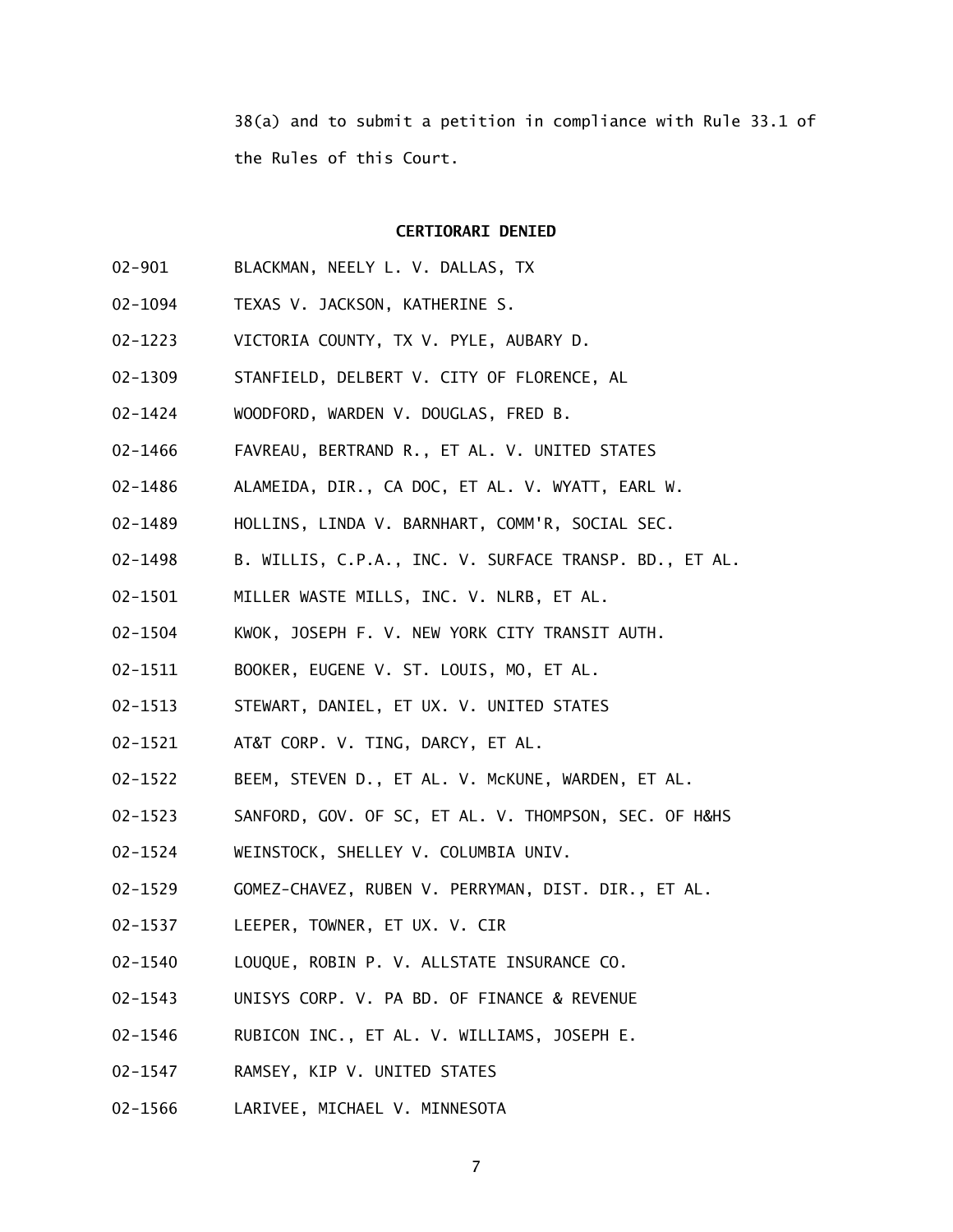38(a) and to submit a petition in compliance with Rule 33.1 of the Rules of this Court.

**CERTIORARI DENIED**

02-901 BLACKMAN, NEELY L. V. DALLAS, TX

02-1094 TEXAS V. JACKSON, KATHERINE S.

02-1223 VICTORIA COUNTY, TX V. PYLE, AUBARY D.

02-1309 STANFIELD, DELBERT V. CITY OF FLORENCE, AL

02-1424 WOODFORD, WARDEN V. DOUGLAS, FRED B.

02-1466 FAVREAU, BERTRAND R., ET AL. V. UNITED STATES

02-1486 ALAMEIDA, DIR., CA DOC, ET AL. V. WYATT, EARL W.

02-1489 HOLLINS, LINDA V. BARNHART, COMM'R, SOCIAL SEC.

02-1498 B. WILLIS, C.P.A., INC. V. SURFACE TRANSP. BD., ET AL.

02-1501 MILLER WASTE MILLS, INC. V. NLRB, ET AL.

02-1504 KWOK, JOSEPH F. V. NEW YORK CITY TRANSIT AUTH.

02-1511 BOOKER, EUGENE V. ST. LOUIS, MO, ET AL.

02-1513 STEWART, DANIEL, ET UX. V. UNITED STATES

02-1521 AT&T CORP. V. TING, DARCY, ET AL.

02-1522 BEEM, STEVEN D., ET AL. V. McKUNE, WARDEN, ET AL.

02-1523 SANFORD, GOV. OF SC, ET AL. V. THOMPSON, SEC. OF H&HS

02-1524 WEINSTOCK, SHELLEY V. COLUMBIA UNIV.

02-1529 GOMEZ-CHAVEZ, RUBEN V. PERRYMAN, DIST. DIR., ET AL.

02-1537 LEEPER, TOWNER, ET UX. V. CIR

02-1540 LOUQUE, ROBIN P. V. ALLSTATE INSURANCE CO.

02-1543 UNISYS CORP. V. PA BD. OF FINANCE & REVENUE

02-1546 RUBICON INC., ET AL. V. WILLIAMS, JOSEPH E.

02-1547 RAMSEY, KIP V. UNITED STATES

02-1566 LARIVEE, MICHAEL V. MINNESOTA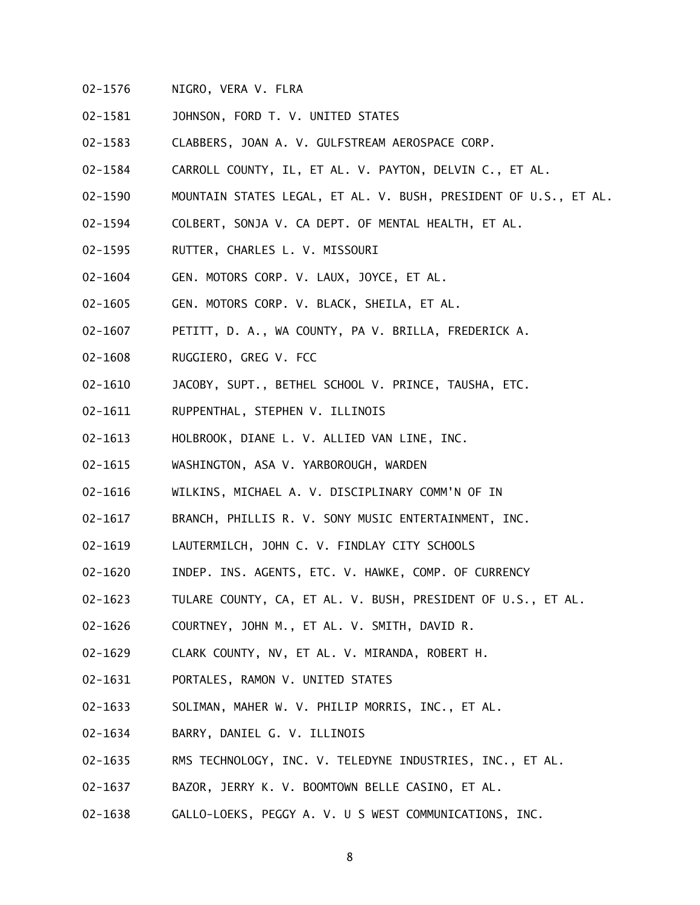02-1576 NIGRO, VERA V. FLRA

02-1581 JOHNSON, FORD T. V. UNITED STATES

02-1583 CLABBERS, JOAN A. V. GULFSTREAM AEROSPACE CORP.

02-1584 CARROLL COUNTY, IL, ET AL. V. PAYTON, DELVIN C., ET AL.

02-1590 MOUNTAIN STATES LEGAL, ET AL. V. BUSH, PRESIDENT OF U.S., ET AL.

02-1594 COLBERT, SONJA V. CA DEPT. OF MENTAL HEALTH, ET AL.

02-1595 RUTTER, CHARLES L. V. MISSOURI

02-1604 GEN. MOTORS CORP. V. LAUX, JOYCE, ET AL.

02-1605 GEN. MOTORS CORP. V. BLACK, SHEILA, ET AL.

02-1607 PETITT, D. A., WA COUNTY, PA V. BRILLA, FREDERICK A.

02-1608 RUGGIERO, GREG V. FCC

02-1610 JACOBY, SUPT., BETHEL SCHOOL V. PRINCE, TAUSHA, ETC.

02-1611 RUPPENTHAL, STEPHEN V. ILLINOIS

02-1613 HOLBROOK, DIANE L. V. ALLIED VAN LINE, INC.

02-1615 WASHINGTON, ASA V. YARBOROUGH, WARDEN

02-1616 WILKINS, MICHAEL A. V. DISCIPLINARY COMM'N OF IN

02-1617 BRANCH, PHILLIS R. V. SONY MUSIC ENTERTAINMENT, INC.

02-1619 LAUTERMILCH, JOHN C. V. FINDLAY CITY SCHOOLS

02-1620 INDEP. INS. AGENTS, ETC. V. HAWKE, COMP. OF CURRENCY

02-1623 TULARE COUNTY, CA, ET AL. V. BUSH, PRESIDENT OF U.S., ET AL.

02-1626 COURTNEY, JOHN M., ET AL. V. SMITH, DAVID R.

02-1629 CLARK COUNTY, NV, ET AL. V. MIRANDA, ROBERT H.

02-1631 PORTALES, RAMON V. UNITED STATES

02-1633 SOLIMAN, MAHER W. V. PHILIP MORRIS, INC., ET AL.

02-1634 BARRY, DANIEL G. V. ILLINOIS

02-1635 RMS TECHNOLOGY, INC. V. TELEDYNE INDUSTRIES, INC., ET AL.

02-1637 BAZOR, JERRY K. V. BOOMTOWN BELLE CASINO, ET AL.

02-1638 GALLO-LOEKS, PEGGY A. V. U S WEST COMMUNICATIONS, INC.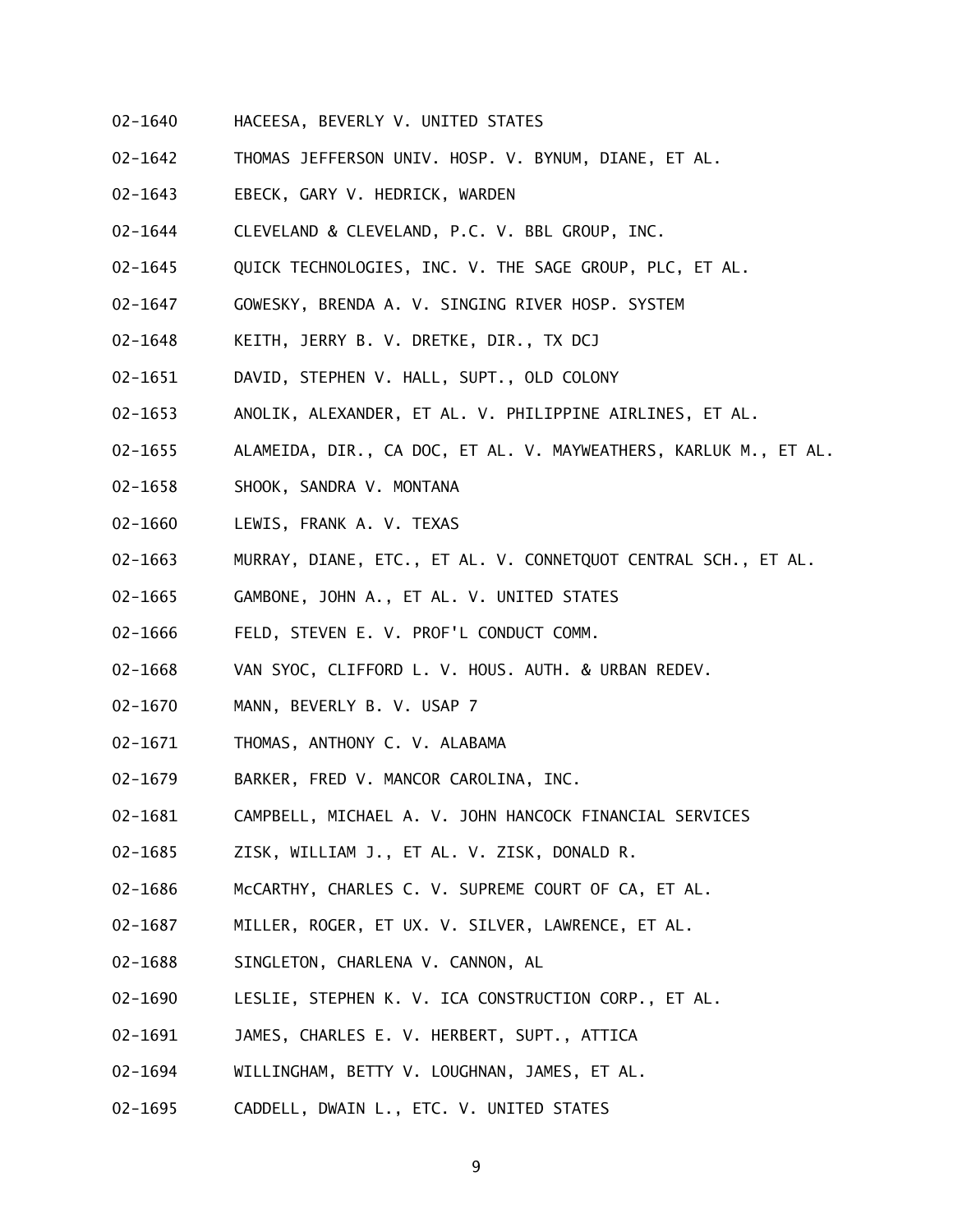02-1640 HACEESA, BEVERLY V. UNITED STATES

02-1642 THOMAS JEFFERSON UNIV. HOSP. V. BYNUM, DIANE, ET AL.

02-1643 EBECK, GARY V. HEDRICK, WARDEN

02-1644 CLEVELAND & CLEVELAND, P.C. V. BBL GROUP, INC.

02-1645 QUICK TECHNOLOGIES, INC. V. THE SAGE GROUP, PLC, ET AL.

02-1647 GOWESKY, BRENDA A. V. SINGING RIVER HOSP. SYSTEM

02-1648 KEITH, JERRY B. V. DRETKE, DIR., TX DCJ

02-1651 DAVID, STEPHEN V. HALL, SUPT., OLD COLONY

02-1653 ANOLIK, ALEXANDER, ET AL. V. PHILIPPINE AIRLINES, ET AL.

02-1655 ALAMEIDA, DIR., CA DOC, ET AL. V. MAYWEATHERS, KARLUK M., ET AL.

02-1658 SHOOK, SANDRA V. MONTANA

02-1660 LEWIS, FRANK A. V. TEXAS

02-1663 MURRAY, DIANE, ETC., ET AL. V. CONNETQUOT CENTRAL SCH., ET AL.

02-1665 GAMBONE, JOHN A., ET AL. V. UNITED STATES

02-1666 FELD, STEVEN E. V. PROF'L CONDUCT COMM.

02-1668 VAN SYOC, CLIFFORD L. V. HOUS. AUTH. & URBAN REDEV.

02-1670 MANN, BEVERLY B. V. USAP 7

02-1671 THOMAS, ANTHONY C. V. ALABAMA

02-1679 BARKER, FRED V. MANCOR CAROLINA, INC.

02-1681 CAMPBELL, MICHAEL A. V. JOHN HANCOCK FINANCIAL SERVICES

02-1685 ZISK, WILLIAM J., ET AL. V. ZISK, DONALD R.

02-1686 McCARTHY, CHARLES C. V. SUPREME COURT OF CA, ET AL.

02-1687 MILLER, ROGER, ET UX. V. SILVER, LAWRENCE, ET AL.

02-1688 SINGLETON, CHARLENA V. CANNON, AL

02-1690 LESLIE, STEPHEN K. V. ICA CONSTRUCTION CORP., ET AL.

02-1691 JAMES, CHARLES E. V. HERBERT, SUPT., ATTICA

02-1694 WILLINGHAM, BETTY V. LOUGHNAN, JAMES, ET AL.

02-1695 CADDELL, DWAIN L., ETC. V. UNITED STATES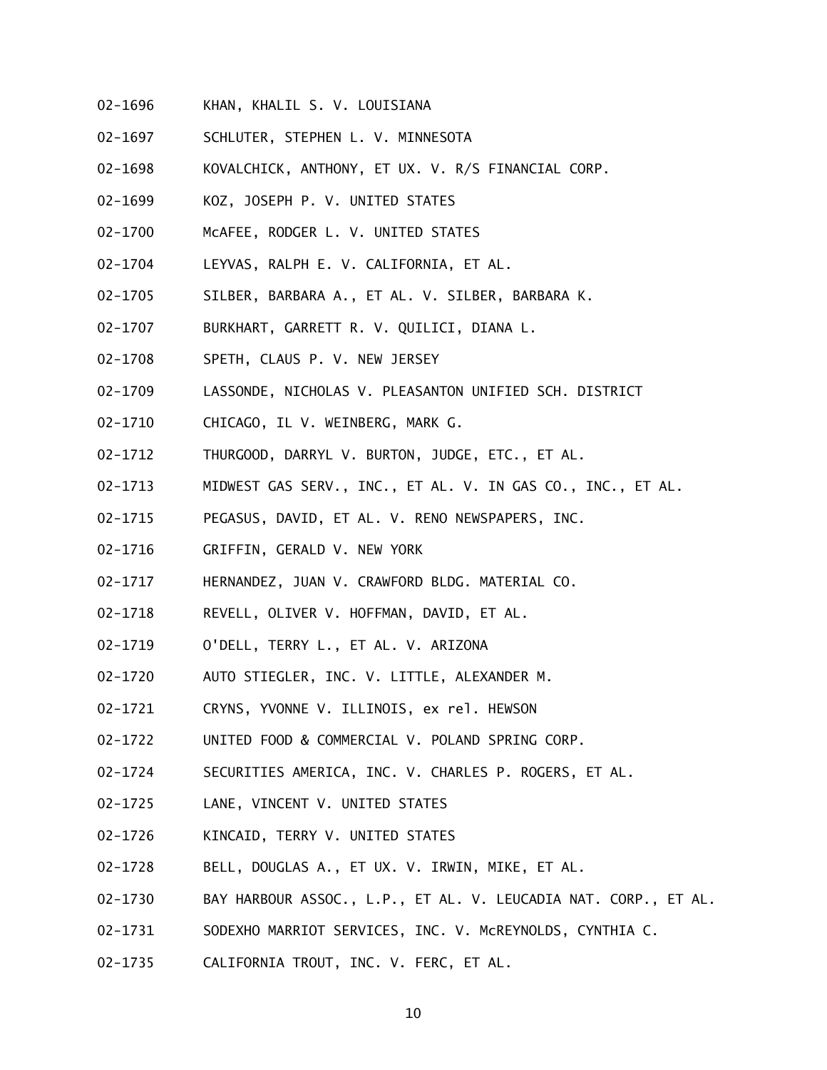02-1696 KHAN, KHALIL S. V. LOUISIANA

02-1697 SCHLUTER, STEPHEN L. V. MINNESOTA

02-1698 KOVALCHICK, ANTHONY, ET UX. V. R/S FINANCIAL CORP.

02-1699 KOZ, JOSEPH P. V. UNITED STATES

02-1700 McAFEE, RODGER L. V. UNITED STATES

02-1704 LEYVAS, RALPH E. V. CALIFORNIA, ET AL.

02-1705 SILBER, BARBARA A., ET AL. V. SILBER, BARBARA K.

02-1707 BURKHART, GARRETT R. V. QUILICI, DIANA L.

02-1708 SPETH, CLAUS P. V. NEW JERSEY

02-1709 LASSONDE, NICHOLAS V. PLEASANTON UNIFIED SCH. DISTRICT

02-1710 CHICAGO, IL V. WEINBERG, MARK G.

02-1712 THURGOOD, DARRYL V. BURTON, JUDGE, ETC., ET AL.

02-1713 MIDWEST GAS SERV., INC., ET AL. V. IN GAS CO., INC., ET AL.

02-1715 PEGASUS, DAVID, ET AL. V. RENO NEWSPAPERS, INC.

02-1716 GRIFFIN, GERALD V. NEW YORK

02-1717 HERNANDEZ, JUAN V. CRAWFORD BLDG. MATERIAL CO.

02-1718 REVELL, OLIVER V. HOFFMAN, DAVID, ET AL.

02-1719 O'DELL, TERRY L., ET AL. V. ARIZONA

02-1720 AUTO STIEGLER, INC. V. LITTLE, ALEXANDER M.

02-1721 CRYNS, YVONNE V. ILLINOIS, ex rel. HEWSON

02-1722 UNITED FOOD & COMMERCIAL V. POLAND SPRING CORP.

02-1724 SECURITIES AMERICA, INC. V. CHARLES P. ROGERS, ET AL.

02-1725 LANE, VINCENT V. UNITED STATES

02-1726 KINCAID, TERRY V. UNITED STATES

02-1728 BELL, DOUGLAS A., ET UX. V. IRWIN, MIKE, ET AL.

02-1730 BAY HARBOUR ASSOC., L.P., ET AL. V. LEUCADIA NAT. CORP., ET AL.

02-1731 SODEXHO MARRIOT SERVICES, INC. V. McREYNOLDS, CYNTHIA C.

02-1735 CALIFORNIA TROUT, INC. V. FERC, ET AL.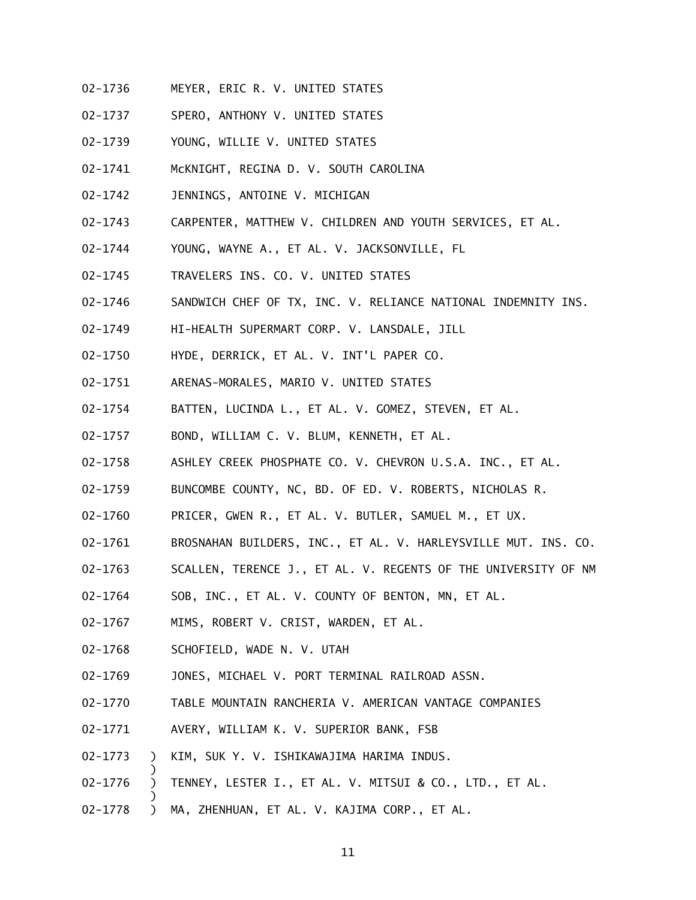02-1736 MEYER, ERIC R. V. UNITED STATES

02-1737 SPERO, ANTHONY V. UNITED STATES

02-1739 YOUNG, WILLIE V. UNITED STATES

02-1741 McKNIGHT, REGINA D. V. SOUTH CAROLINA

02-1742 JENNINGS, ANTOINE V. MICHIGAN

02-1743 CARPENTER, MATTHEW V. CHILDREN AND YOUTH SERVICES, ET AL.

02-1744 YOUNG, WAYNE A., ET AL. V. JACKSONVILLE, FL

02-1745 TRAVELERS INS. CO. V. UNITED STATES

02-1746 SANDWICH CHEF OF TX, INC. V. RELIANCE NATIONAL INDEMNITY INS.

02-1749 HI-HEALTH SUPERMART CORP. V. LANSDALE, JILL

02-1750 HYDE, DERRICK, ET AL. V. INT'L PAPER CO.

02-1751 ARENAS-MORALES, MARIO V. UNITED STATES

02-1754 BATTEN, LUCINDA L., ET AL. V. GOMEZ, STEVEN, ET AL.

02-1757 BOND, WILLIAM C. V. BLUM, KENNETH, ET AL.

02-1758 ASHLEY CREEK PHOSPHATE CO. V. CHEVRON U.S.A. INC., ET AL.

02-1759 BUNCOMBE COUNTY, NC, BD. OF ED. V. ROBERTS, NICHOLAS R.

02-1760 PRICER, GWEN R., ET AL. V. BUTLER, SAMUEL M., ET UX.

02-1761 BROSNAHAN BUILDERS, INC., ET AL. V. HARLEYSVILLE MUT. INS. CO.

02-1763 SCALLEN, TERENCE J., ET AL. V. REGENTS OF THE UNIVERSITY OF NM

02-1764 SOB, INC., ET AL. V. COUNTY OF BENTON, MN, ET AL.

02-1767 MIMS, ROBERT V. CRIST, WARDEN, ET AL.

02-1768 SCHOFIELD, WADE N. V. UTAH

02-1769 JONES, MICHAEL V. PORT TERMINAL RAILROAD ASSN.

02-1770 TABLE MOUNTAIN RANCHERIA V. AMERICAN VANTAGE COMPANIES

02-1771 AVERY, WILLIAM K. V. SUPERIOR BANK, FSB

02-1773 ) KIN, SUK Y. V. ISHIKAWAJIMA HARIMA INDUS.
)
02-1776 ) TENNEY, LESTER I., ET AL. V. MITSUI & CO., LTD., ET AL.
)
02-1778 ) MA, ZHENHUAN, ET AL. V. KAJIMA CORP., ET AL.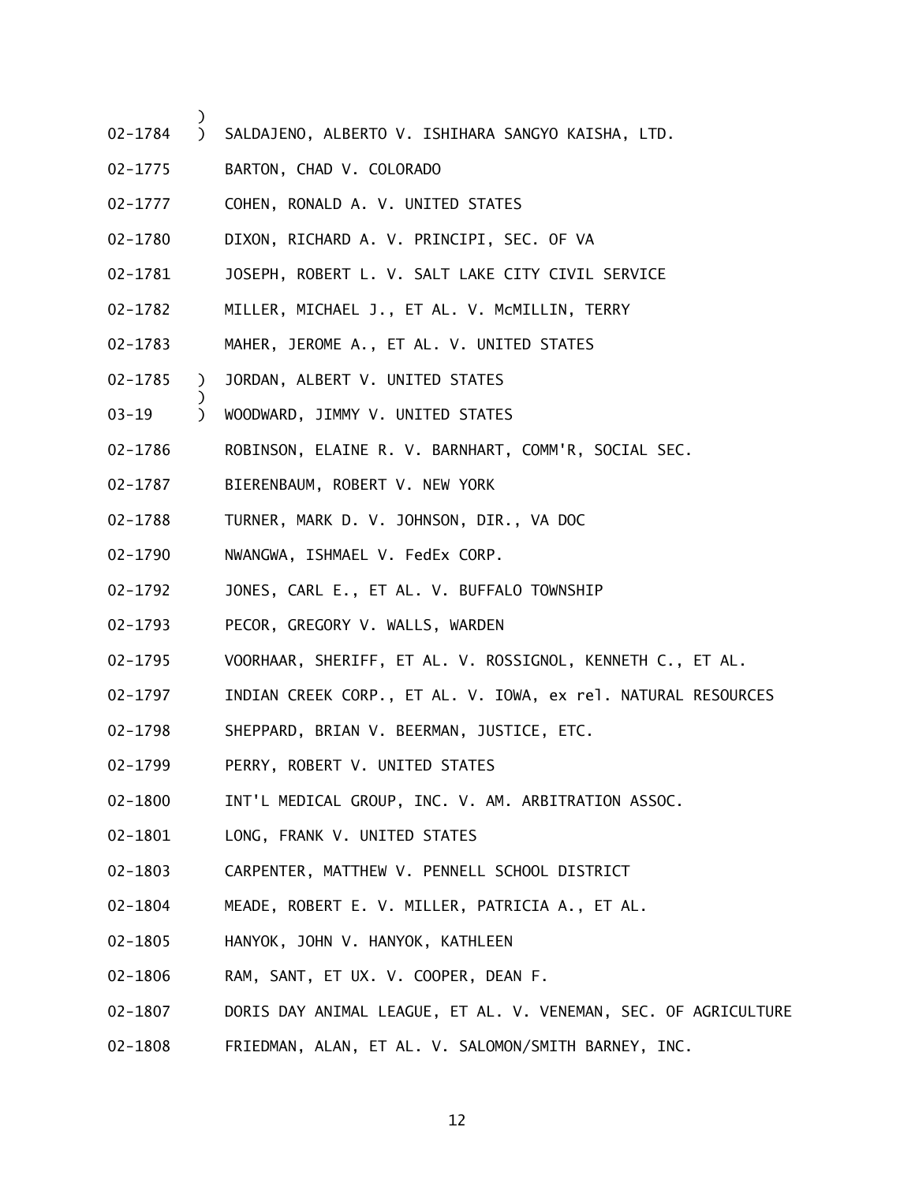```
             )
02-1784      )  SALDAJENO, ALBERTO V. ISHIHARA SANGYO KAISHA, LTD.

02-1775         BARTON, CHAD V. COLORADO

02-1777         COHEN, RONALD A. V. UNITED STATES

02-1780         DIXON, RICHARD A. V. PRINCIPI, SEC. OF VA

02-1781         JOSEPH, ROBERT L. V. SALT LAKE CITY CIVIL SERVICE

02-1782         MILLER, MICHAEL J., ET AL. V. McMILLIN, TERRY

02-1783         MAHER, JEROME A., ET AL. V. UNITED STATES

02-1785      )  JORDAN, ALBERT V. UNITED STATES
             )
03-19        )  WOODWARD, JIMMY V. UNITED STATES

02-1786         ROBINSON, ELAINE R. V. BARNHART, COMM'R, SOCIAL SEC.

02-1787         BIERENBAUM, ROBERT V. NEW YORK

02-1788         TURNER, MARK D. V. JOHNSON, DIR., VA DOC

02-1790         NWANGWA, ISHMAEL V. FedEx CORP.

02-1792         JONES, CARL E., ET AL. V. BUFFALO TOWNSHIP

02-1793         PECOR, GREGORY V. WALLS, WARDEN

02-1795         VOORHAAR, SHERIFF, ET AL. V. ROSSIGNOL, KENNETH C., ET AL.

02-1797         INDIAN CREEK CORP., ET AL. V. IOWA, ex rel. NATURAL RESOURCES

02-1798         SHEPPARD, BRIAN V. BEERMAN, JUSTICE, ETC.

02-1799         PERRY, ROBERT V. UNITED STATES

02-1800         INT'L MEDICAL GROUP, INC. V. AM. ARBITRATION ASSOC.

02-1801         LONG, FRANK V. UNITED STATES

02-1803         CARPENTER, MATTHEW V. PENNELL SCHOOL DISTRICT

02-1804         MEADE, ROBERT E. V. MILLER, PATRICIA A., ET AL.

02-1805         HANYOK, JOHN V. HANYOK, KATHLEEN

02-1806         RAM, SANT, ET UX. V. COOPER, DEAN F.

02-1807         DORIS DAY ANIMAL LEAGUE, ET AL. V. VENEMAN, SEC. OF AGRICULTURE

02-1808         FRIEDMAN, ALAN, ET AL. V. SALOMON/SMITH BARNEY, INC.
```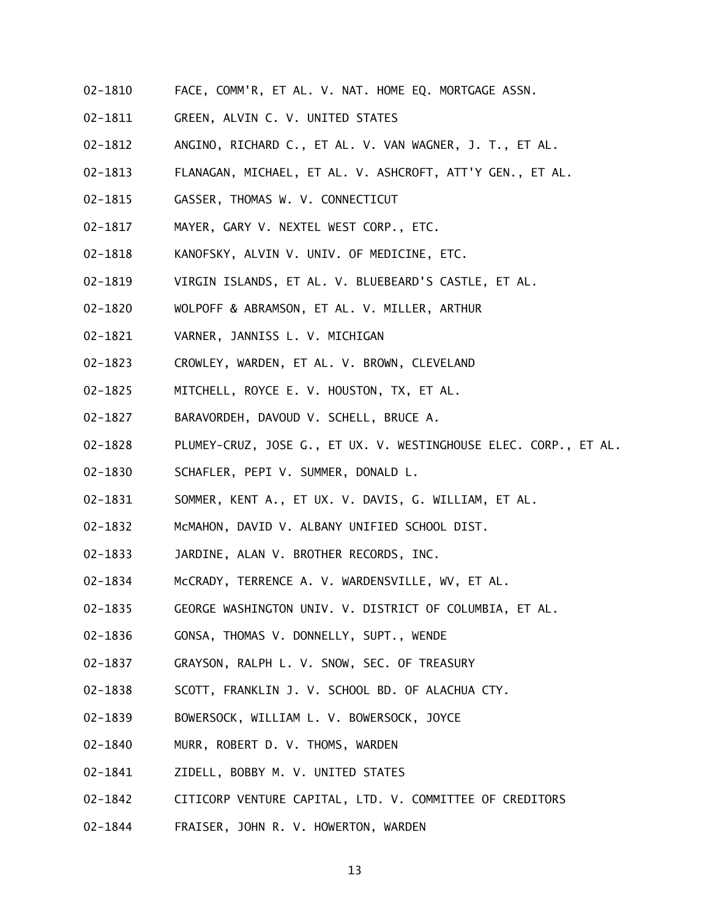02-1810 FACE, COMM'R, ET AL. V. NAT. HOME EQ. MORTGAGE ASSN.

02-1811 GREEN, ALVIN C. V. UNITED STATES

02-1812 ANGINO, RICHARD C., ET AL. V. VAN WAGNER, J. T., ET AL.

02-1813 FLANAGAN, MICHAEL, ET AL. V. ASHCROFT, ATT'Y GEN., ET AL.

02-1815 GASSER, THOMAS W. V. CONNECTICUT

02-1817 MAYER, GARY V. NEXTEL WEST CORP., ETC.

02-1818 KANOFSKY, ALVIN V. UNIV. OF MEDICINE, ETC.

02-1819 VIRGIN ISLANDS, ET AL. V. BLUEBEARD'S CASTLE, ET AL.

02-1820 WOLPOFF & ABRAMSON, ET AL. V. MILLER, ARTHUR

02-1821 VARNER, JANNISS L. V. MICHIGAN

02-1823 CROWLEY, WARDEN, ET AL. V. BROWN, CLEVELAND

02-1825 MITCHELL, ROYCE E. V. HOUSTON, TX, ET AL.

02-1827 BARAVORDEH, DAVOUD V. SCHELL, BRUCE A.

02-1828 PLUMEY-CRUZ, JOSE G., ET UX. V. WESTINGHOUSE ELEC. CORP., ET AL.

02-1830 SCHAFLER, PEPI V. SUMMER, DONALD L.

02-1831 SOMMER, KENT A., ET UX. V. DAVIS, G. WILLIAM, ET AL.

02-1832 McMAHON, DAVID V. ALBANY UNIFIED SCHOOL DIST.

02-1833 JARDINE, ALAN V. BROTHER RECORDS, INC.

02-1834 McCRADY, TERRENCE A. V. WARDENSVILLE, WV, ET AL.

02-1835 GEORGE WASHINGTON UNIV. V. DISTRICT OF COLUMBIA, ET AL.

02-1836 GONSA, THOMAS V. DONNELLY, SUPT., WENDE

02-1837 GRAYSON, RALPH L. V. SNOW, SEC. OF TREASURY

02-1838 SCOTT, FRANKLIN J. V. SCHOOL BD. OF ALACHUA CTY.

02-1839 BOWERSOCK, WILLIAM L. V. BOWERSOCK, JOYCE

02-1840 MURR, ROBERT D. V. THOMS, WARDEN

02-1841 ZIDELL, BOBBY M. V. UNITED STATES

02-1842 CITICORP VENTURE CAPITAL, LTD. V. COMMITTEE OF CREDITORS

02-1844 FRAISER, JOHN R. V. HOWERTON, WARDEN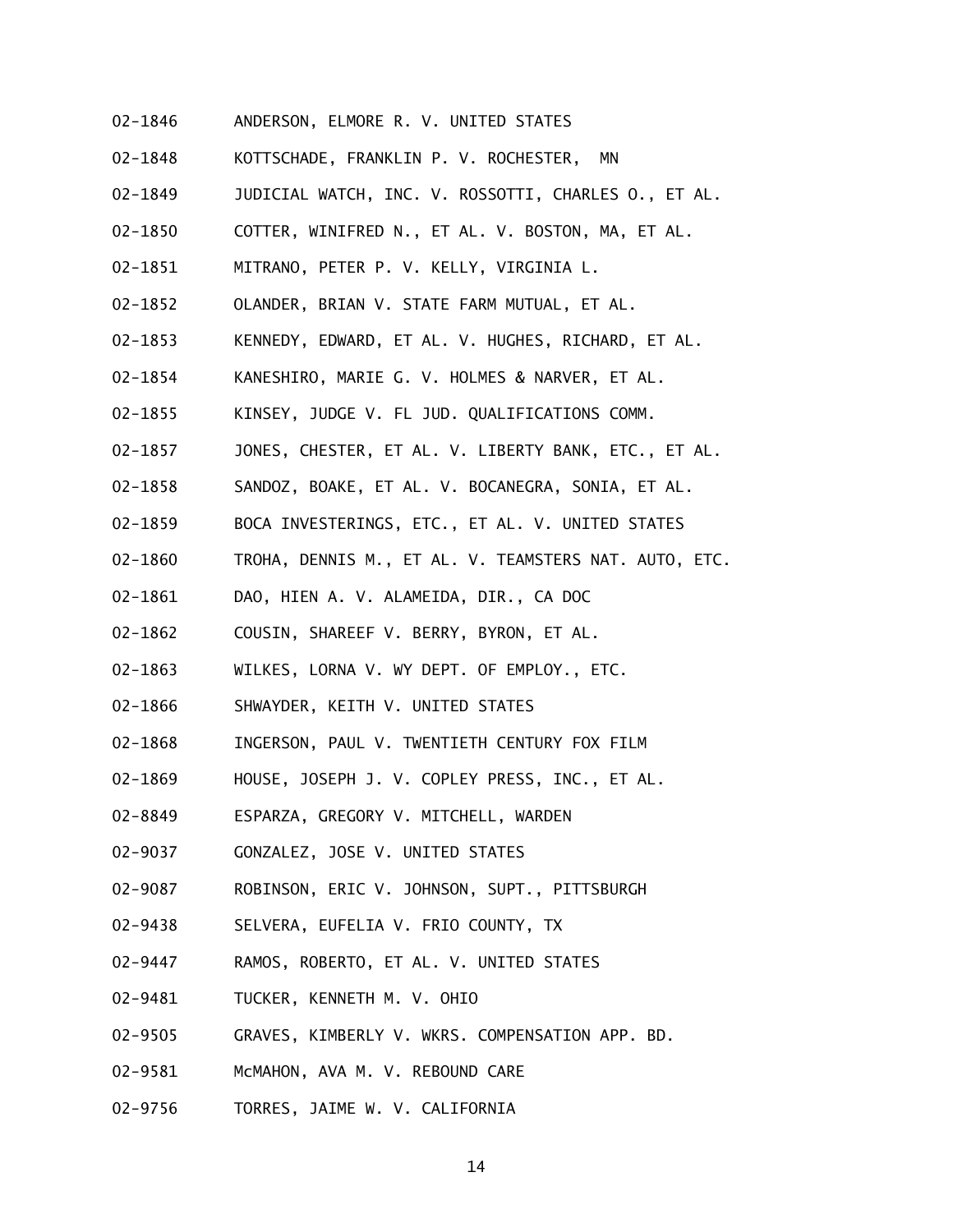02-1846 ANDERSON, ELMORE R. V. UNITED STATES

02-1848 KOTTSCHADE, FRANKLIN P. V. ROCHESTER, MN

02-1849 JUDICIAL WATCH, INC. V. ROSSOTTI, CHARLES O., ET AL.

02-1850 COTTER, WINIFRED N., ET AL. V. BOSTON, MA, ET AL.

02-1851 MITRANO, PETER P. V. KELLY, VIRGINIA L.

02-1852 OLANDER, BRIAN V. STATE FARM MUTUAL, ET AL.

02-1853 KENNEDY, EDWARD, ET AL. V. HUGHES, RICHARD, ET AL.

02-1854 KANESHIRO, MARIE G. V. HOLMES & NARVER, ET AL.

02-1855 KINSEY, JUDGE V. FL JUD. QUALIFICATIONS COMM.

02-1857 JONES, CHESTER, ET AL. V. LIBERTY BANK, ETC., ET AL.

02-1858 SANDOZ, BOAKE, ET AL. V. BOCANEGRA, SONIA, ET AL.

02-1859 BOCA INVESTERINGS, ETC., ET AL. V. UNITED STATES

02-1860 TROHA, DENNIS M., ET AL. V. TEAMSTERS NAT. AUTO, ETC.

02-1861 DAO, HIEN A. V. ALAMEIDA, DIR., CA DOC

02-1862 COUSIN, SHAREEF V. BERRY, BYRON, ET AL.

02-1863 WILKES, LORNA V. WY DEPT. OF EMPLOY., ETC.

02-1866 SHWAYDER, KEITH V. UNITED STATES

02-1868 INGERSON, PAUL V. TWENTIETH CENTURY FOX FILM

02-1869 HOUSE, JOSEPH J. V. COPLEY PRESS, INC., ET AL.

02-8849 ESPARZA, GREGORY V. MITCHELL, WARDEN

02-9037 GONZALEZ, JOSE V. UNITED STATES

02-9087 ROBINSON, ERIC V. JOHNSON, SUPT., PITTSBURGH

02-9438 SELVERA, EUFELIA V. FRIO COUNTY, TX

02-9447 RAMOS, ROBERTO, ET AL. V. UNITED STATES

02-9481 TUCKER, KENNETH M. V. OHIO

02-9505 GRAVES, KIMBERLY V. WKRS. COMPENSATION APP. BD.

02-9581 McMAHON, AVA M. V. REBOUND CARE

02-9756 TORRES, JAIME W. V. CALIFORNIA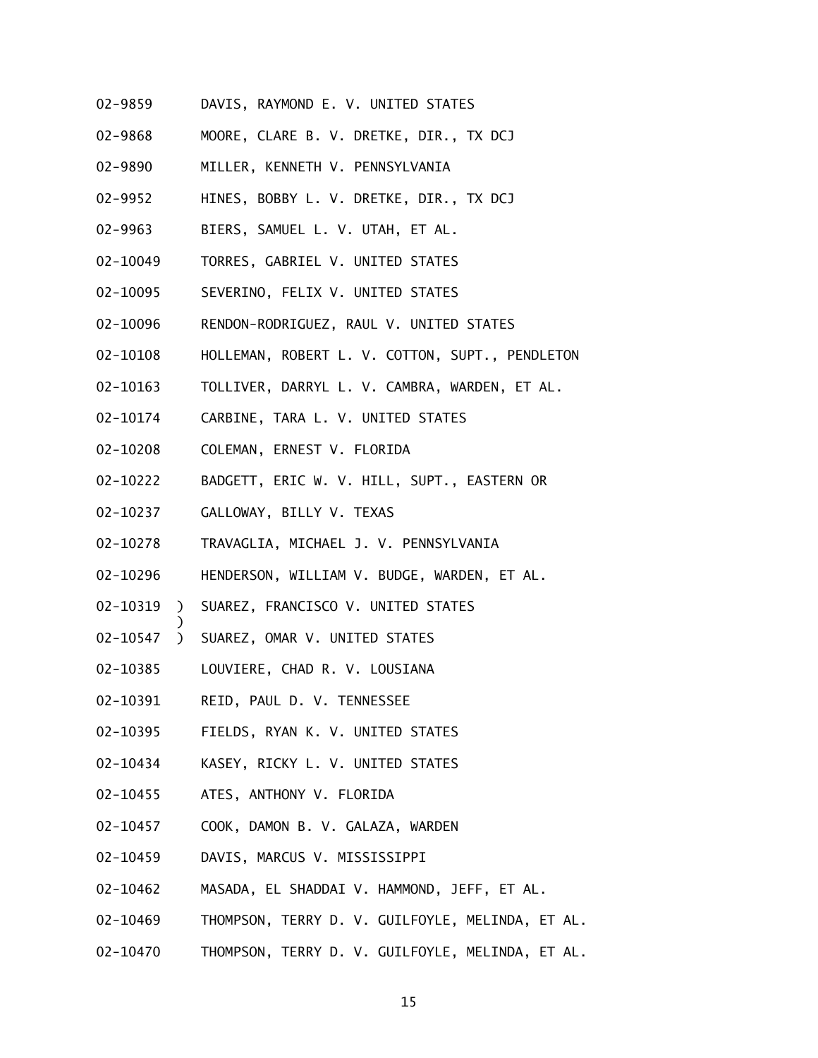02-9859 DAVIS, RAYMOND E. V. UNITED STATES

02-9868 MOORE, CLARE B. V. DRETKE, DIR., TX DCJ

02-9890 MILLER, KENNETH V. PENNSYLVANIA

02-9952 HINES, BOBBY L. V. DRETKE, DIR., TX DCJ

02-9963 BIERS, SAMUEL L. V. UTAH, ET AL.

02-10049 TORRES, GABRIEL V. UNITED STATES

02-10095 SEVERINO, FELIX V. UNITED STATES

02-10096 RENDON-RODRIGUEZ, RAUL V. UNITED STATES

02-10108 HOLLEMAN, ROBERT L. V. COTTON, SUPT., PENDLETON

02-10163 TOLLIVER, DARRYL L. V. CAMBRA, WARDEN, ET AL.

02-10174 CARBINE, TARA L. V. UNITED STATES

02-10208 COLEMAN, ERNEST V. FLORIDA

02-10222 BADGETT, ERIC W. V. HILL, SUPT., EASTERN OR

02-10237 GALLOWAY, BILLY V. TEXAS

02-10278 TRAVAGLIA, MICHAEL J. V. PENNSYLVANIA

02-10296 HENDERSON, WILLIAM V. BUDGE, WARDEN, ET AL.

02-10319 ) SUAREZ, FRANCISCO V. UNITED STATES
)
02-10547 ) SUAREZ, OMAR V. UNITED STATES

02-10385 LOUVIERE, CHAD R. V. LOUSIANA

02-10391 REID, PAUL D. V. TENNESSEE

02-10395 FIELDS, RYAN K. V. UNITED STATES

02-10434 KASEY, RICKY L. V. UNITED STATES

02-10455 ATES, ANTHONY V. FLORIDA

02-10457 COOK, DAMON B. V. GALAZA, WARDEN

02-10459 DAVIS, MARCUS V. MISSISSIPPI

02-10462 MASADA, EL SHADDAI V. HAMMOND, JEFF, ET AL.

02-10469 THOMPSON, TERRY D. V. GUILFOYLE, MELINDA, ET AL.

02-10470 THOMPSON, TERRY D. V. GUILFOYLE, MELINDA, ET AL.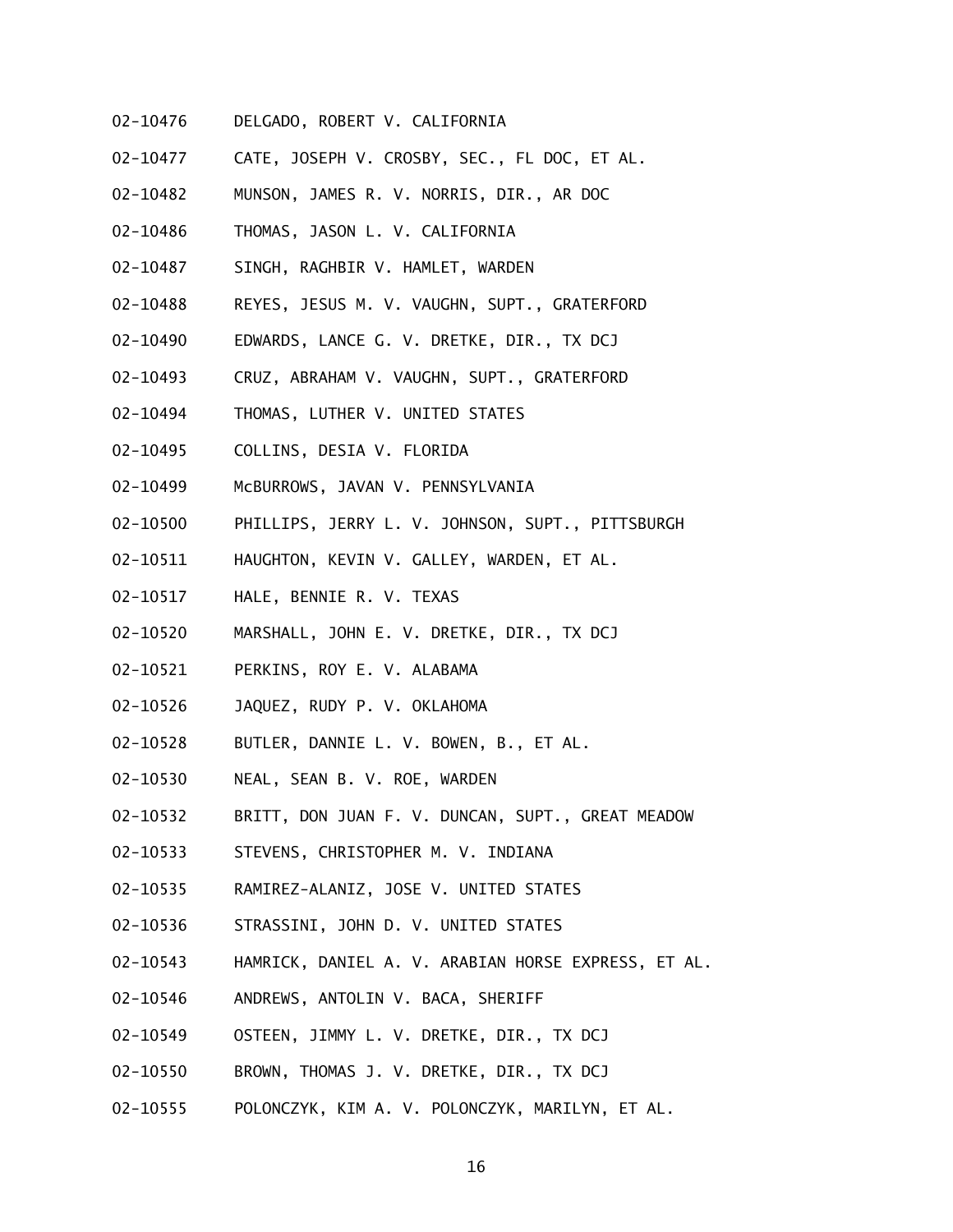02-10476 DELGADO, ROBERT V. CALIFORNIA

02-10477 CATE, JOSEPH V. CROSBY, SEC., FL DOC, ET AL.

02-10482 MUNSON, JAMES R. V. NORRIS, DIR., AR DOC

02-10486 THOMAS, JASON L. V. CALIFORNIA

02-10487 SINGH, RAGHBIR V. HAMLET, WARDEN

02-10488 REYES, JESUS M. V. VAUGHN, SUPT., GRATERFORD

02-10490 EDWARDS, LANCE G. V. DRETKE, DIR., TX DCJ

02-10493 CRUZ, ABRAHAM V. VAUGHN, SUPT., GRATERFORD

02-10494 THOMAS, LUTHER V. UNITED STATES

02-10495 COLLINS, DESIA V. FLORIDA

02-10499 McBURROWS, JAVAN V. PENNSYLVANIA

02-10500 PHILLIPS, JERRY L. V. JOHNSON, SUPT., PITTSBURGH

02-10511 HAUGHTON, KEVIN V. GALLEY, WARDEN, ET AL.

02-10517 HALE, BENNIE R. V. TEXAS

02-10520 MARSHALL, JOHN E. V. DRETKE, DIR., TX DCJ

02-10521 PERKINS, ROY E. V. ALABAMA

02-10526 JAQUEZ, RUDY P. V. OKLAHOMA

02-10528 BUTLER, DANNIE L. V. BOWEN, B., ET AL.

02-10530 NEAL, SEAN B. V. ROE, WARDEN

02-10532 BRITT, DON JUAN F. V. DUNCAN, SUPT., GREAT MEADOW

02-10533 STEVENS, CHRISTOPHER M. V. INDIANA

02-10535 RAMIREZ-ALANIZ, JOSE V. UNITED STATES

02-10536 STRASSINI, JOHN D. V. UNITED STATES

02-10543 HAMRICK, DANIEL A. V. ARABIAN HORSE EXPRESS, ET AL.

02-10546 ANDREWS, ANTOLIN V. BACA, SHERIFF

02-10549 OSTEEN, JIMMY L. V. DRETKE, DIR., TX DCJ

02-10550 BROWN, THOMAS J. V. DRETKE, DIR., TX DCJ

02-10555 POLONCZYK, KIM A. V. POLONCZYK, MARILYN, ET AL.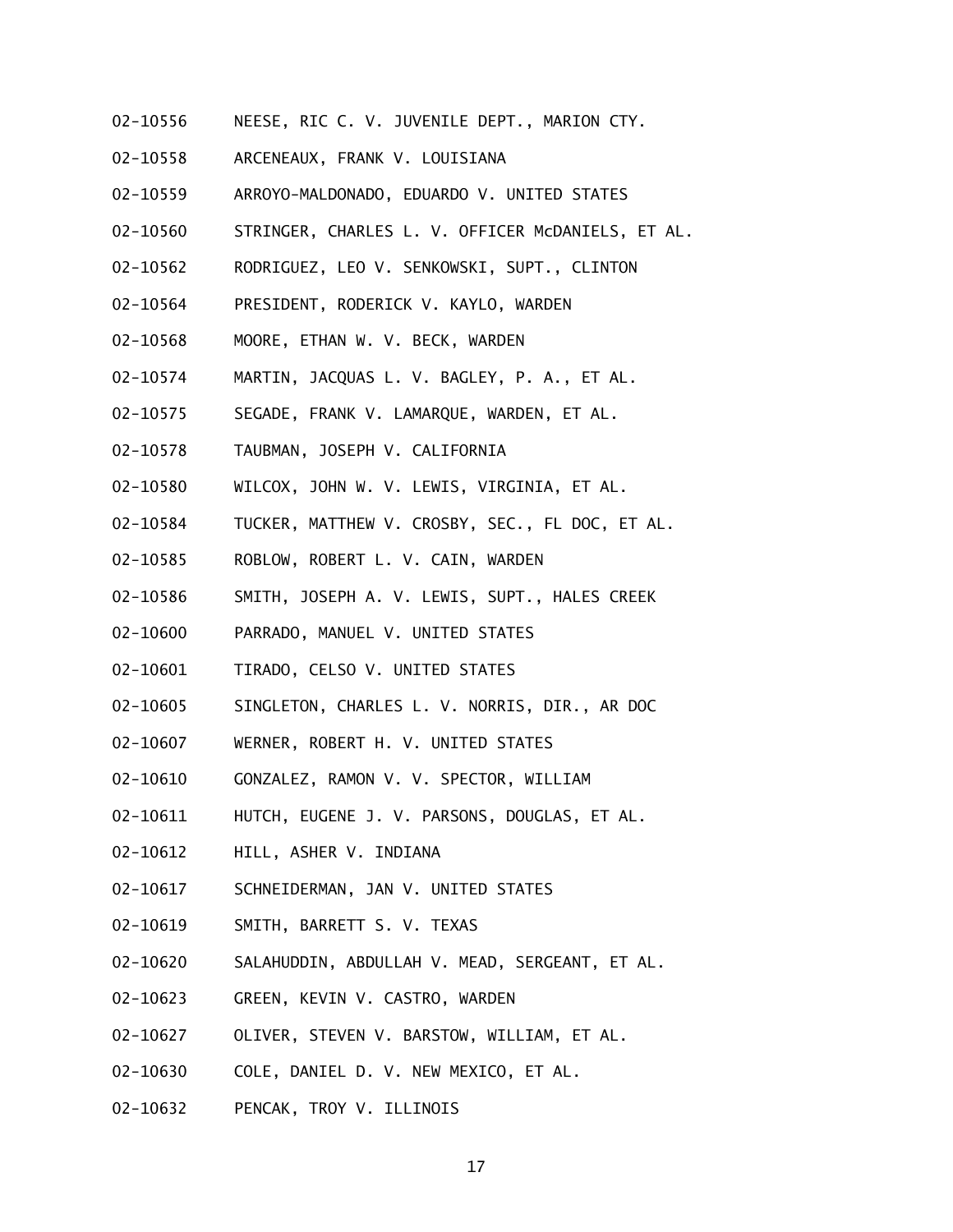02-10556 NEESE, RIC C. V. JUVENILE DEPT., MARION CTY.

02-10558 ARCENEAUX, FRANK V. LOUISIANA

02-10559 ARROYO-MALDONADO, EDUARDO V. UNITED STATES

02-10560 STRINGER, CHARLES L. V. OFFICER McDANIELS, ET AL.

02-10562 RODRIGUEZ, LEO V. SENKOWSKI, SUPT., CLINTON

02-10564 PRESIDENT, RODERICK V. KAYLO, WARDEN

02-10568 MOORE, ETHAN W. V. BECK, WARDEN

02-10574 MARTIN, JACQUAS L. V. BAGLEY, P. A., ET AL.

02-10575 SEGADE, FRANK V. LAMARQUE, WARDEN, ET AL.

02-10578 TAUBMAN, JOSEPH V. CALIFORNIA

02-10580 WILCOX, JOHN W. V. LEWIS, VIRGINIA, ET AL.

02-10584 TUCKER, MATTHEW V. CROSBY, SEC., FL DOC, ET AL.

02-10585 ROBLOW, ROBERT L. V. CAIN, WARDEN

02-10586 SMITH, JOSEPH A. V. LEWIS, SUPT., HALES CREEK

02-10600 PARRADO, MANUEL V. UNITED STATES

02-10601 TIRADO, CELSO V. UNITED STATES

02-10605 SINGLETON, CHARLES L. V. NORRIS, DIR., AR DOC

02-10607 WERNER, ROBERT H. V. UNITED STATES

02-10610 GONZALEZ, RAMON V. V. SPECTOR, WILLIAM

02-10611 HUTCH, EUGENE J. V. PARSONS, DOUGLAS, ET AL.

02-10612 HILL, ASHER V. INDIANA

02-10617 SCHNEIDERMAN, JAN V. UNITED STATES

02-10619 SMITH, BARRETT S. V. TEXAS

02-10620 SALAHUDDIN, ABDULLAH V. MEAD, SERGEANT, ET AL.

02-10623 GREEN, KEVIN V. CASTRO, WARDEN

02-10627 OLIVER, STEVEN V. BARSTOW, WILLIAM, ET AL.

02-10630 COLE, DANIEL D. V. NEW MEXICO, ET AL.

02-10632 PENCAK, TROY V. ILLINOIS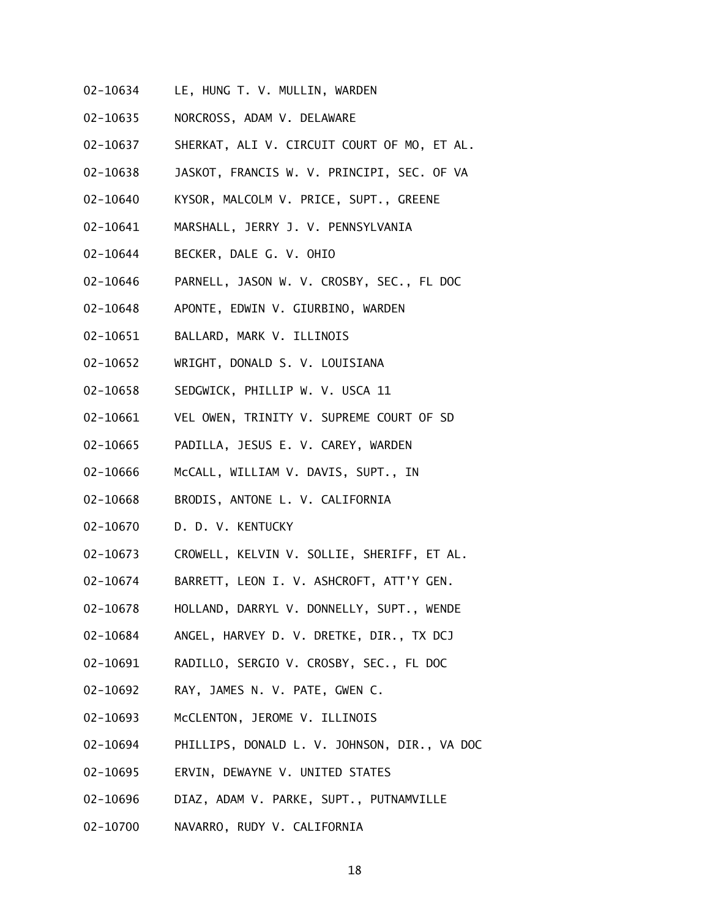02-10634 LE, HUNG T. V. MULLIN, WARDEN

02-10635 NORCROSS, ADAM V. DELAWARE

02-10637 SHERKAT, ALI V. CIRCUIT COURT OF MO, ET AL.

02-10638 JASKOT, FRANCIS W. V. PRINCIPI, SEC. OF VA

02-10640 KYSOR, MALCOLM V. PRICE, SUPT., GREENE

02-10641 MARSHALL, JERRY J. V. PENNSYLVANIA

02-10644 BECKER, DALE G. V. OHIO

02-10646 PARNELL, JASON W. V. CROSBY, SEC., FL DOC

02-10648 APONTE, EDWIN V. GIURBINO, WARDEN

02-10651 BALLARD, MARK V. ILLINOIS

02-10652 WRIGHT, DONALD S. V. LOUISIANA

02-10658 SEDGWICK, PHILLIP W. V. USCA 11

02-10661 VEL OWEN, TRINITY V. SUPREME COURT OF SD

02-10665 PADILLA, JESUS E. V. CAREY, WARDEN

02-10666 McCALL, WILLIAM V. DAVIS, SUPT., IN

02-10668 BRODIS, ANTONE L. V. CALIFORNIA

02-10670 D. D. V. KENTUCKY

02-10673 CROWELL, KELVIN V. SOLLIE, SHERIFF, ET AL.

02-10674 BARRETT, LEON I. V. ASHCROFT, ATT'Y GEN.

02-10678 HOLLAND, DARRYL V. DONNELLY, SUPT., WENDE

02-10684 ANGEL, HARVEY D. V. DRETKE, DIR., TX DCJ

02-10691 RADILLO, SERGIO V. CROSBY, SEC., FL DOC

02-10692 RAY, JAMES N. V. PATE, GWEN C.

02-10693 McCLENTON, JEROME V. ILLINOIS

02-10694 PHILLIPS, DONALD L. V. JOHNSON, DIR., VA DOC

02-10695 ERVIN, DEWAYNE V. UNITED STATES

02-10696 DIAZ, ADAM V. PARKE, SUPT., PUTNAMVILLE

02-10700 NAVARRO, RUDY V. CALIFORNIA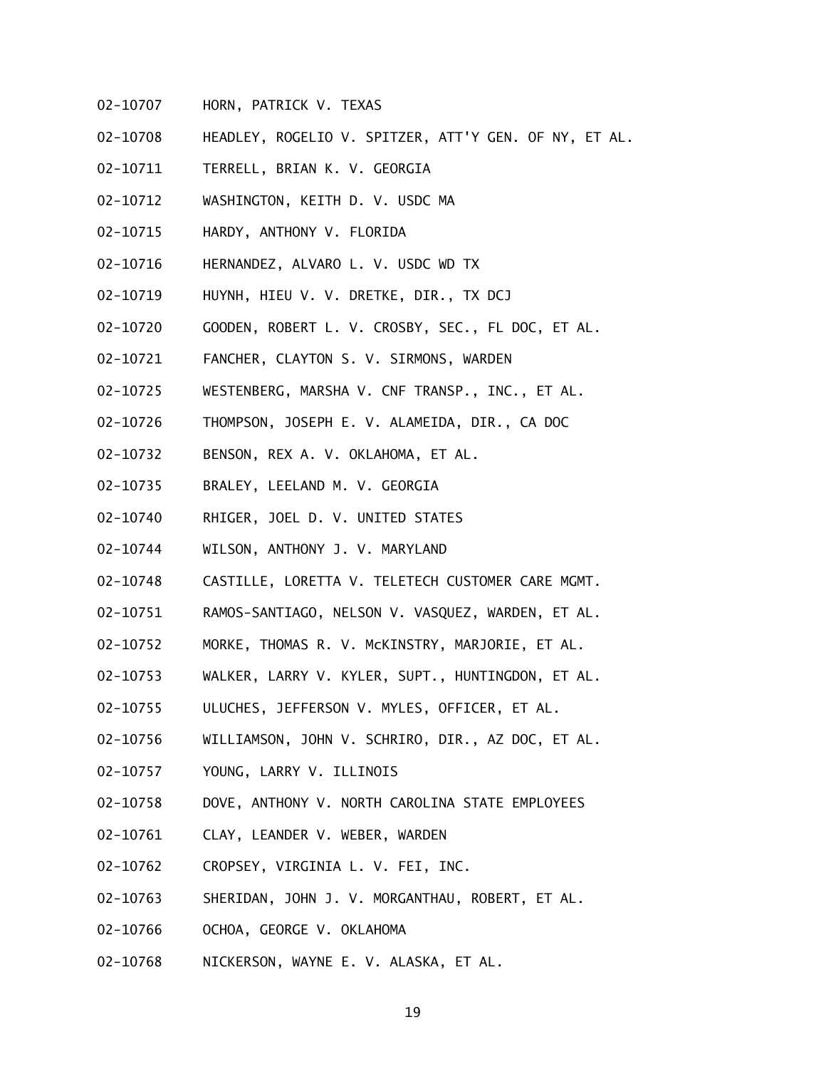02-10707 HORN, PATRICK V. TEXAS

02-10708 HEADLEY, ROGELIO V. SPITZER, ATT'Y GEN. OF NY, ET AL.

02-10711 TERRELL, BRIAN K. V. GEORGIA

02-10712 WASHINGTON, KEITH D. V. USDC MA

02-10715 HARDY, ANTHONY V. FLORIDA

02-10716 HERNANDEZ, ALVARO L. V. USDC WD TX

02-10719 HUYNH, HIEU V. V. DRETKE, DIR., TX DCJ

02-10720 GOODEN, ROBERT L. V. CROSBY, SEC., FL DOC, ET AL.

02-10721 FANCHER, CLAYTON S. V. SIRMONS, WARDEN

02-10725 WESTENBERG, MARSHA V. CNF TRANSP., INC., ET AL.

02-10726 THOMPSON, JOSEPH E. V. ALAMEIDA, DIR., CA DOC

02-10732 BENSON, REX A. V. OKLAHOMA, ET AL.

02-10735 BRALEY, LEELAND M. V. GEORGIA

02-10740 RHIGER, JOEL D. V. UNITED STATES

02-10744 WILSON, ANTHONY J. V. MARYLAND

02-10748 CASTILLE, LORETTA V. TELETECH CUSTOMER CARE MGMT.

02-10751 RAMOS-SANTIAGO, NELSON V. VASQUEZ, WARDEN, ET AL.

02-10752 MORKE, THOMAS R. V. McKINSTRY, MARJORIE, ET AL.

02-10753 WALKER, LARRY V. KYLER, SUPT., HUNTINGDON, ET AL.

02-10755 ULUCHES, JEFFERSON V. MYLES, OFFICER, ET AL.

02-10756 WILLIAMSON, JOHN V. SCHRIRO, DIR., AZ DOC, ET AL.

02-10757 YOUNG, LARRY V. ILLINOIS

02-10758 DOVE, ANTHONY V. NORTH CAROLINA STATE EMPLOYEES

02-10761 CLAY, LEANDER V. WEBER, WARDEN

02-10762 CROPSEY, VIRGINIA L. V. FEI, INC.

02-10763 SHERIDAN, JOHN J. V. MORGANTHAU, ROBERT, ET AL.

02-10766 OCHOA, GEORGE V. OKLAHOMA

02-10768 NICKERSON, WAYNE E. V. ALASKA, ET AL.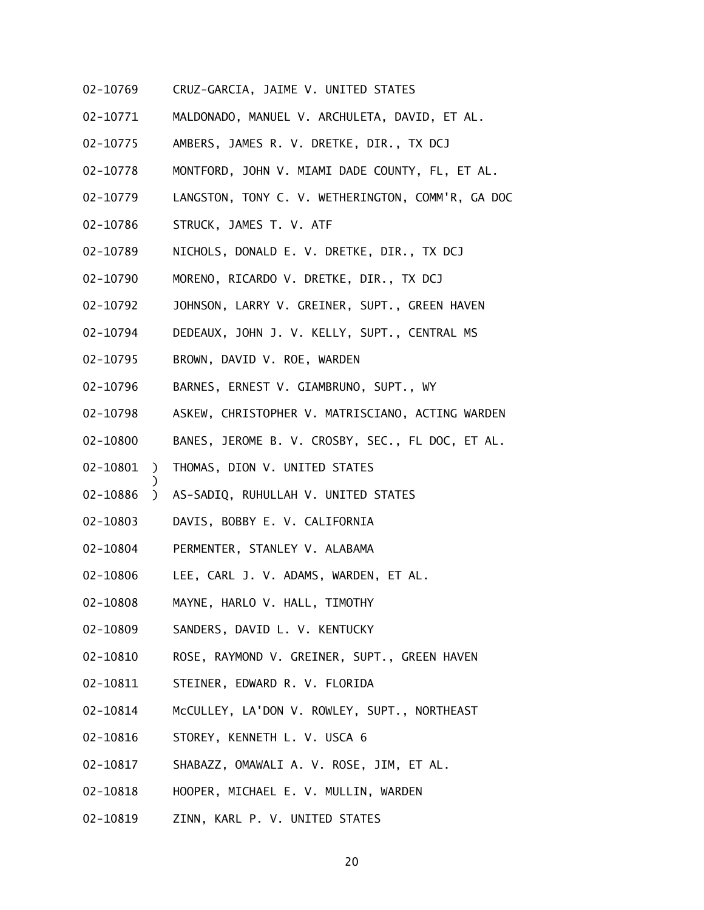02-10769 CRUZ-GARCIA, JAIME V. UNITED STATES

02-10771 MALDONADO, MANUEL V. ARCHULETA, DAVID, ET AL.

02-10775 AMBERS, JAMES R. V. DRETKE, DIR., TX DCJ

02-10778 MONTFORD, JOHN V. MIAMI DADE COUNTY, FL, ET AL.

02-10779 LANGSTON, TONY C. V. WETHERINGTON, COMM'R, GA DOC

02-10786 STRUCK, JAMES T. V. ATF

02-10789 NICHOLS, DONALD E. V. DRETKE, DIR., TX DCJ

02-10790 MORENO, RICARDO V. DRETKE, DIR., TX DCJ

02-10792 JOHNSON, LARRY V. GREINER, SUPT., GREEN HAVEN

02-10794 DEDEAUX, JOHN J. V. KELLY, SUPT., CENTRAL MS

02-10795 BROWN, DAVID V. ROE, WARDEN

02-10796 BARNES, ERNEST V. GIAMBRUNO, SUPT., WY

02-10798 ASKEW, CHRISTOPHER V. MATRISCIANO, ACTING WARDEN

02-10800 BANES, JEROME B. V. CROSBY, SEC., FL DOC, ET AL.

02-10801 ) THOMAS, DION V. UNITED STATES
)
02-10886 ) AS-SADIQ, RUHULLAH V. UNITED STATES

02-10803 DAVIS, BOBBY E. V. CALIFORNIA

02-10804 PERMENTER, STANLEY V. ALABAMA

02-10806 LEE, CARL J. V. ADAMS, WARDEN, ET AL.

02-10808 MAYNE, HARLO V. HALL, TIMOTHY

02-10809 SANDERS, DAVID L. V. KENTUCKY

02-10810 ROSE, RAYMOND V. GREINER, SUPT., GREEN HAVEN

02-10811 STEINER, EDWARD R. V. FLORIDA

02-10814 McCULLEY, LA'DON V. ROWLEY, SUPT., NORTHEAST

02-10816 STOREY, KENNETH L. V. USCA 6

02-10817 SHABAZZ, OMAWALI A. V. ROSE, JIM, ET AL.

02-10818 HOOPER, MICHAEL E. V. MULLIN, WARDEN

02-10819 ZINN, KARL P. V. UNITED STATES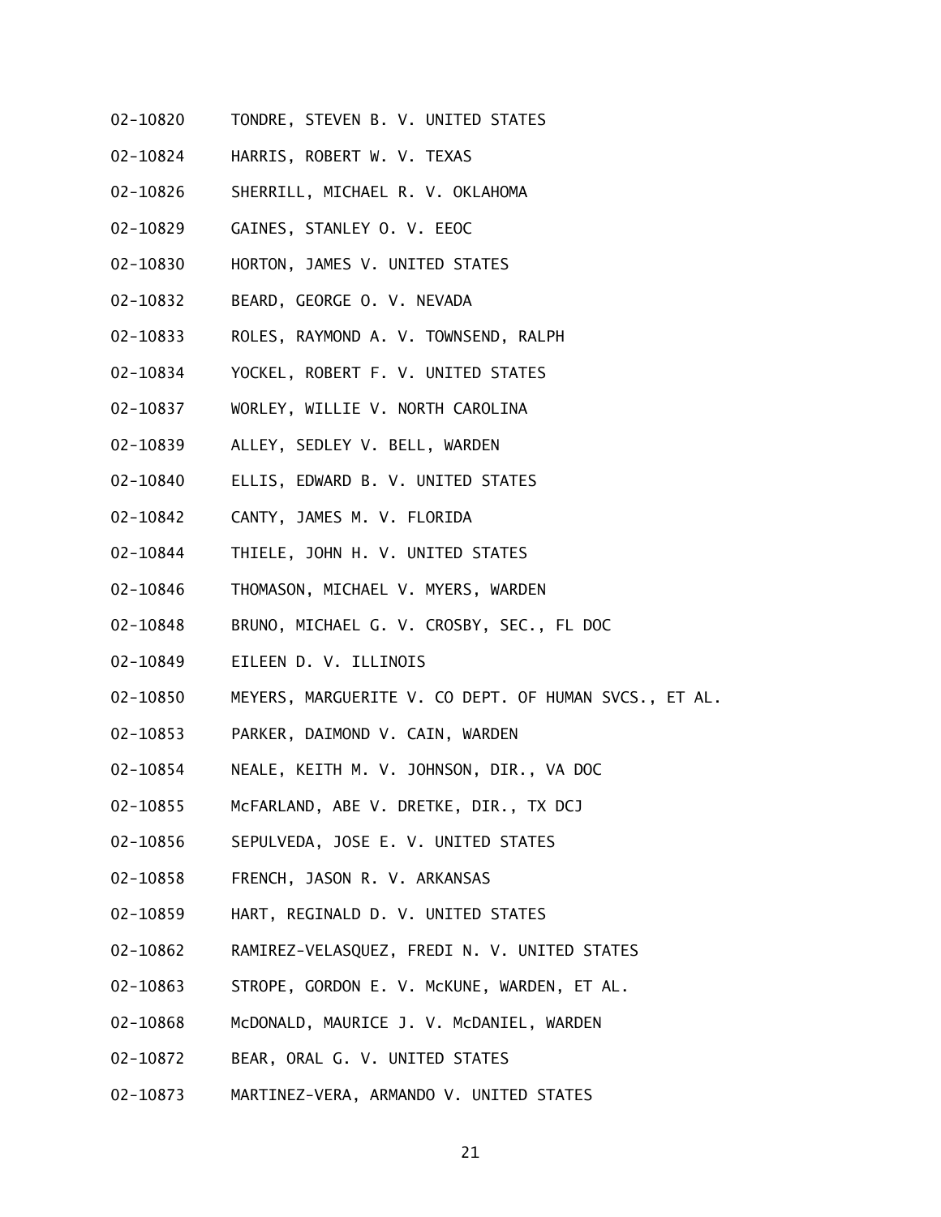02-10820 TONDRE, STEVEN B. V. UNITED STATES

02-10824 HARRIS, ROBERT W. V. TEXAS

02-10826 SHERRILL, MICHAEL R. V. OKLAHOMA

02-10829 GAINES, STANLEY O. V. EEOC

02-10830 HORTON, JAMES V. UNITED STATES

02-10832 BEARD, GEORGE O. V. NEVADA

02-10833 ROLES, RAYMOND A. V. TOWNSEND, RALPH

02-10834 YOCKEL, ROBERT F. V. UNITED STATES

02-10837 WORLEY, WILLIE V. NORTH CAROLINA

02-10839 ALLEY, SEDLEY V. BELL, WARDEN

02-10840 ELLIS, EDWARD B. V. UNITED STATES

02-10842 CANTY, JAMES M. V. FLORIDA

02-10844 THIELE, JOHN H. V. UNITED STATES

02-10846 THOMASON, MICHAEL V. MYERS, WARDEN

02-10848 BRUNO, MICHAEL G. V. CROSBY, SEC., FL DOC

02-10849 EILEEN D. V. ILLINOIS

02-10850 MEYERS, MARGUERITE V. CO DEPT. OF HUMAN SVCS., ET AL.

02-10853 PARKER, DAIMOND V. CAIN, WARDEN

02-10854 NEALE, KEITH M. V. JOHNSON, DIR., VA DOC

02-10855 McFARLAND, ABE V. DRETKE, DIR., TX DCJ

02-10856 SEPULVEDA, JOSE E. V. UNITED STATES

02-10858 FRENCH, JASON R. V. ARKANSAS

02-10859 HART, REGINALD D. V. UNITED STATES

02-10862 RAMIREZ-VELASQUEZ, FREDI N. V. UNITED STATES

02-10863 STROPE, GORDON E. V. McKUNE, WARDEN, ET AL.

02-10868 McDONALD, MAURICE J. V. McDANIEL, WARDEN

02-10872 BEAR, ORAL G. V. UNITED STATES

02-10873 MARTINEZ-VERA, ARMANDO V. UNITED STATES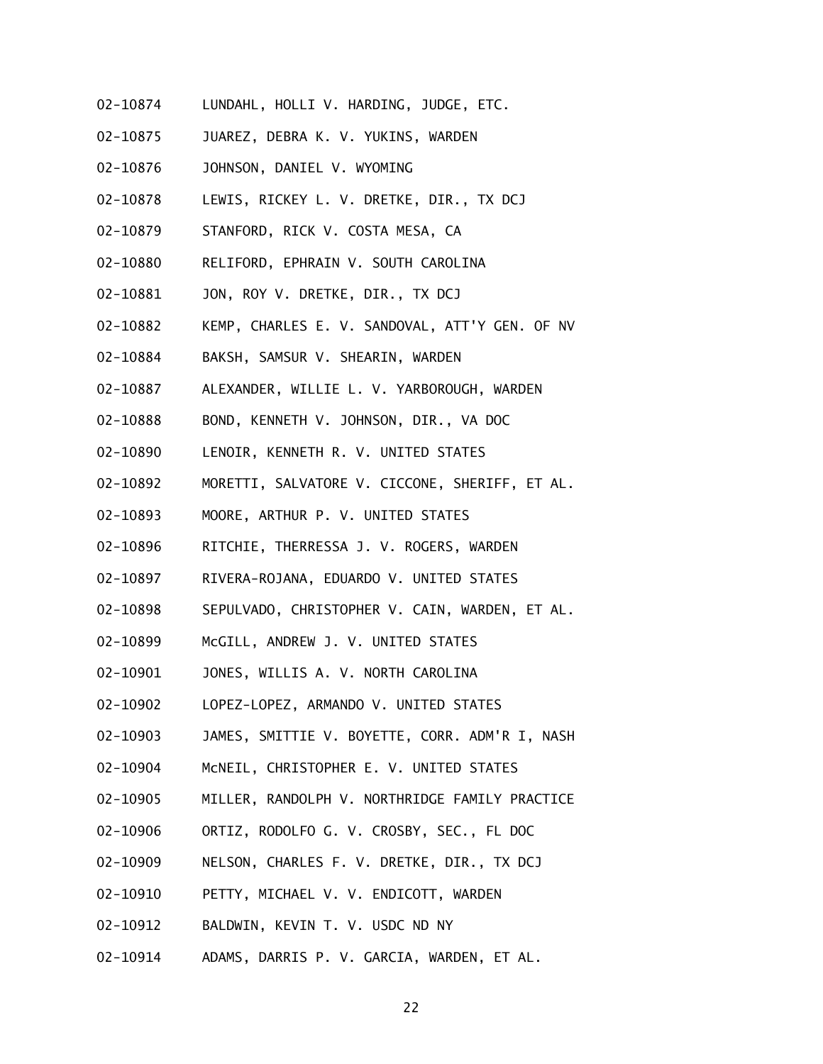02-10874 LUNDAHL, HOLLI V. HARDING, JUDGE, ETC.

02-10875 JUAREZ, DEBRA K. V. YUKINS, WARDEN

02-10876 JOHNSON, DANIEL V. WYOMING

02-10878 LEWIS, RICKEY L. V. DRETKE, DIR., TX DCJ

02-10879 STANFORD, RICK V. COSTA MESA, CA

02-10880 RELIFORD, EPHRAIN V. SOUTH CAROLINA

02-10881 JON, ROY V. DRETKE, DIR., TX DCJ

02-10882 KEMP, CHARLES E. V. SANDOVAL, ATT'Y GEN. OF NV

02-10884 BAKSH, SAMSUR V. SHEARIN, WARDEN

02-10887 ALEXANDER, WILLIE L. V. YARBOROUGH, WARDEN

02-10888 BOND, KENNETH V. JOHNSON, DIR., VA DOC

02-10890 LENOIR, KENNETH R. V. UNITED STATES

02-10892 MORETTI, SALVATORE V. CICCONE, SHERIFF, ET AL.

02-10893 MOORE, ARTHUR P. V. UNITED STATES

02-10896 RITCHIE, THERRESSA J. V. ROGERS, WARDEN

02-10897 RIVERA-ROJANA, EDUARDO V. UNITED STATES

02-10898 SEPULVADO, CHRISTOPHER V. CAIN, WARDEN, ET AL.

02-10899 McGILL, ANDREW J. V. UNITED STATES

02-10901 JONES, WILLIS A. V. NORTH CAROLINA

02-10902 LOPEZ-LOPEZ, ARMANDO V. UNITED STATES

02-10903 JAMES, SMITTIE V. BOYETTE, CORR. ADM'R I, NASH

02-10904 McNEIL, CHRISTOPHER E. V. UNITED STATES

02-10905 MILLER, RANDOLPH V. NORTHRIDGE FAMILY PRACTICE

02-10906 ORTIZ, RODOLFO G. V. CROSBY, SEC., FL DOC

02-10909 NELSON, CHARLES F. V. DRETKE, DIR., TX DCJ

02-10910 PETTY, MICHAEL V. V. ENDICOTT, WARDEN

02-10912 BALDWIN, KEVIN T. V. USDC ND NY

02-10914 ADAMS, DARRIS P. V. GARCIA, WARDEN, ET AL.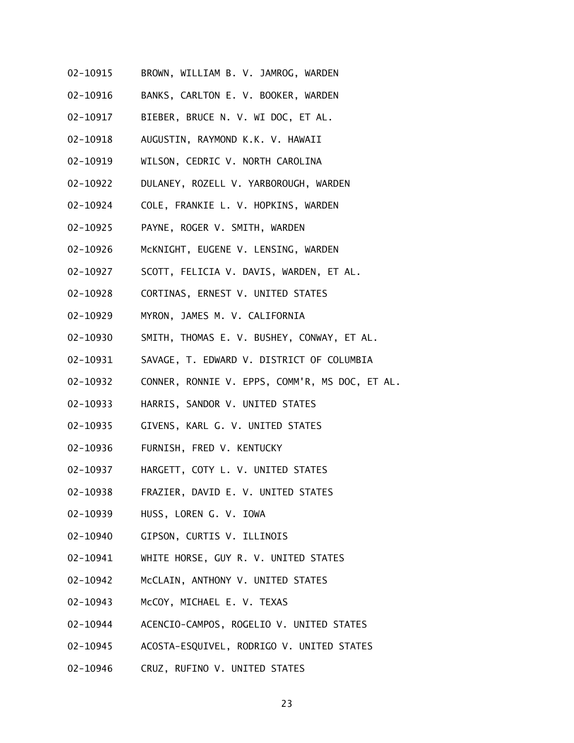02-10915 BROWN, WILLIAM B. V. JAMROG, WARDEN

02-10916 BANKS, CARLTON E. V. BOOKER, WARDEN

02-10917 BIEBER, BRUCE N. V. WI DOC, ET AL.

02-10918 AUGUSTIN, RAYMOND K.K. V. HAWAII

02-10919 WILSON, CEDRIC V. NORTH CAROLINA

02-10922 DULANEY, ROZELL V. YARBOROUGH, WARDEN

02-10924 COLE, FRANKIE L. V. HOPKINS, WARDEN

02-10925 PAYNE, ROGER V. SMITH, WARDEN

02-10926 McKNIGHT, EUGENE V. LENSING, WARDEN

02-10927 SCOTT, FELICIA V. DAVIS, WARDEN, ET AL.

02-10928 CORTINAS, ERNEST V. UNITED STATES

02-10929 MYRON, JAMES M. V. CALIFORNIA

02-10930 SMITH, THOMAS E. V. BUSHEY, CONWAY, ET AL.

02-10931 SAVAGE, T. EDWARD V. DISTRICT OF COLUMBIA

02-10932 CONNER, RONNIE V. EPPS, COMM'R, MS DOC, ET AL.

02-10933 HARRIS, SANDOR V. UNITED STATES

02-10935 GIVENS, KARL G. V. UNITED STATES

02-10936 FURNISH, FRED V. KENTUCKY

02-10937 HARGETT, COTY L. V. UNITED STATES

02-10938 FRAZIER, DAVID E. V. UNITED STATES

02-10939 HUSS, LOREN G. V. IOWA

02-10940 GIPSON, CURTIS V. ILLINOIS

02-10941 WHITE HORSE, GUY R. V. UNITED STATES

02-10942 McCLAIN, ANTHONY V. UNITED STATES

02-10943 McCOY, MICHAEL E. V. TEXAS

02-10944 ACENCIO-CAMPOS, ROGELIO V. UNITED STATES

02-10945 ACOSTA-ESQUIVEL, RODRIGO V. UNITED STATES

02-10946 CRUZ, RUFINO V. UNITED STATES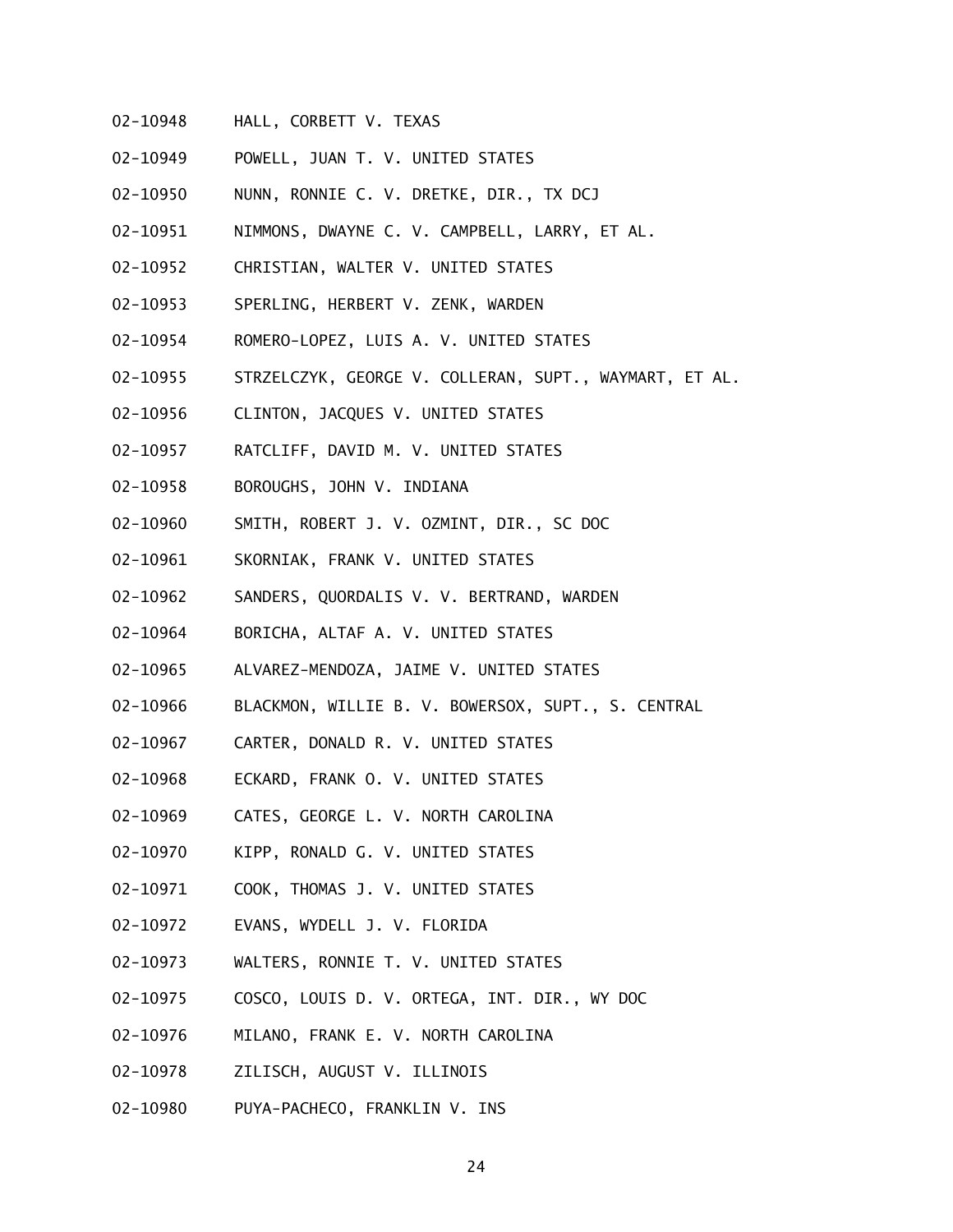02-10948 HALL, CORBETT V. TEXAS

02-10949 POWELL, JUAN T. V. UNITED STATES

02-10950 NUNN, RONNIE C. V. DRETKE, DIR., TX DCJ

02-10951 NIMMONS, DWAYNE C. V. CAMPBELL, LARRY, ET AL.

02-10952 CHRISTIAN, WALTER V. UNITED STATES

02-10953 SPERLING, HERBERT V. ZENK, WARDEN

02-10954 ROMERO-LOPEZ, LUIS A. V. UNITED STATES

02-10955 STRZELCZYK, GEORGE V. COLLERAN, SUPT., WAYMART, ET AL.

02-10956 CLINTON, JACQUES V. UNITED STATES

02-10957 RATCLIFF, DAVID M. V. UNITED STATES

02-10958 BOROUGHS, JOHN V. INDIANA

02-10960 SMITH, ROBERT J. V. OZMINT, DIR., SC DOC

02-10961 SKORNIAK, FRANK V. UNITED STATES

02-10962 SANDERS, QUORDALIS V. V. BERTRAND, WARDEN

02-10964 BORICHA, ALTAF A. V. UNITED STATES

02-10965 ALVAREZ-MENDOZA, JAIME V. UNITED STATES

02-10966 BLACKMON, WILLIE B. V. BOWERSOX, SUPT., S. CENTRAL

02-10967 CARTER, DONALD R. V. UNITED STATES

02-10968 ECKARD, FRANK O. V. UNITED STATES

02-10969 CATES, GEORGE L. V. NORTH CAROLINA

02-10970 KIPP, RONALD G. V. UNITED STATES

02-10971 COOK, THOMAS J. V. UNITED STATES

02-10972 EVANS, WYDELL J. V. FLORIDA

02-10973 WALTERS, RONNIE T. V. UNITED STATES

02-10975 COSCO, LOUIS D. V. ORTEGA, INT. DIR., WY DOC

02-10976 MILANO, FRANK E. V. NORTH CAROLINA

02-10978 ZILISCH, AUGUST V. ILLINOIS

02-10980 PUYA-PACHECO, FRANKLIN V. INS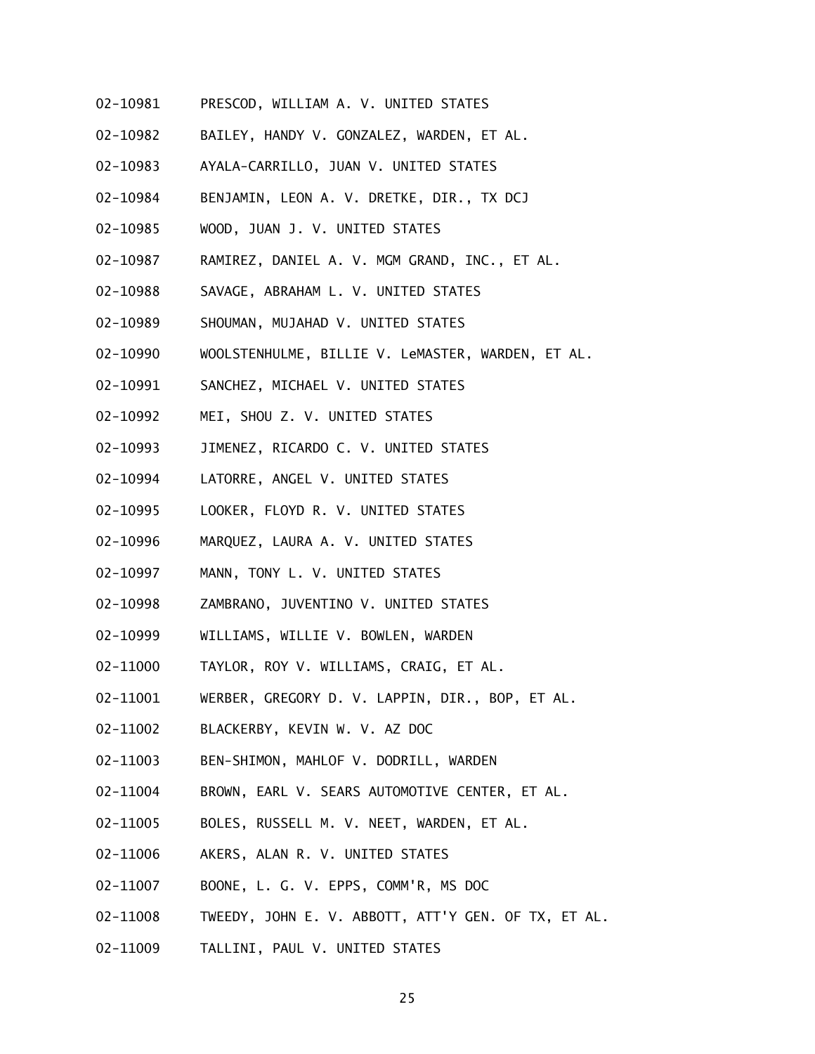02-10981 PRESCOD, WILLIAM A. V. UNITED STATES

02-10982 BAILEY, HANDY V. GONZALEZ, WARDEN, ET AL.

02-10983 AYALA-CARRILLO, JUAN V. UNITED STATES

02-10984 BENJAMIN, LEON A. V. DRETKE, DIR., TX DCJ

02-10985 WOOD, JUAN J. V. UNITED STATES

02-10987 RAMIREZ, DANIEL A. V. MGM GRAND, INC., ET AL.

02-10988 SAVAGE, ABRAHAM L. V. UNITED STATES

02-10989 SHOUMAN, MUJAHAD V. UNITED STATES

02-10990 WOOLSTENHULME, BILLIE V. LeMASTER, WARDEN, ET AL.

02-10991 SANCHEZ, MICHAEL V. UNITED STATES

02-10992 MEI, SHOU Z. V. UNITED STATES

02-10993 JIMENEZ, RICARDO C. V. UNITED STATES

02-10994 LATORRE, ANGEL V. UNITED STATES

02-10995 LOOKER, FLOYD R. V. UNITED STATES

02-10996 MARQUEZ, LAURA A. V. UNITED STATES

02-10997 MANN, TONY L. V. UNITED STATES

02-10998 ZAMBRANO, JUVENTINO V. UNITED STATES

02-10999 WILLIAMS, WILLIE V. BOWLEN, WARDEN

02-11000 TAYLOR, ROY V. WILLIAMS, CRAIG, ET AL.

02-11001 WERBER, GREGORY D. V. LAPPIN, DIR., BOP, ET AL.

02-11002 BLACKERBY, KEVIN W. V. AZ DOC

02-11003 BEN-SHIMON, MAHLOF V. DODRILL, WARDEN

02-11004 BROWN, EARL V. SEARS AUTOMOTIVE CENTER, ET AL.

02-11005 BOLES, RUSSELL M. V. NEET, WARDEN, ET AL.

02-11006 AKERS, ALAN R. V. UNITED STATES

02-11007 BOONE, L. G. V. EPPS, COMM'R, MS DOC

02-11008 TWEEDY, JOHN E. V. ABBOTT, ATT'Y GEN. OF TX, ET AL.

02-11009 TALLINI, PAUL V. UNITED STATES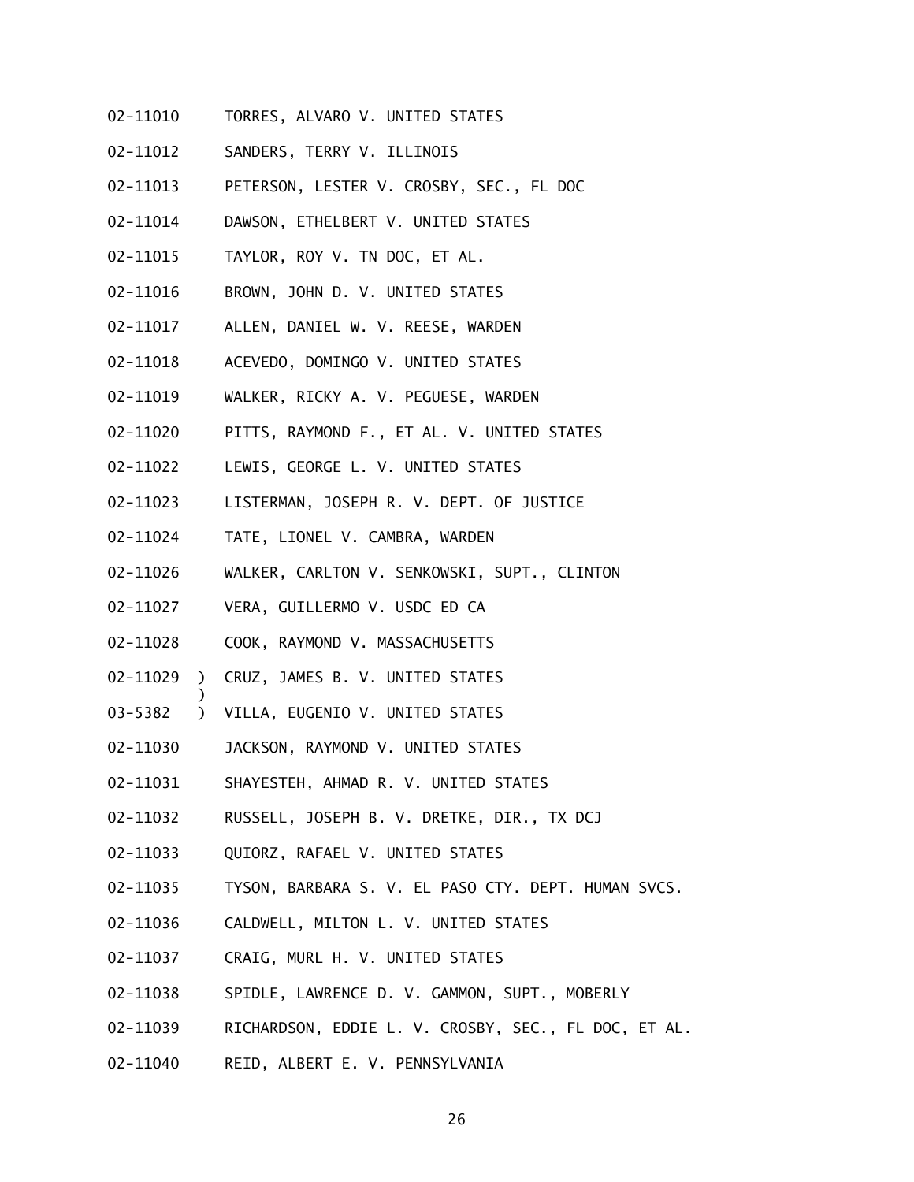02-11010 TORRES, ALVARO V. UNITED STATES

02-11012 SANDERS, TERRY V. ILLINOIS

02-11013 PETERSON, LESTER V. CROSBY, SEC., FL DOC

02-11014 DAWSON, ETHELBERT V. UNITED STATES

02-11015 TAYLOR, ROY V. TN DOC, ET AL.

02-11016 BROWN, JOHN D. V. UNITED STATES

02-11017 ALLEN, DANIEL W. V. REESE, WARDEN

02-11018 ACEVEDO, DOMINGO V. UNITED STATES

02-11019 WALKER, RICKY A. V. PEGUESE, WARDEN

02-11020 PITTS, RAYMOND F., ET AL. V. UNITED STATES

02-11022 LEWIS, GEORGE L. V. UNITED STATES

02-11023 LISTERMAN, JOSEPH R. V. DEPT. OF JUSTICE

02-11024 TATE, LIONEL V. CAMBRA, WARDEN

02-11026 WALKER, CARLTON V. SENKOWSKI, SUPT., CLINTON

02-11027 VERA, GUILLERMO V. USDC ED CA

02-11028 COOK, RAYMOND V. MASSACHUSETTS

02-11029 ) CRUZ, JAMES B. V. UNITED STATES
)
03-5382 ) VILLA, EUGENIO V. UNITED STATES

02-11030 JACKSON, RAYMOND V. UNITED STATES

02-11031 SHAYESTEH, AHMAD R. V. UNITED STATES

02-11032 RUSSELL, JOSEPH B. V. DRETKE, DIR., TX DCJ

02-11033 QUIORZ, RAFAEL V. UNITED STATES

02-11035 TYSON, BARBARA S. V. EL PASO CTY. DEPT. HUMAN SVCS.

02-11036 CALDWELL, MILTON L. V. UNITED STATES

02-11037 CRAIG, MURL H. V. UNITED STATES

02-11038 SPIDLE, LAWRENCE D. V. GAMMON, SUPT., MOBERLY

02-11039 RICHARDSON, EDDIE L. V. CROSBY, SEC., FL DOC, ET AL.

02-11040 REID, ALBERT E. V. PENNSYLVANIA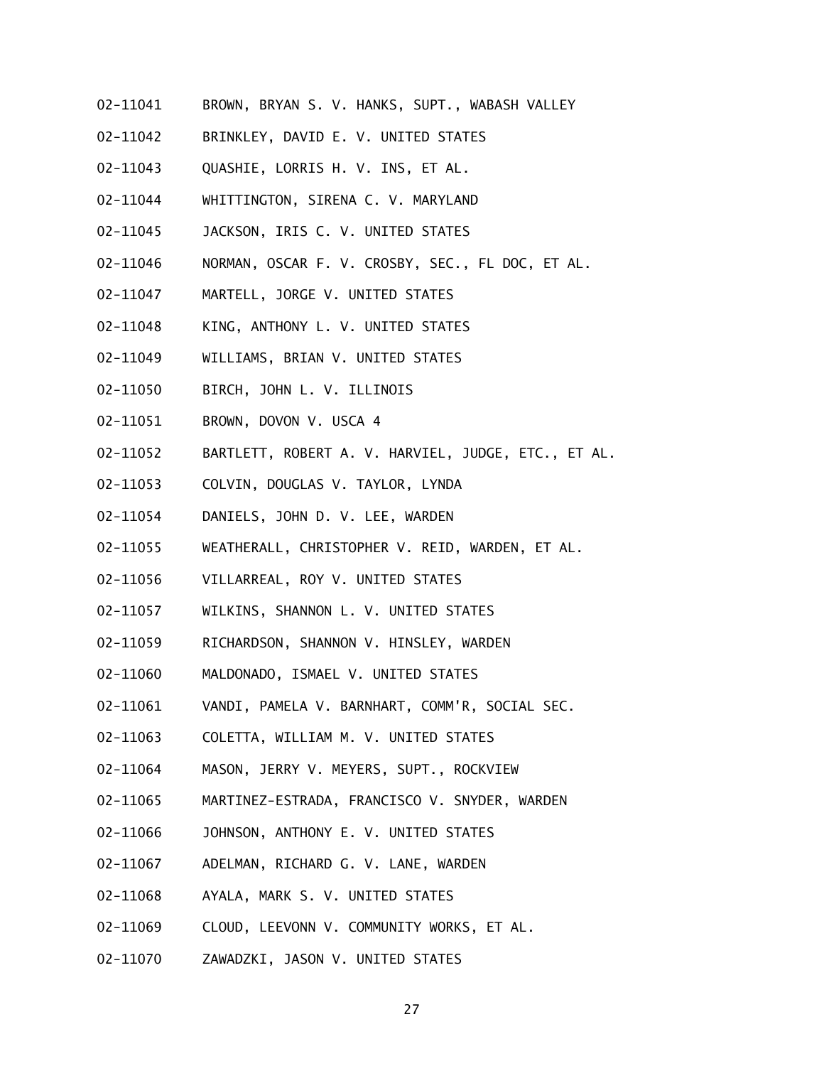02-11041 BROWN, BRYAN S. V. HANKS, SUPT., WABASH VALLEY

02-11042 BRINKLEY, DAVID E. V. UNITED STATES

02-11043 QUASHIE, LORRIS H. V. INS, ET AL.

02-11044 WHITTINGTON, SIRENA C. V. MARYLAND

02-11045 JACKSON, IRIS C. V. UNITED STATES

02-11046 NORMAN, OSCAR F. V. CROSBY, SEC., FL DOC, ET AL.

02-11047 MARTELL, JORGE V. UNITED STATES

02-11048 KING, ANTHONY L. V. UNITED STATES

02-11049 WILLIAMS, BRIAN V. UNITED STATES

02-11050 BIRCH, JOHN L. V. ILLINOIS

02-11051 BROWN, DOVON V. USCA 4

02-11052 BARTLETT, ROBERT A. V. HARVIEL, JUDGE, ETC., ET AL.

02-11053 COLVIN, DOUGLAS V. TAYLOR, LYNDA

02-11054 DANIELS, JOHN D. V. LEE, WARDEN

02-11055 WEATHERALL, CHRISTOPHER V. REID, WARDEN, ET AL.

02-11056 VILLARREAL, ROY V. UNITED STATES

02-11057 WILKINS, SHANNON L. V. UNITED STATES

02-11059 RICHARDSON, SHANNON V. HINSLEY, WARDEN

02-11060 MALDONADO, ISMAEL V. UNITED STATES

02-11061 VANDI, PAMELA V. BARNHART, COMM'R, SOCIAL SEC.

02-11063 COLETTA, WILLIAM M. V. UNITED STATES

02-11064 MASON, JERRY V. MEYERS, SUPT., ROCKVIEW

02-11065 MARTINEZ-ESTRADA, FRANCISCO V. SNYDER, WARDEN

02-11066 JOHNSON, ANTHONY E. V. UNITED STATES

02-11067 ADELMAN, RICHARD G. V. LANE, WARDEN

02-11068 AYALA, MARK S. V. UNITED STATES

02-11069 CLOUD, LEEVONN V. COMMUNITY WORKS, ET AL.

02-11070 ZAWADZKI, JASON V. UNITED STATES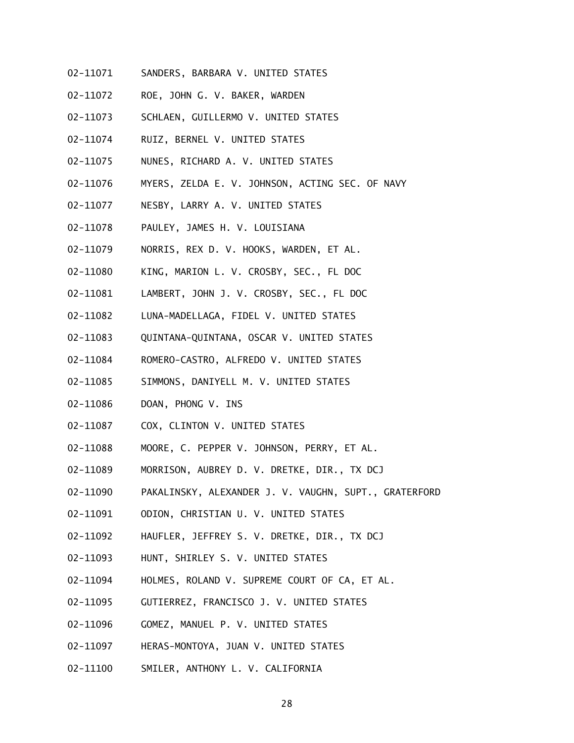02-11071 SANDERS, BARBARA V. UNITED STATES

02-11072 ROE, JOHN G. V. BAKER, WARDEN

02-11073 SCHLAEN, GUILLERMO V. UNITED STATES

02-11074 RUIZ, BERNEL V. UNITED STATES

02-11075 NUNES, RICHARD A. V. UNITED STATES

02-11076 MYERS, ZELDA E. V. JOHNSON, ACTING SEC. OF NAVY

02-11077 NESBY, LARRY A. V. UNITED STATES

02-11078 PAULEY, JAMES H. V. LOUISIANA

02-11079 NORRIS, REX D. V. HOOKS, WARDEN, ET AL.

02-11080 KING, MARION L. V. CROSBY, SEC., FL DOC

02-11081 LAMBERT, JOHN J. V. CROSBY, SEC., FL DOC

02-11082 LUNA-MADELLAGA, FIDEL V. UNITED STATES

02-11083 QUINTANA-QUINTANA, OSCAR V. UNITED STATES

02-11084 ROMERO-CASTRO, ALFREDO V. UNITED STATES

02-11085 SIMMONS, DANIYELL M. V. UNITED STATES

02-11086 DOAN, PHONG V. INS

02-11087 COX, CLINTON V. UNITED STATES

02-11088 MOORE, C. PEPPER V. JOHNSON, PERRY, ET AL.

02-11089 MORRISON, AUBREY D. V. DRETKE, DIR., TX DCJ

02-11090 PAKALINSKY, ALEXANDER J. V. VAUGHN, SUPT., GRATERFORD

02-11091 ODION, CHRISTIAN U. V. UNITED STATES

02-11092 HAUFLER, JEFFREY S. V. DRETKE, DIR., TX DCJ

02-11093 HUNT, SHIRLEY S. V. UNITED STATES

02-11094 HOLMES, ROLAND V. SUPREME COURT OF CA, ET AL.

02-11095 GUTIERREZ, FRANCISCO J. V. UNITED STATES

02-11096 GOMEZ, MANUEL P. V. UNITED STATES

02-11097 HERAS-MONTOYA, JUAN V. UNITED STATES

02-11100 SMILER, ANTHONY L. V. CALIFORNIA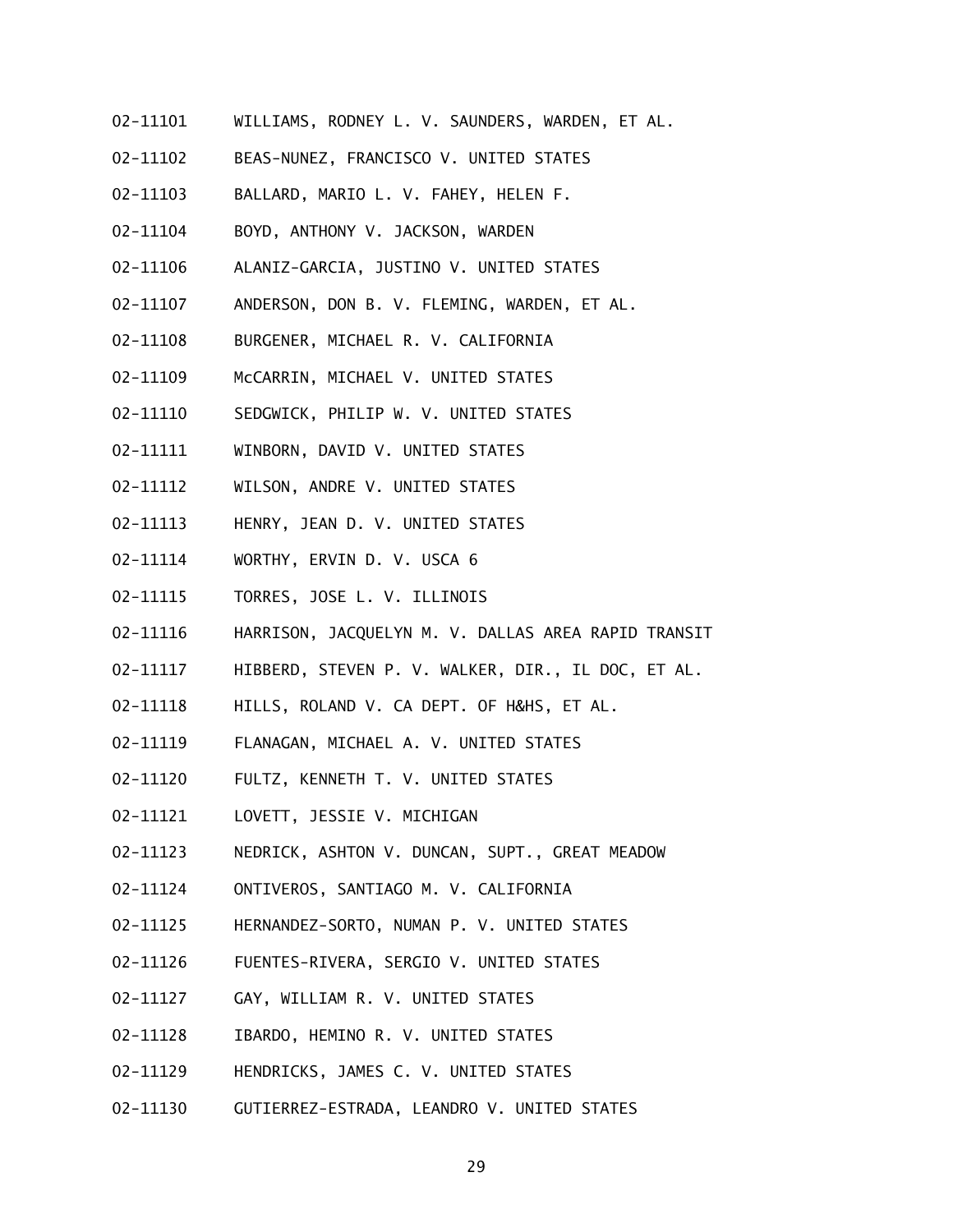02-11101 WILLIAMS, RODNEY L. V. SAUNDERS, WARDEN, ET AL.

02-11102 BEAS-NUNEZ, FRANCISCO V. UNITED STATES

02-11103 BALLARD, MARIO L. V. FAHEY, HELEN F.

02-11104 BOYD, ANTHONY V. JACKSON, WARDEN

02-11106 ALANIZ-GARCIA, JUSTINO V. UNITED STATES

02-11107 ANDERSON, DON B. V. FLEMING, WARDEN, ET AL.

02-11108 BURGENER, MICHAEL R. V. CALIFORNIA

02-11109 McCARRIN, MICHAEL V. UNITED STATES

02-11110 SEDGWICK, PHILIP W. V. UNITED STATES

02-11111 WINBORN, DAVID V. UNITED STATES

02-11112 WILSON, ANDRE V. UNITED STATES

02-11113 HENRY, JEAN D. V. UNITED STATES

02-11114 WORTHY, ERVIN D. V. USCA 6

02-11115 TORRES, JOSE L. V. ILLINOIS

02-11116 HARRISON, JACQUELYN M. V. DALLAS AREA RAPID TRANSIT

02-11117 HIBBERD, STEVEN P. V. WALKER, DIR., IL DOC, ET AL.

02-11118 HILLS, ROLAND V. CA DEPT. OF H&HS, ET AL.

02-11119 FLANAGAN, MICHAEL A. V. UNITED STATES

02-11120 FULTZ, KENNETH T. V. UNITED STATES

02-11121 LOVETT, JESSIE V. MICHIGAN

02-11123 NEDRICK, ASHTON V. DUNCAN, SUPT., GREAT MEADOW

02-11124 ONTIVEROS, SANTIAGO M. V. CALIFORNIA

02-11125 HERNANDEZ-SORTO, NUMAN P. V. UNITED STATES

02-11126 FUENTES-RIVERA, SERGIO V. UNITED STATES

02-11127 GAY, WILLIAM R. V. UNITED STATES

02-11128 IBARDO, HEMINO R. V. UNITED STATES

02-11129 HENDRICKS, JAMES C. V. UNITED STATES

02-11130 GUTIERREZ-ESTRADA, LEANDRO V. UNITED STATES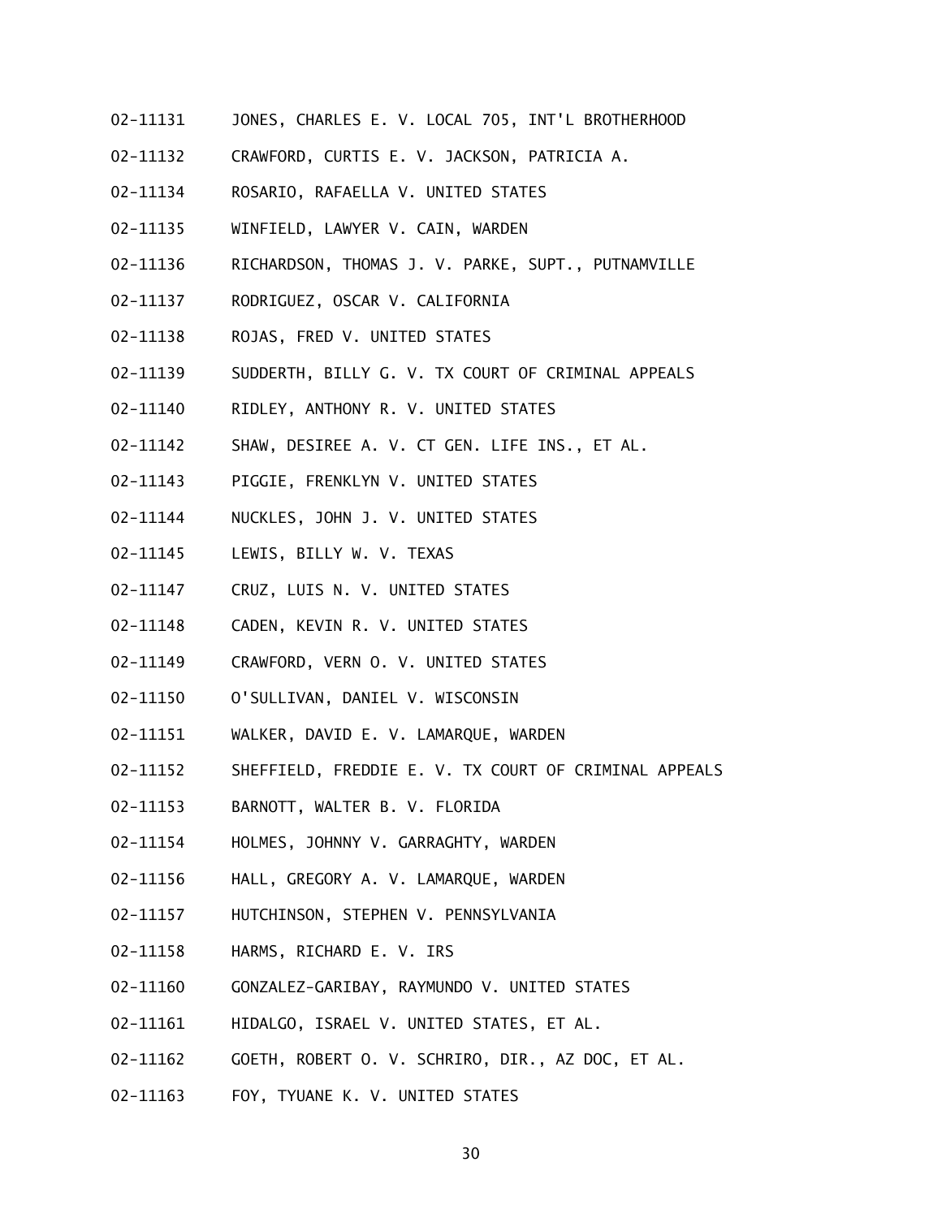02-11131 JONES, CHARLES E. V. LOCAL 705, INT'L BROTHERHOOD

02-11132 CRAWFORD, CURTIS E. V. JACKSON, PATRICIA A.

02-11134 ROSARIO, RAFAELLA V. UNITED STATES

02-11135 WINFIELD, LAWYER V. CAIN, WARDEN

02-11136 RICHARDSON, THOMAS J. V. PARKE, SUPT., PUTNAMVILLE

02-11137 RODRIGUEZ, OSCAR V. CALIFORNIA

02-11138 ROJAS, FRED V. UNITED STATES

02-11139 SUDDERTH, BILLY G. V. TX COURT OF CRIMINAL APPEALS

02-11140 RIDLEY, ANTHONY R. V. UNITED STATES

02-11142 SHAW, DESIREE A. V. CT GEN. LIFE INS., ET AL.

02-11143 PIGGIE, FRENKLYN V. UNITED STATES

02-11144 NUCKLES, JOHN J. V. UNITED STATES

02-11145 LEWIS, BILLY W. V. TEXAS

02-11147 CRUZ, LUIS N. V. UNITED STATES

02-11148 CADEN, KEVIN R. V. UNITED STATES

02-11149 CRAWFORD, VERN O. V. UNITED STATES

02-11150 O'SULLIVAN, DANIEL V. WISCONSIN

02-11151 WALKER, DAVID E. V. LAMARQUE, WARDEN

02-11152 SHEFFIELD, FREDDIE E. V. TX COURT OF CRIMINAL APPEALS

02-11153 BARNOTT, WALTER B. V. FLORIDA

02-11154 HOLMES, JOHNNY V. GARRAGHTY, WARDEN

02-11156 HALL, GREGORY A. V. LAMARQUE, WARDEN

02-11157 HUTCHINSON, STEPHEN V. PENNSYLVANIA

02-11158 HARMS, RICHARD E. V. IRS

02-11160 GONZALEZ-GARIBAY, RAYMUNDO V. UNITED STATES

02-11161 HIDALGO, ISRAEL V. UNITED STATES, ET AL.

02-11162 GOETH, ROBERT O. V. SCHRIRO, DIR., AZ DOC, ET AL.

02-11163 FOY, TYUANE K. V. UNITED STATES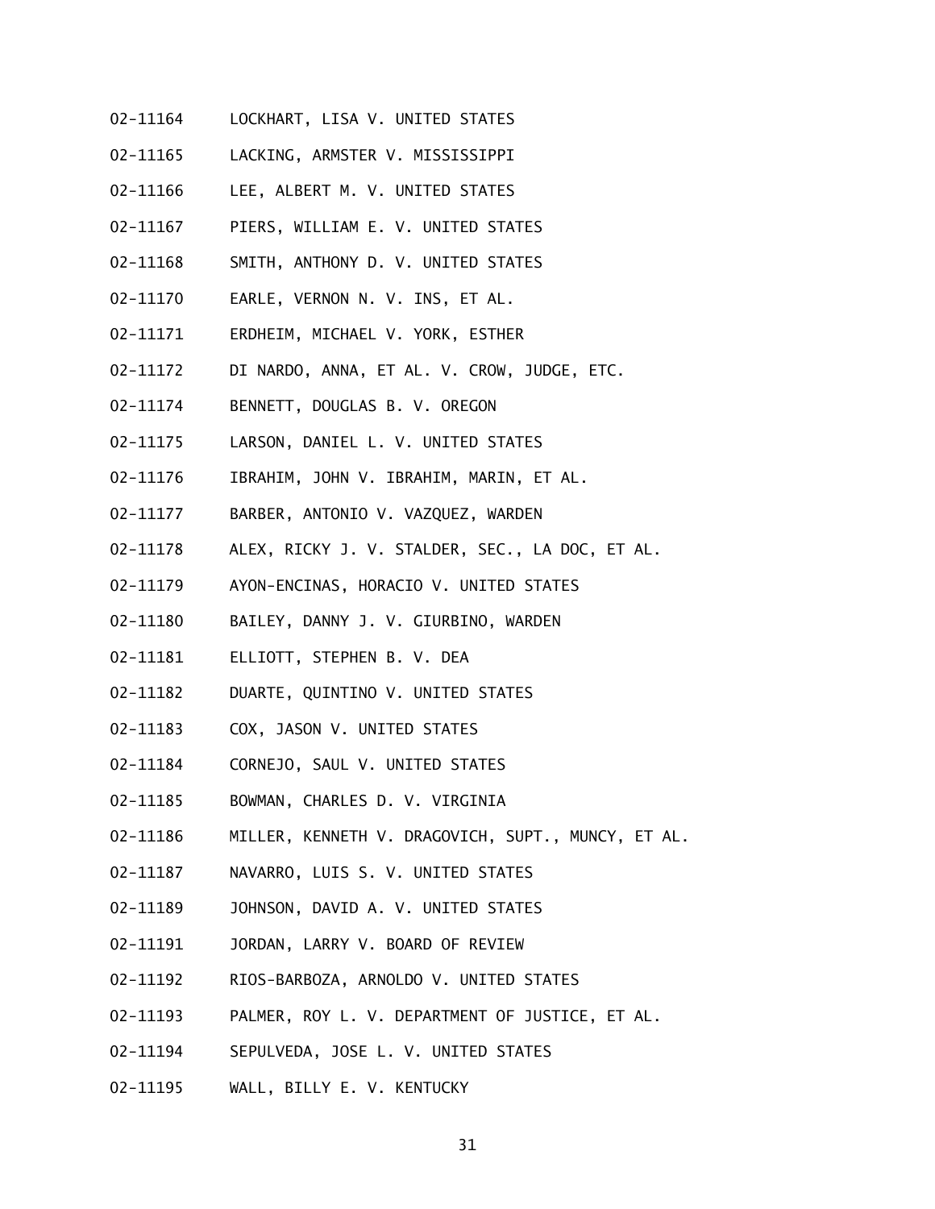02-11164 LOCKHART, LISA V. UNITED STATES

02-11165 LACKING, ARMSTER V. MISSISSIPPI

02-11166 LEE, ALBERT M. V. UNITED STATES

02-11167 PIERS, WILLIAM E. V. UNITED STATES

02-11168 SMITH, ANTHONY D. V. UNITED STATES

02-11170 EARLE, VERNON N. V. INS, ET AL.

02-11171 ERDHEIM, MICHAEL V. YORK, ESTHER

02-11172 DI NARDO, ANNA, ET AL. V. CROW, JUDGE, ETC.

02-11174 BENNETT, DOUGLAS B. V. OREGON

02-11175 LARSON, DANIEL L. V. UNITED STATES

02-11176 IBRAHIM, JOHN V. IBRAHIM, MARIN, ET AL.

02-11177 BARBER, ANTONIO V. VAZQUEZ, WARDEN

02-11178 ALEX, RICKY J. V. STALDER, SEC., LA DOC, ET AL.

02-11179 AYON-ENCINAS, HORACIO V. UNITED STATES

02-11180 BAILEY, DANNY J. V. GIURBINO, WARDEN

02-11181 ELLIOTT, STEPHEN B. V. DEA

02-11182 DUARTE, QUINTINO V. UNITED STATES

02-11183 COX, JASON V. UNITED STATES

02-11184 CORNEJO, SAUL V. UNITED STATES

02-11185 BOWMAN, CHARLES D. V. VIRGINIA

02-11186 MILLER, KENNETH V. DRAGOVICH, SUPT., MUNCY, ET AL.

02-11187 NAVARRO, LUIS S. V. UNITED STATES

02-11189 JOHNSON, DAVID A. V. UNITED STATES

02-11191 JORDAN, LARRY V. BOARD OF REVIEW

02-11192 RIOS-BARBOZA, ARNOLDO V. UNITED STATES

02-11193 PALMER, ROY L. V. DEPARTMENT OF JUSTICE, ET AL.

02-11194 SEPULVEDA, JOSE L. V. UNITED STATES

02-11195 WALL, BILLY E. V. KENTUCKY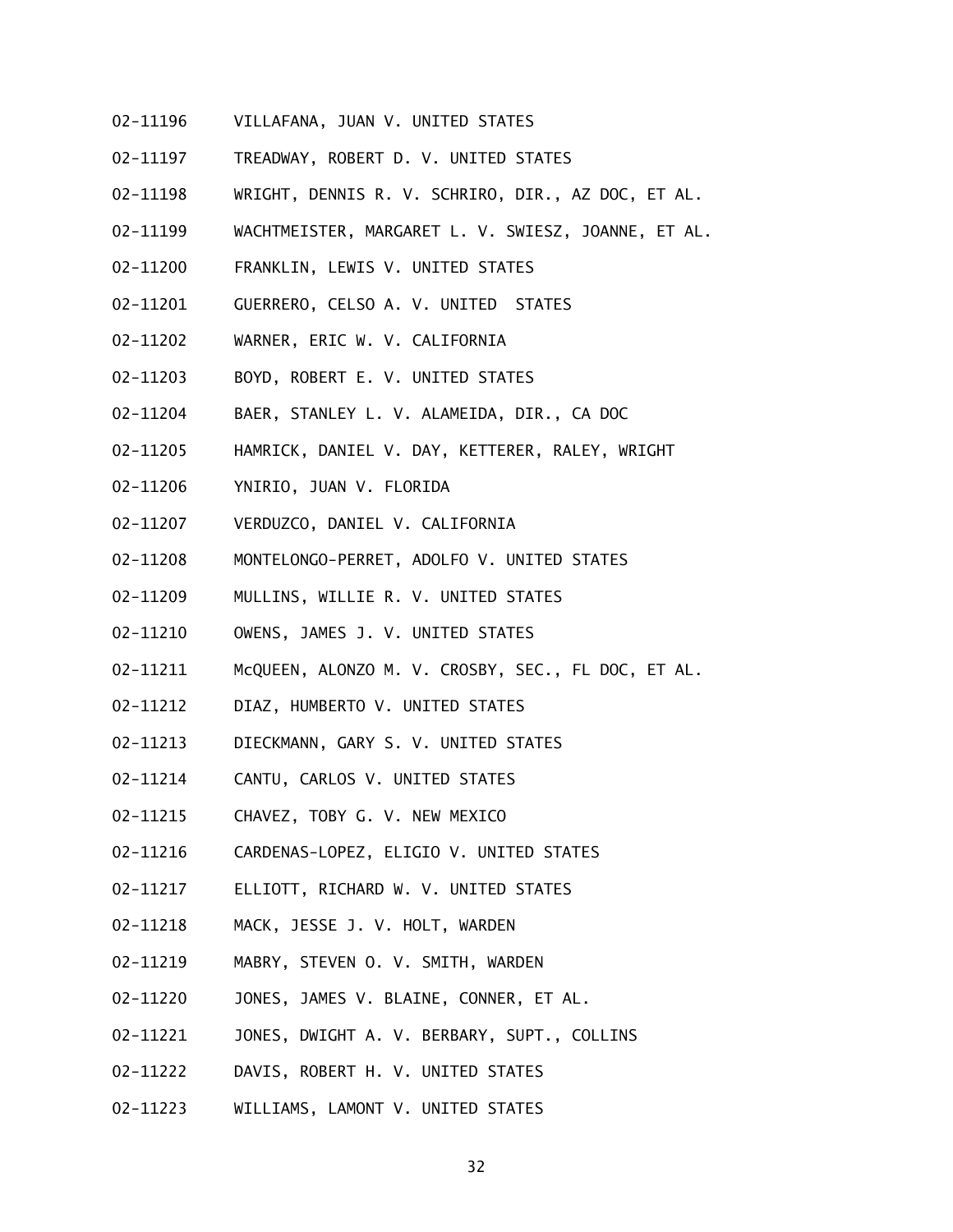02-11196 VILLAFANA, JUAN V. UNITED STATES

02-11197 TREADWAY, ROBERT D. V. UNITED STATES

02-11198 WRIGHT, DENNIS R. V. SCHRIRO, DIR., AZ DOC, ET AL.

02-11199 WACHTMEISTER, MARGARET L. V. SWIESZ, JOANNE, ET AL.

02-11200 FRANKLIN, LEWIS V. UNITED STATES

02-11201 GUERRERO, CELSO A. V. UNITED STATES

02-11202 WARNER, ERIC W. V. CALIFORNIA

02-11203 BOYD, ROBERT E. V. UNITED STATES

02-11204 BAER, STANLEY L. V. ALAMEIDA, DIR., CA DOC

02-11205 HAMRICK, DANIEL V. DAY, KETTERER, RALEY, WRIGHT

02-11206 YNIRIO, JUAN V. FLORIDA

02-11207 VERDUZCO, DANIEL V. CALIFORNIA

02-11208 MONTELONGO-PERRET, ADOLFO V. UNITED STATES

02-11209 MULLINS, WILLIE R. V. UNITED STATES

02-11210 OWENS, JAMES J. V. UNITED STATES

02-11211 McQUEEN, ALONZO M. V. CROSBY, SEC., FL DOC, ET AL.

02-11212 DIAZ, HUMBERTO V. UNITED STATES

02-11213 DIECKMANN, GARY S. V. UNITED STATES

02-11214 CANTU, CARLOS V. UNITED STATES

02-11215 CHAVEZ, TOBY G. V. NEW MEXICO

02-11216 CARDENAS-LOPEZ, ELIGIO V. UNITED STATES

02-11217 ELLIOTT, RICHARD W. V. UNITED STATES

02-11218 MACK, JESSE J. V. HOLT, WARDEN

02-11219 MABRY, STEVEN O. V. SMITH, WARDEN

02-11220 JONES, JAMES V. BLAINE, CONNER, ET AL.

02-11221 JONES, DWIGHT A. V. BERBARY, SUPT., COLLINS

02-11222 DAVIS, ROBERT H. V. UNITED STATES

02-11223 WILLIAMS, LAMONT V. UNITED STATES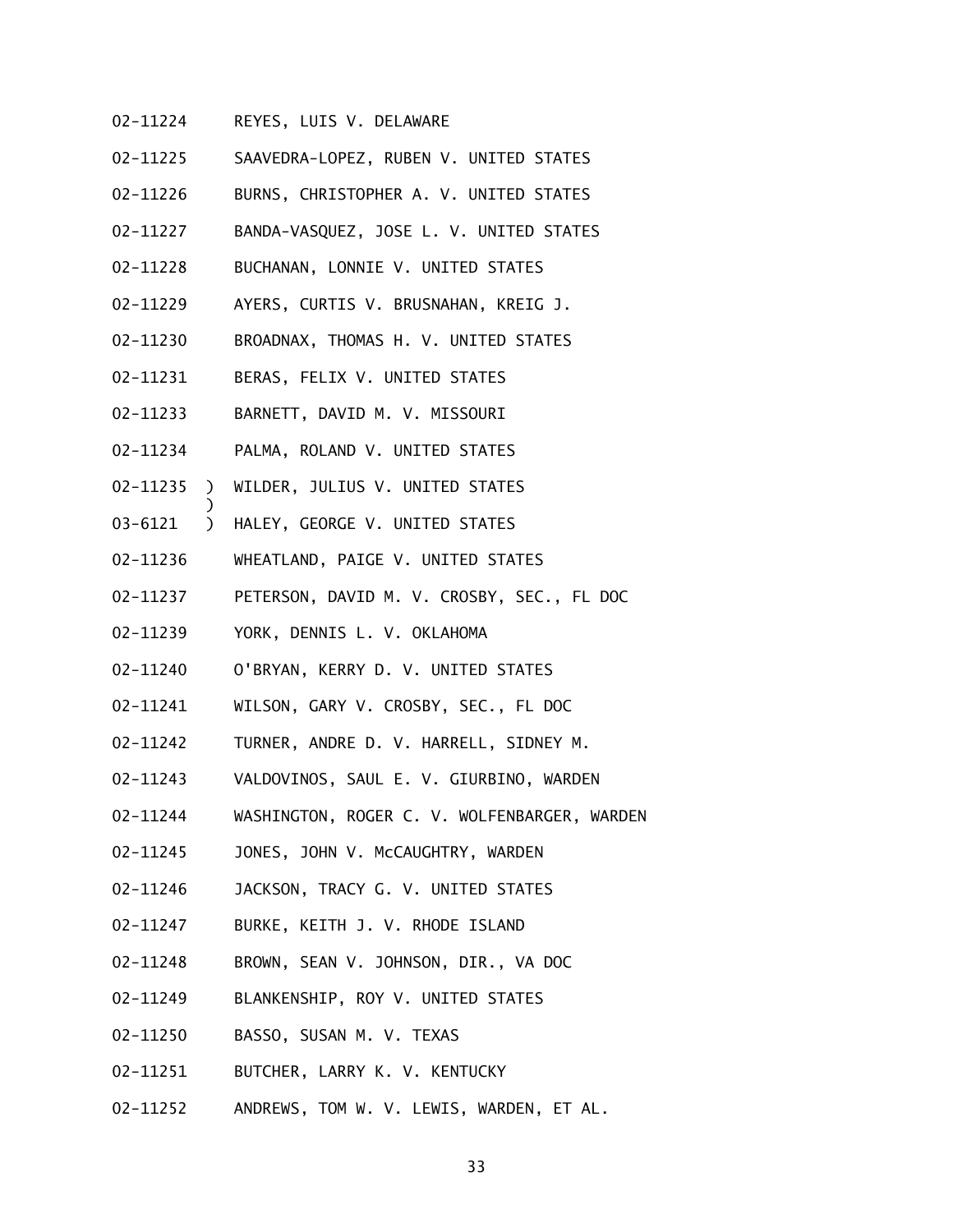02-11224 REYES, LUIS V. DELAWARE

02-11225 SAAVEDRA-LOPEZ, RUBEN V. UNITED STATES

02-11226 BURNS, CHRISTOPHER A. V. UNITED STATES

02-11227 BANDA-VASQUEZ, JOSE L. V. UNITED STATES

02-11228 BUCHANAN, LONNIE V. UNITED STATES

02-11229 AYERS, CURTIS V. BRUSNAHAN, KREIG J.

02-11230 BROADNAX, THOMAS H. V. UNITED STATES

02-11231 BERAS, FELIX V. UNITED STATES

02-11233 BARNETT, DAVID M. V. MISSOURI

02-11234 PALMA, ROLAND V. UNITED STATES

02-11235 ) WILDER, JULIUS V. UNITED STATES
)
03-6121 ) HALEY, GEORGE V. UNITED STATES

02-11236 WHEATLAND, PAIGE V. UNITED STATES

02-11237 PETERSON, DAVID M. V. CROSBY, SEC., FL DOC

02-11239 YORK, DENNIS L. V. OKLAHOMA

02-11240 O'BRYAN, KERRY D. V. UNITED STATES

02-11241 WILSON, GARY V. CROSBY, SEC., FL DOC

02-11242 TURNER, ANDRE D. V. HARRELL, SIDNEY M.

02-11243 VALDOVINOS, SAUL E. V. GIURBINO, WARDEN

02-11244 WASHINGTON, ROGER C. V. WOLFENBARGER, WARDEN

02-11245 JONES, JOHN V. McCAUGHTRY, WARDEN

02-11246 JACKSON, TRACY G. V. UNITED STATES

02-11247 BURKE, KEITH J. V. RHODE ISLAND

02-11248 BROWN, SEAN V. JOHNSON, DIR., VA DOC

02-11249 BLANKENSHIP, ROY V. UNITED STATES

02-11250 BASSO, SUSAN M. V. TEXAS

02-11251 BUTCHER, LARRY K. V. KENTUCKY

02-11252 ANDREWS, TOM W. V. LEWIS, WARDEN, ET AL.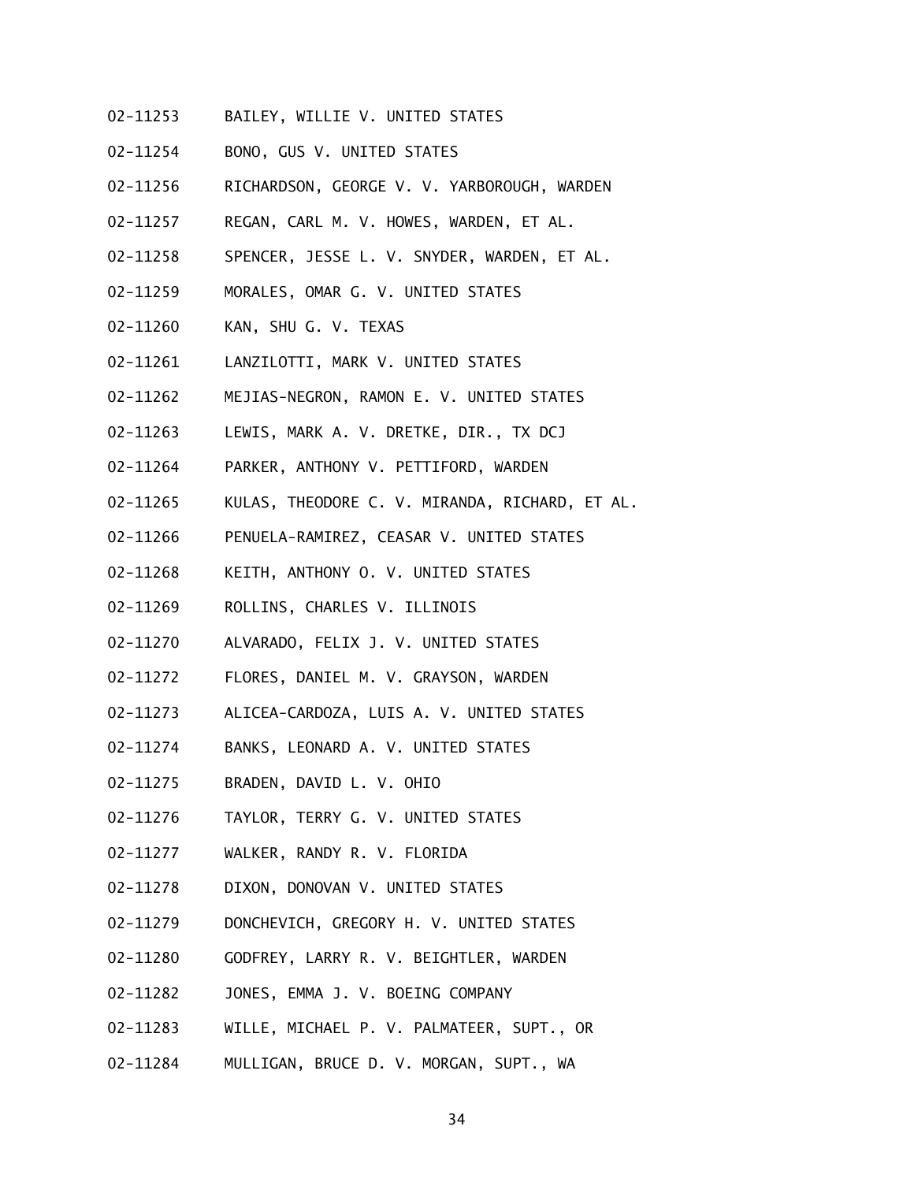02-11253 BAILEY, WILLIE V. UNITED STATES

02-11254 BONO, GUS V. UNITED STATES

02-11256 RICHARDSON, GEORGE V. V. YARBOROUGH, WARDEN

02-11257 REGAN, CARL M. V. HOWES, WARDEN, ET AL.

02-11258 SPENCER, JESSE L. V. SNYDER, WARDEN, ET AL.

02-11259 MORALES, OMAR G. V. UNITED STATES

02-11260 KAN, SHU G. V. TEXAS

02-11261 LANZILOTTI, MARK V. UNITED STATES

02-11262 MEJIAS-NEGRON, RAMON E. V. UNITED STATES

02-11263 LEWIS, MARK A. V. DRETKE, DIR., TX DCJ

02-11264 PARKER, ANTHONY V. PETTIFORD, WARDEN

02-11265 KULAS, THEODORE C. V. MIRANDA, RICHARD, ET AL.

02-11266 PENUELA-RAMIREZ, CEASAR V. UNITED STATES

02-11268 KEITH, ANTHONY O. V. UNITED STATES

02-11269 ROLLINS, CHARLES V. ILLINOIS

02-11270 ALVARADO, FELIX J. V. UNITED STATES

02-11272 FLORES, DANIEL M. V. GRAYSON, WARDEN

02-11273 ALICEA-CARDOZA, LUIS A. V. UNITED STATES

02-11274 BANKS, LEONARD A. V. UNITED STATES

02-11275 BRADEN, DAVID L. V. OHIO

02-11276 TAYLOR, TERRY G. V. UNITED STATES

02-11277 WALKER, RANDY R. V. FLORIDA

02-11278 DIXON, DONOVAN V. UNITED STATES

02-11279 DONCHEVICH, GREGORY H. V. UNITED STATES

02-11280 GODFREY, LARRY R. V. BEIGHTLER, WARDEN

02-11282 JONES, EMMA J. V. BOEING COMPANY

02-11283 WILLE, MICHAEL P. V. PALMATEER, SUPT., OR

02-11284 MULLIGAN, BRUCE D. V. MORGAN, SUPT., WA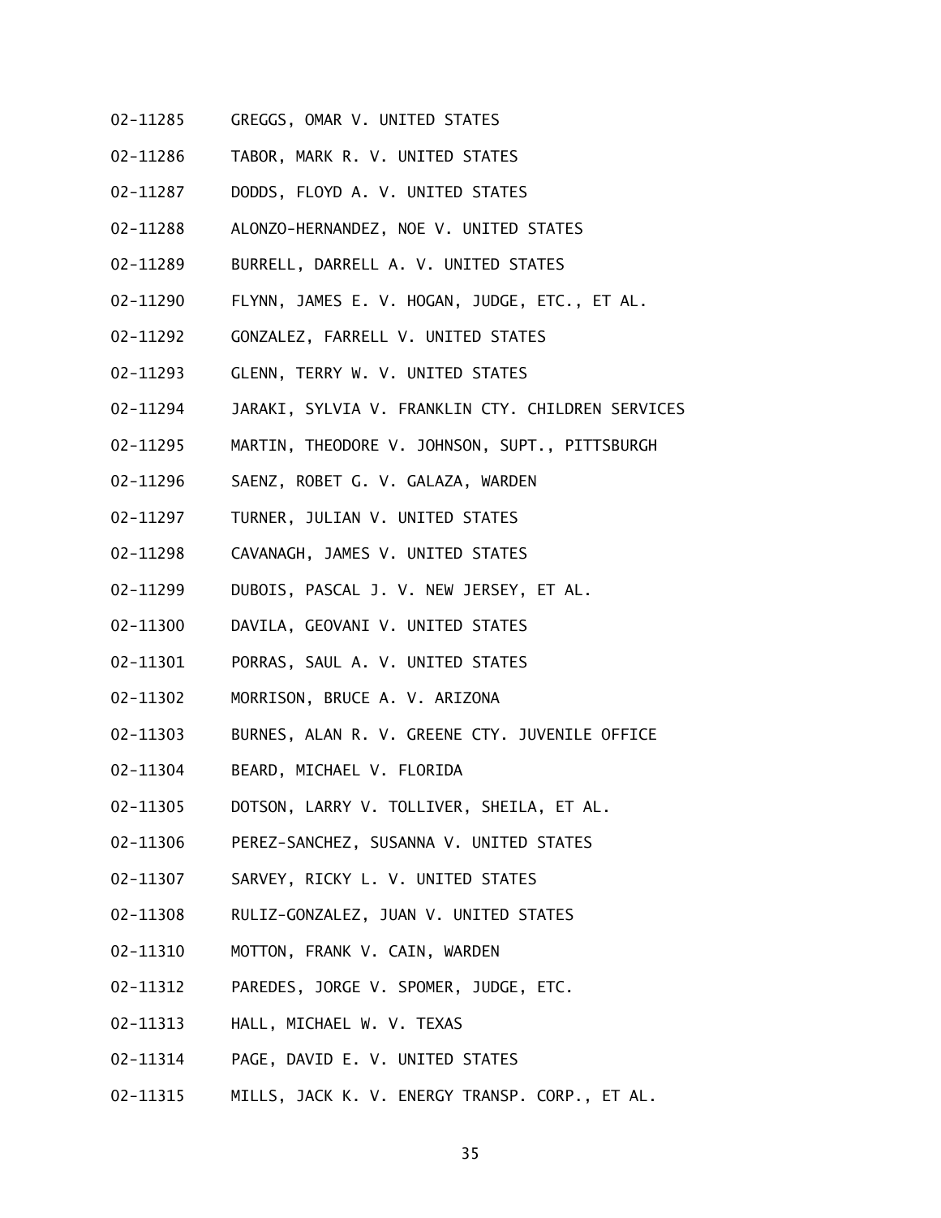02-11285 GREGGS, OMAR V. UNITED STATES

02-11286 TABOR, MARK R. V. UNITED STATES

02-11287 DODDS, FLOYD A. V. UNITED STATES

02-11288 ALONZO-HERNANDEZ, NOE V. UNITED STATES

02-11289 BURRELL, DARRELL A. V. UNITED STATES

02-11290 FLYNN, JAMES E. V. HOGAN, JUDGE, ETC., ET AL.

02-11292 GONZALEZ, FARRELL V. UNITED STATES

02-11293 GLENN, TERRY W. V. UNITED STATES

02-11294 JARAKI, SYLVIA V. FRANKLIN CTY. CHILDREN SERVICES

02-11295 MARTIN, THEODORE V. JOHNSON, SUPT., PITTSBURGH

02-11296 SAENZ, ROBET G. V. GALAZA, WARDEN

02-11297 TURNER, JULIAN V. UNITED STATES

02-11298 CAVANAGH, JAMES V. UNITED STATES

02-11299 DUBOIS, PASCAL J. V. NEW JERSEY, ET AL.

02-11300 DAVILA, GEOVANI V. UNITED STATES

02-11301 PORRAS, SAUL A. V. UNITED STATES

02-11302 MORRISON, BRUCE A. V. ARIZONA

02-11303 BURNES, ALAN R. V. GREENE CTY. JUVENILE OFFICE

02-11304 BEARD, MICHAEL V. FLORIDA

02-11305 DOTSON, LARRY V. TOLLIVER, SHEILA, ET AL.

02-11306 PEREZ-SANCHEZ, SUSANNA V. UNITED STATES

02-11307 SARVEY, RICKY L. V. UNITED STATES

02-11308 RULIZ-GONZALEZ, JUAN V. UNITED STATES

02-11310 MOTTON, FRANK V. CAIN, WARDEN

02-11312 PAREDES, JORGE V. SPOMER, JUDGE, ETC.

02-11313 HALL, MICHAEL W. V. TEXAS

02-11314 PAGE, DAVID E. V. UNITED STATES

02-11315 MILLS, JACK K. V. ENERGY TRANSP. CORP., ET AL.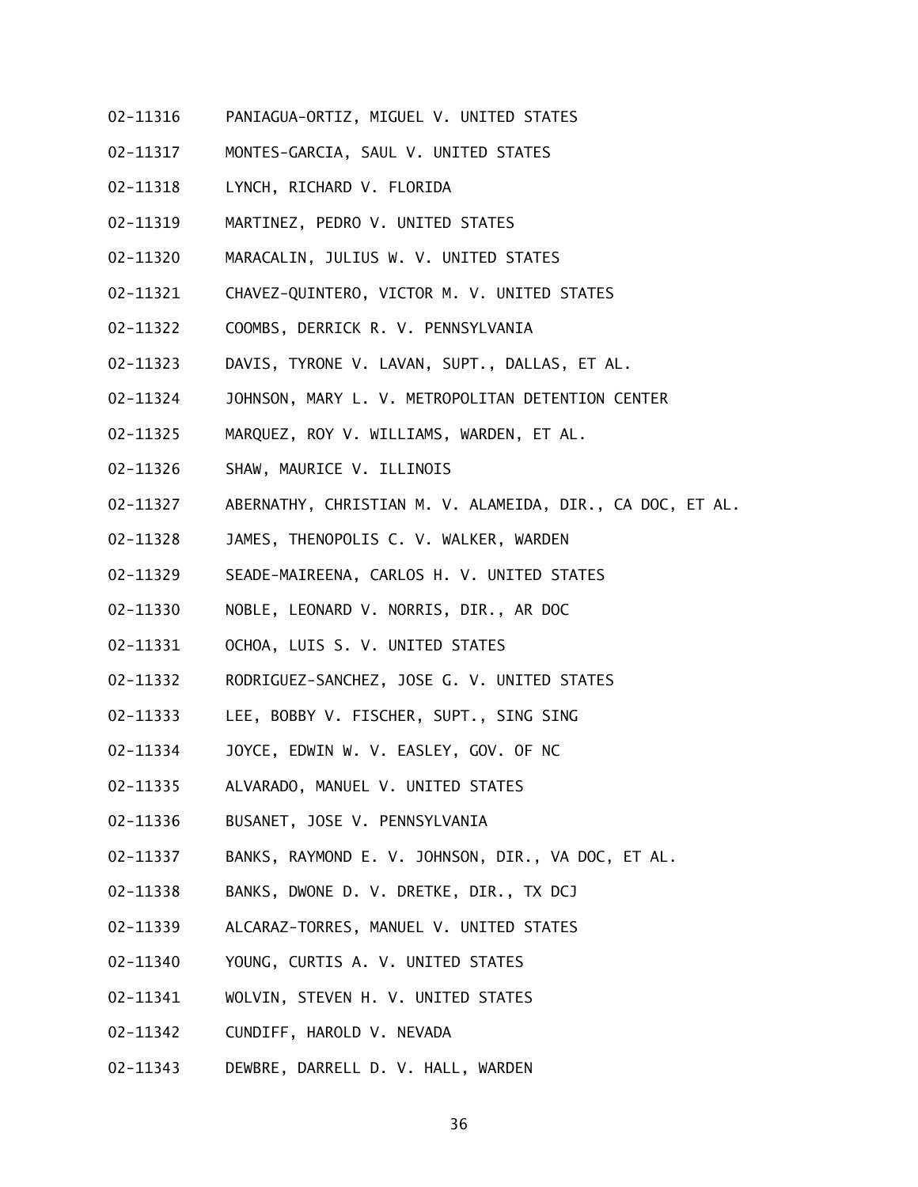02-11316 PANIAGUA-ORTIZ, MIGUEL V. UNITED STATES

02-11317 MONTES-GARCIA, SAUL V. UNITED STATES

02-11318 LYNCH, RICHARD V. FLORIDA

02-11319 MARTINEZ, PEDRO V. UNITED STATES

02-11320 MARACALIN, JULIUS W. V. UNITED STATES

02-11321 CHAVEZ-QUINTERO, VICTOR M. V. UNITED STATES

02-11322 COOMBS, DERRICK R. V. PENNSYLVANIA

02-11323 DAVIS, TYRONE V. LAVAN, SUPT., DALLAS, ET AL.

02-11324 JOHNSON, MARY L. V. METROPOLITAN DETENTION CENTER

02-11325 MARQUEZ, ROY V. WILLIAMS, WARDEN, ET AL.

02-11326 SHAW, MAURICE V. ILLINOIS

02-11327 ABERNATHY, CHRISTIAN M. V. ALAMEIDA, DIR., CA DOC, ET AL.

02-11328 JAMES, THENOPOLIS C. V. WALKER, WARDEN

02-11329 SEADE-MAIREENA, CARLOS H. V. UNITED STATES

02-11330 NOBLE, LEONARD V. NORRIS, DIR., AR DOC

02-11331 OCHOA, LUIS S. V. UNITED STATES

02-11332 RODRIGUEZ-SANCHEZ, JOSE G. V. UNITED STATES

02-11333 LEE, BOBBY V. FISCHER, SUPT., SING SING

02-11334 JOYCE, EDWIN W. V. EASLEY, GOV. OF NC

02-11335 ALVARADO, MANUEL V. UNITED STATES

02-11336 BUSANET, JOSE V. PENNSYLVANIA

02-11337 BANKS, RAYMOND E. V. JOHNSON, DIR., VA DOC, ET AL.

02-11338 BANKS, DWONE D. V. DRETKE, DIR., TX DCJ

02-11339 ALCARAZ-TORRES, MANUEL V. UNITED STATES

02-11340 YOUNG, CURTIS A. V. UNITED STATES

02-11341 WOLVIN, STEVEN H. V. UNITED STATES

02-11342 CUNDIFF, HAROLD V. NEVADA

02-11343 DEWBRE, DARRELL D. V. HALL, WARDEN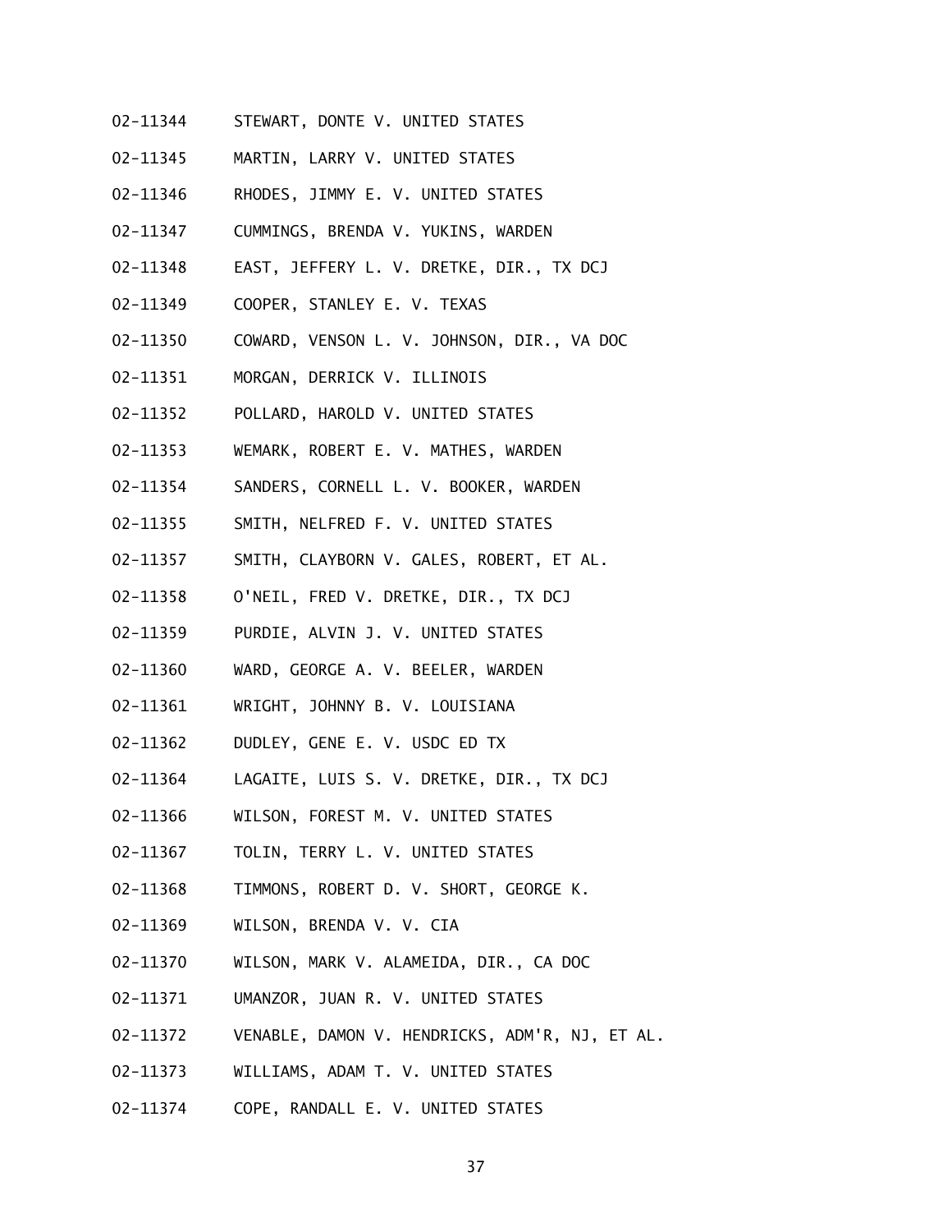02-11344 STEWART, DONTE V. UNITED STATES

02-11345 MARTIN, LARRY V. UNITED STATES

02-11346 RHODES, JIMMY E. V. UNITED STATES

02-11347 CUMMINGS, BRENDA V. YUKINS, WARDEN

02-11348 EAST, JEFFERY L. V. DRETKE, DIR., TX DCJ

02-11349 COOPER, STANLEY E. V. TEXAS

02-11350 COWARD, VENSON L. V. JOHNSON, DIR., VA DOC

02-11351 MORGAN, DERRICK V. ILLINOIS

02-11352 POLLARD, HAROLD V. UNITED STATES

02-11353 WEMARK, ROBERT E. V. MATHES, WARDEN

02-11354 SANDERS, CORNELL L. V. BOOKER, WARDEN

02-11355 SMITH, NELFRED F. V. UNITED STATES

02-11357 SMITH, CLAYBORN V. GALES, ROBERT, ET AL.

02-11358 O'NEIL, FRED V. DRETKE, DIR., TX DCJ

02-11359 PURDIE, ALVIN J. V. UNITED STATES

02-11360 WARD, GEORGE A. V. BEELER, WARDEN

02-11361 WRIGHT, JOHNNY B. V. LOUISIANA

02-11362 DUDLEY, GENE E. V. USDC ED TX

02-11364 LAGAITE, LUIS S. V. DRETKE, DIR., TX DCJ

02-11366 WILSON, FOREST M. V. UNITED STATES

02-11367 TOLIN, TERRY L. V. UNITED STATES

02-11368 TIMMONS, ROBERT D. V. SHORT, GEORGE K.

02-11369 WILSON, BRENDA V. V. CIA

02-11370 WILSON, MARK V. ALAMEIDA, DIR., CA DOC

02-11371 UMANZOR, JUAN R. V. UNITED STATES

02-11372 VENABLE, DAMON V. HENDRICKS, ADM'R, NJ, ET AL.

02-11373 WILLIAMS, ADAM T. V. UNITED STATES

02-11374 COPE, RANDALL E. V. UNITED STATES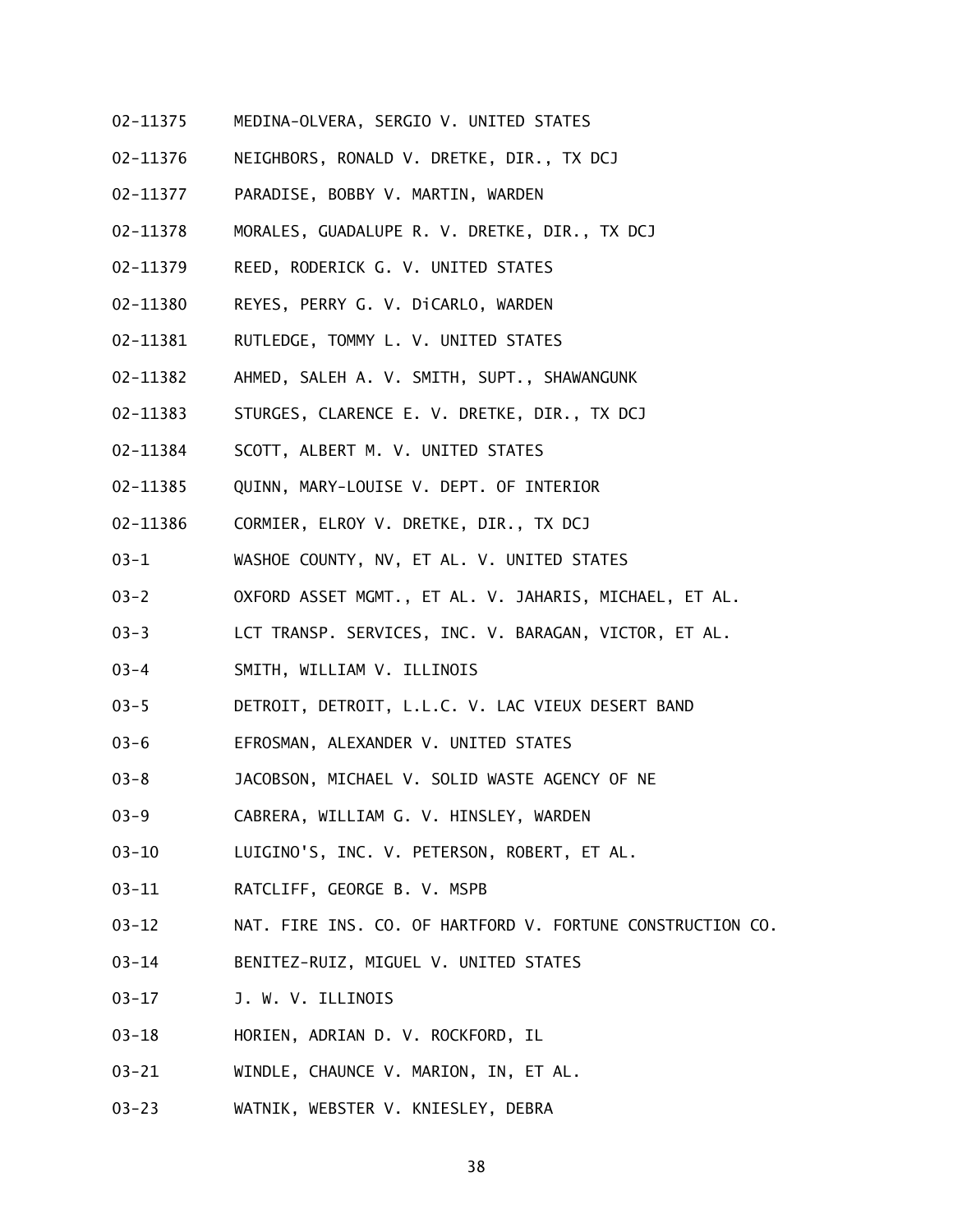02-11375 MEDINA-OLVERA, SERGIO V. UNITED STATES

02-11376 NEIGHBORS, RONALD V. DRETKE, DIR., TX DCJ

02-11377 PARADISE, BOBBY V. MARTIN, WARDEN

02-11378 MORALES, GUADALUPE R. V. DRETKE, DIR., TX DCJ

02-11379 REED, RODERICK G. V. UNITED STATES

02-11380 REYES, PERRY G. V. DiCARLO, WARDEN

02-11381 RUTLEDGE, TOMMY L. V. UNITED STATES

02-11382 AHMED, SALEH A. V. SMITH, SUPT., SHAWANGUNK

02-11383 STURGES, CLARENCE E. V. DRETKE, DIR., TX DCJ

02-11384 SCOTT, ALBERT M. V. UNITED STATES

02-11385 QUINN, MARY-LOUISE V. DEPT. OF INTERIOR

02-11386 CORMIER, ELROY V. DRETKE, DIR., TX DCJ

03-1 WASHOE COUNTY, NV, ET AL. V. UNITED STATES

03-2 OXFORD ASSET MGMT., ET AL. V. JAHARIS, MICHAEL, ET AL.

03-3 LCT TRANSP. SERVICES, INC. V. BARAGAN, VICTOR, ET AL.

03-4 SMITH, WILLIAM V. ILLINOIS

03-5 DETROIT, DETROIT, L.L.C. V. LAC VIEUX DESERT BAND

03-6 EFROSMAN, ALEXANDER V. UNITED STATES

03-8 JACOBSON, MICHAEL V. SOLID WASTE AGENCY OF NE

03-9 CABRERA, WILLIAM G. V. HINSLEY, WARDEN

03-10 LUIGINO'S, INC. V. PETERSON, ROBERT, ET AL.

03-11 RATCLIFF, GEORGE B. V. MSPB

03-12 NAT. FIRE INS. CO. OF HARTFORD V. FORTUNE CONSTRUCTION CO.

03-14 BENITEZ-RUIZ, MIGUEL V. UNITED STATES

03-17 J. W. V. ILLINOIS

03-18 HORIEN, ADRIAN D. V. ROCKFORD, IL

03-21 WINDLE, CHAUNCE V. MARION, IN, ET AL.

03-23 WATNIK, WEBSTER V. KNIESLEY, DEBRA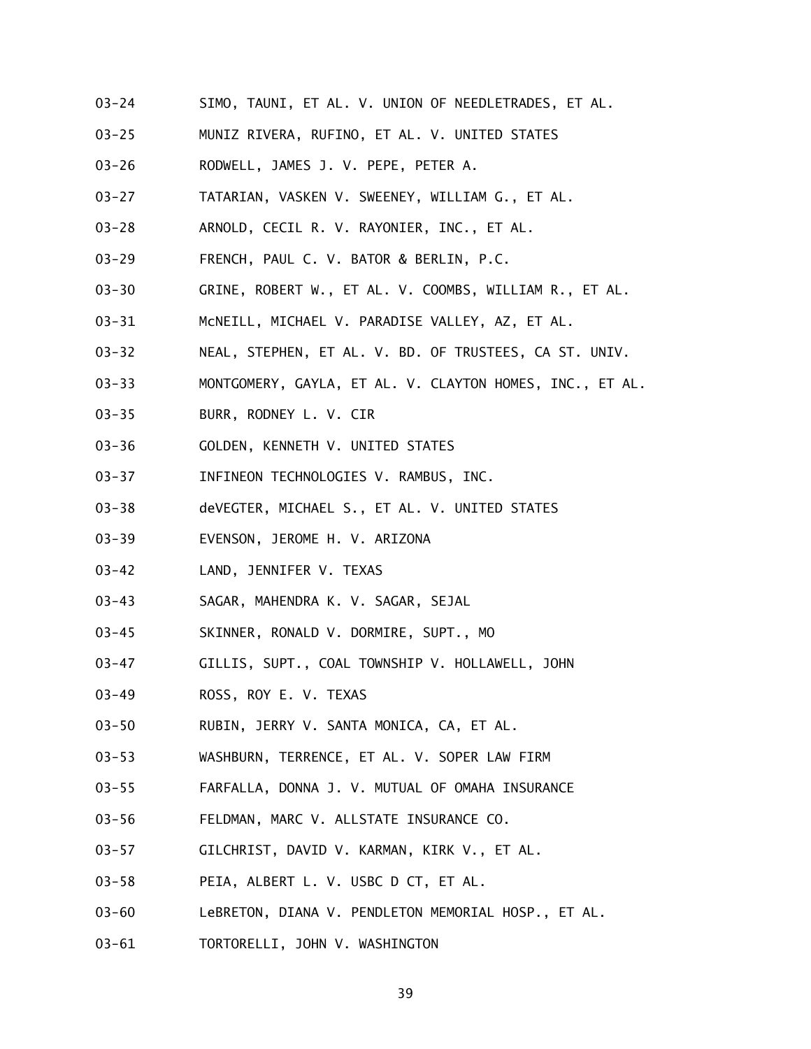03-24 SIMO, TAUNI, ET AL. V. UNION OF NEEDLETRADES, ET AL.

03-25 MUNIZ RIVERA, RUFINO, ET AL. V. UNITED STATES

03-26 RODWELL, JAMES J. V. PEPE, PETER A.

03-27 TATARIAN, VASKEN V. SWEENEY, WILLIAM G., ET AL.

03-28 ARNOLD, CECIL R. V. RAYONIER, INC., ET AL.

03-29 FRENCH, PAUL C. V. BATOR & BERLIN, P.C.

03-30 GRINE, ROBERT W., ET AL. V. COOMBS, WILLIAM R., ET AL.

03-31 McNEILL, MICHAEL V. PARADISE VALLEY, AZ, ET AL.

03-32 NEAL, STEPHEN, ET AL. V. BD. OF TRUSTEES, CA ST. UNIV.

03-33 MONTGOMERY, GAYLA, ET AL. V. CLAYTON HOMES, INC., ET AL.

03-35 BURR, RODNEY L. V. CIR

03-36 GOLDEN, KENNETH V. UNITED STATES

03-37 INFINEON TECHNOLOGIES V. RAMBUS, INC.

03-38 deVEGTER, MICHAEL S., ET AL. V. UNITED STATES

03-39 EVENSON, JEROME H. V. ARIZONA

03-42 LAND, JENNIFER V. TEXAS

03-43 SAGAR, MAHENDRA K. V. SAGAR, SEJAL

03-45 SKINNER, RONALD V. DORMIRE, SUPT., MO

03-47 GILLIS, SUPT., COAL TOWNSHIP V. HOLLAWELL, JOHN

03-49 ROSS, ROY E. V. TEXAS

03-50 RUBIN, JERRY V. SANTA MONICA, CA, ET AL.

03-53 WASHBURN, TERRENCE, ET AL. V. SOPER LAW FIRM

03-55 FARFALLA, DONNA J. V. MUTUAL OF OMAHA INSURANCE

03-56 FELDMAN, MARC V. ALLSTATE INSURANCE CO.

03-57 GILCHRIST, DAVID V. KARMAN, KIRK V., ET AL.

03-58 PEIA, ALBERT L. V. USBC D CT, ET AL.

03-60 LeBRETON, DIANA V. PENDLETON MEMORIAL HOSP., ET AL.

03-61 TORTORELLI, JOHN V. WASHINGTON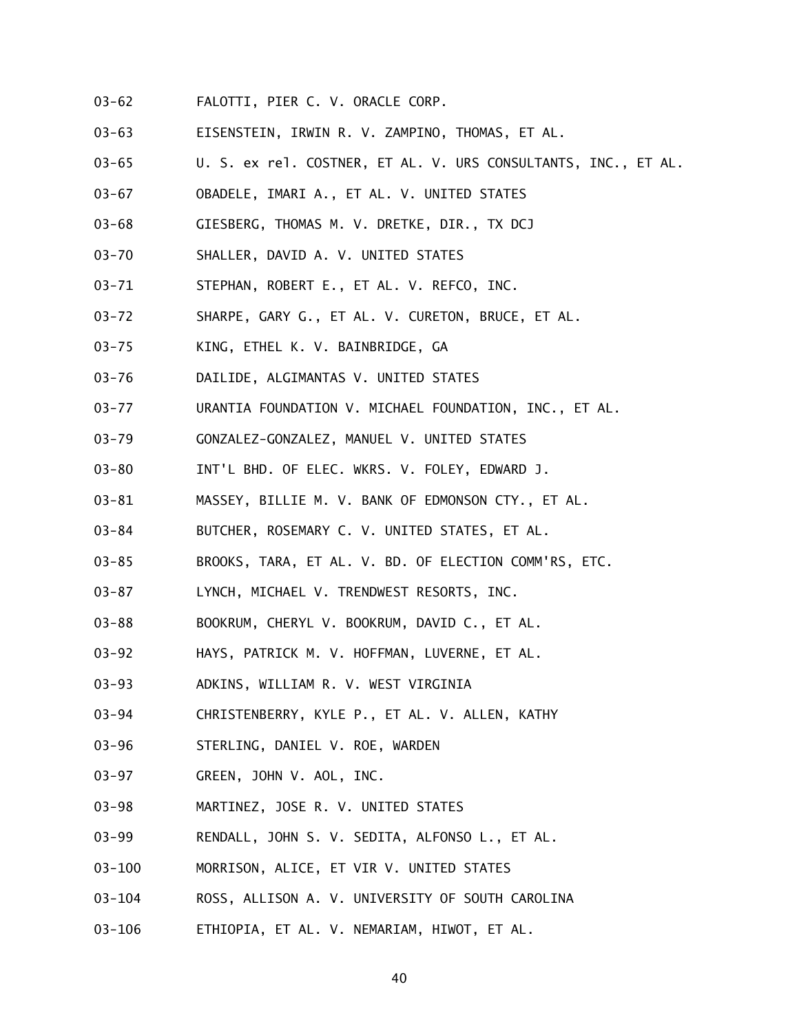03-62 FALOTTI, PIER C. V. ORACLE CORP.

03-63 EISENSTEIN, IRWIN R. V. ZAMPINO, THOMAS, ET AL.

03-65 U. S. ex rel. COSTNER, ET AL. V. URS CONSULTANTS, INC., ET AL.

03-67 OBADELE, IMARI A., ET AL. V. UNITED STATES

03-68 GIESBERG, THOMAS M. V. DRETKE, DIR., TX DCJ

03-70 SHALLER, DAVID A. V. UNITED STATES

03-71 STEPHAN, ROBERT E., ET AL. V. REFCO, INC.

03-72 SHARPE, GARY G., ET AL. V. CURETON, BRUCE, ET AL.

03-75 KING, ETHEL K. V. BAINBRIDGE, GA

03-76 DAILIDE, ALGIMANTAS V. UNITED STATES

03-77 URANTIA FOUNDATION V. MICHAEL FOUNDATION, INC., ET AL.

03-79 GONZALEZ-GONZALEZ, MANUEL V. UNITED STATES

03-80 INT'L BHD. OF ELEC. WKRS. V. FOLEY, EDWARD J.

03-81 MASSEY, BILLIE M. V. BANK OF EDMONSON CTY., ET AL.

03-84 BUTCHER, ROSEMARY C. V. UNITED STATES, ET AL.

03-85 BROOKS, TARA, ET AL. V. BD. OF ELECTION COMM'RS, ETC.

03-87 LYNCH, MICHAEL V. TRENDWEST RESORTS, INC.

03-88 BOOKRUM, CHERYL V. BOOKRUM, DAVID C., ET AL.

03-92 HAYS, PATRICK M. V. HOFFMAN, LUVERNE, ET AL.

03-93 ADKINS, WILLIAM R. V. WEST VIRGINIA

03-94 CHRISTENBERRY, KYLE P., ET AL. V. ALLEN, KATHY

03-96 STERLING, DANIEL V. ROE, WARDEN

03-97 GREEN, JOHN V. AOL, INC.

03-98 MARTINEZ, JOSE R. V. UNITED STATES

03-99 RENDALL, JOHN S. V. SEDITA, ALFONSO L., ET AL.

03-100 MORRISON, ALICE, ET VIR V. UNITED STATES

03-104 ROSS, ALLISON A. V. UNIVERSITY OF SOUTH CAROLINA

03-106 ETHIOPIA, ET AL. V. NEMARIAM, HIWOT, ET AL.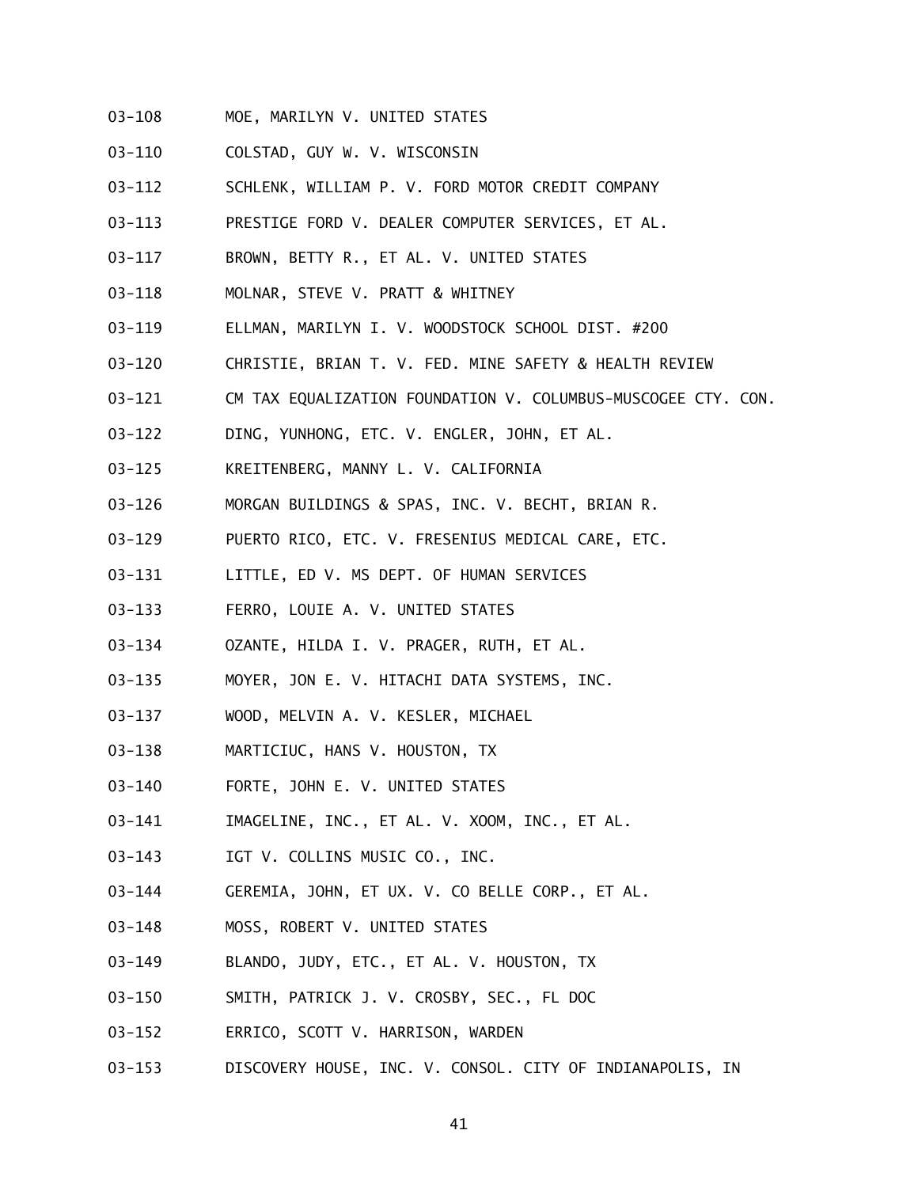03-108 MOE, MARILYN V. UNITED STATES

03-110 COLSTAD, GUY W. V. WISCONSIN

03-112 SCHLENK, WILLIAM P. V. FORD MOTOR CREDIT COMPANY

03-113 PRESTIGE FORD V. DEALER COMPUTER SERVICES, ET AL.

03-117 BROWN, BETTY R., ET AL. V. UNITED STATES

03-118 MOLNAR, STEVE V. PRATT & WHITNEY

03-119 ELLMAN, MARILYN I. V. WOODSTOCK SCHOOL DIST. #200

03-120 CHRISTIE, BRIAN T. V. FED. MINE SAFETY & HEALTH REVIEW

03-121 CM TAX EQUALIZATION FOUNDATION V. COLUMBUS-MUSCOGEE CTY. CON.

03-122 DING, YUNHONG, ETC. V. ENGLER, JOHN, ET AL.

03-125 KREITENBERG, MANNY L. V. CALIFORNIA

03-126 MORGAN BUILDINGS & SPAS, INC. V. BECHT, BRIAN R.

03-129 PUERTO RICO, ETC. V. FRESENIUS MEDICAL CARE, ETC.

03-131 LITTLE, ED V. MS DEPT. OF HUMAN SERVICES

03-133 FERRO, LOUIE A. V. UNITED STATES

03-134 OZANTE, HILDA I. V. PRAGER, RUTH, ET AL.

03-135 MOYER, JON E. V. HITACHI DATA SYSTEMS, INC.

03-137 WOOD, MELVIN A. V. KESLER, MICHAEL

03-138 MARTICIUC, HANS V. HOUSTON, TX

03-140 FORTE, JOHN E. V. UNITED STATES

03-141 IMAGELINE, INC., ET AL. V. XOOM, INC., ET AL.

03-143 IGT V. COLLINS MUSIC CO., INC.

03-144 GEREMIA, JOHN, ET UX. V. CO BELLE CORP., ET AL.

03-148 MOSS, ROBERT V. UNITED STATES

03-149 BLANDO, JUDY, ETC., ET AL. V. HOUSTON, TX

03-150 SMITH, PATRICK J. V. CROSBY, SEC., FL DOC

03-152 ERRICO, SCOTT V. HARRISON, WARDEN

03-153 DISCOVERY HOUSE, INC. V. CONSOL. CITY OF INDIANAPOLIS, IN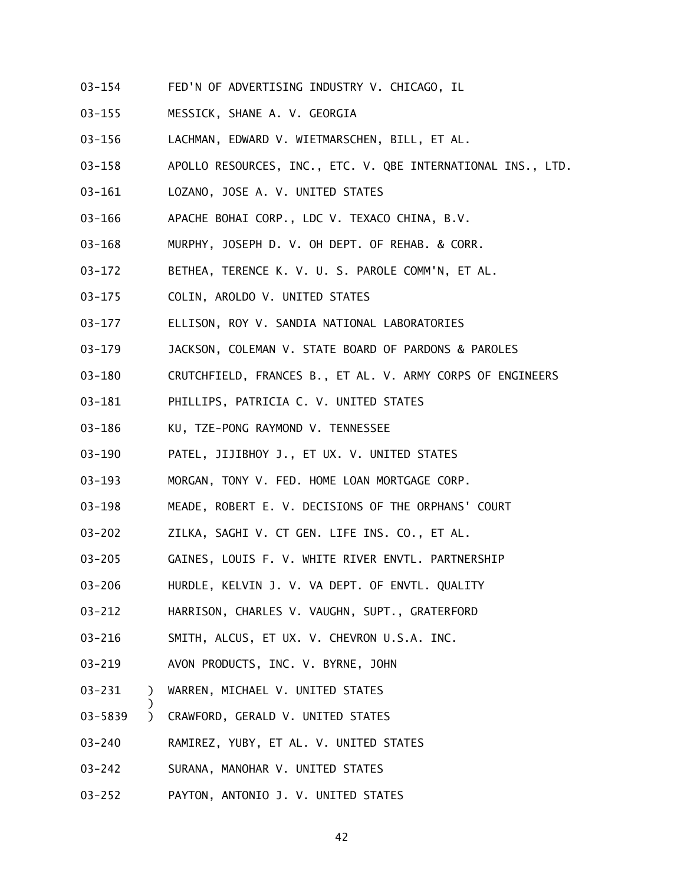03-154 FED'N OF ADVERTISING INDUSTRY V. CHICAGO, IL

03-155 MESSICK, SHANE A. V. GEORGIA

03-156 LACHMAN, EDWARD V. WIETMARSCHEN, BILL, ET AL.

03-158 APOLLO RESOURCES, INC., ETC. V. QBE INTERNATIONAL INS., LTD.

03-161 LOZANO, JOSE A. V. UNITED STATES

03-166 APACHE BOHAI CORP., LDC V. TEXACO CHINA, B.V.

03-168 MURPHY, JOSEPH D. V. OH DEPT. OF REHAB. & CORR.

03-172 BETHEA, TERENCE K. V. U. S. PAROLE COMM'N, ET AL.

03-175 COLIN, AROLDO V. UNITED STATES

03-177 ELLISON, ROY V. SANDIA NATIONAL LABORATORIES

03-179 JACKSON, COLEMAN V. STATE BOARD OF PARDONS & PAROLES

03-180 CRUTCHFIELD, FRANCES B., ET AL. V. ARMY CORPS OF ENGINEERS

03-181 PHILLIPS, PATRICIA C. V. UNITED STATES

03-186 KU, TZE-PONG RAYMOND V. TENNESSEE

03-190 PATEL, JIJIBHOY J., ET UX. V. UNITED STATES

03-193 MORGAN, TONY V. FED. HOME LOAN MORTGAGE CORP.

03-198 MEADE, ROBERT E. V. DECISIONS OF THE ORPHANS' COURT

03-202 ZILKA, SAGHI V. CT GEN. LIFE INS. CO., ET AL.

03-205 GAINES, LOUIS F. V. WHITE RIVER ENVTL. PARTNERSHIP

03-206 HURDLE, KELVIN J. V. VA DEPT. OF ENVTL. QUALITY

03-212 HARRISON, CHARLES V. VAUGHN, SUPT., GRATERFORD

03-216 SMITH, ALCUS, ET UX. V. CHEVRON U.S.A. INC.

03-219 AVON PRODUCTS, INC. V. BYRNE, JOHN

03-231 ) WARREN, MICHAEL V. UNITED STATES
)
03-5839 ) CRAWFORD, GERALD V. UNITED STATES

03-240 RAMIREZ, YUBY, ET AL. V. UNITED STATES

03-242 SURANA, MANOHAR V. UNITED STATES

03-252 PAYTON, ANTONIO J. V. UNITED STATES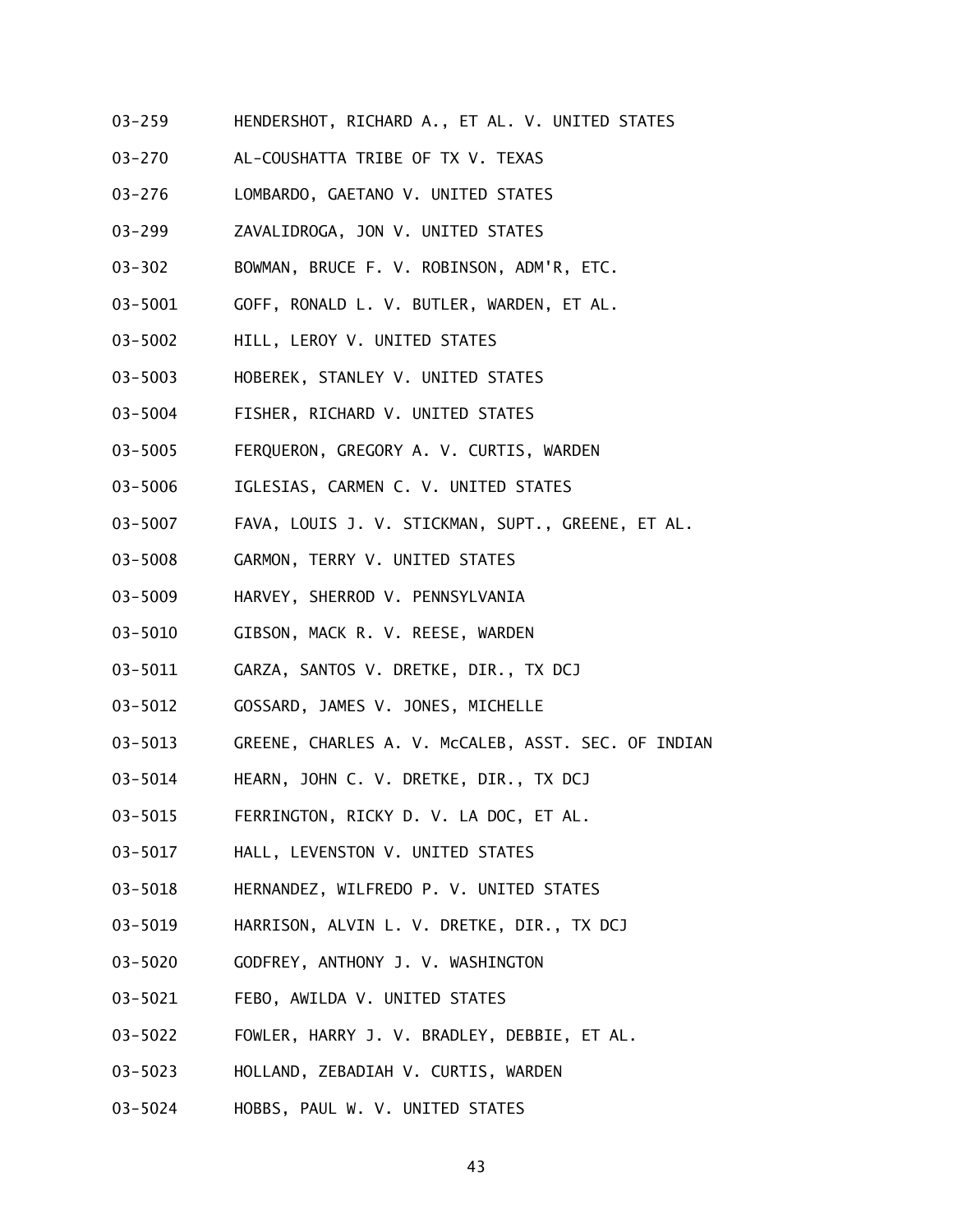03-259 HENDERSHOT, RICHARD A., ET AL. V. UNITED STATES

03-270 AL-COUSHATTA TRIBE OF TX V. TEXAS

03-276 LOMBARDO, GAETANO V. UNITED STATES

03-299 ZAVALIDROGA, JON V. UNITED STATES

03-302 BOWMAN, BRUCE F. V. ROBINSON, ADM'R, ETC.

03-5001 GOFF, RONALD L. V. BUTLER, WARDEN, ET AL.

03-5002 HILL, LEROY V. UNITED STATES

03-5003 HOBEREK, STANLEY V. UNITED STATES

03-5004 FISHER, RICHARD V. UNITED STATES

03-5005 FERQUERON, GREGORY A. V. CURTIS, WARDEN

03-5006 IGLESIAS, CARMEN C. V. UNITED STATES

03-5007 FAVA, LOUIS J. V. STICKMAN, SUPT., GREENE, ET AL.

03-5008 GARMON, TERRY V. UNITED STATES

03-5009 HARVEY, SHERROD V. PENNSYLVANIA

03-5010 GIBSON, MACK R. V. REESE, WARDEN

03-5011 GARZA, SANTOS V. DRETKE, DIR., TX DCJ

03-5012 GOSSARD, JAMES V. JONES, MICHELLE

03-5013 GREENE, CHARLES A. V. McCALEB, ASST. SEC. OF INDIAN

03-5014 HEARN, JOHN C. V. DRETKE, DIR., TX DCJ

03-5015 FERRINGTON, RICKY D. V. LA DOC, ET AL.

03-5017 HALL, LEVENSTON V. UNITED STATES

03-5018 HERNANDEZ, WILFREDO P. V. UNITED STATES

03-5019 HARRISON, ALVIN L. V. DRETKE, DIR., TX DCJ

03-5020 GODFREY, ANTHONY J. V. WASHINGTON

03-5021 FEBO, AWILDA V. UNITED STATES

03-5022 FOWLER, HARRY J. V. BRADLEY, DEBBIE, ET AL.

03-5023 HOLLAND, ZEBADIAH V. CURTIS, WARDEN

03-5024 HOBBS, PAUL W. V. UNITED STATES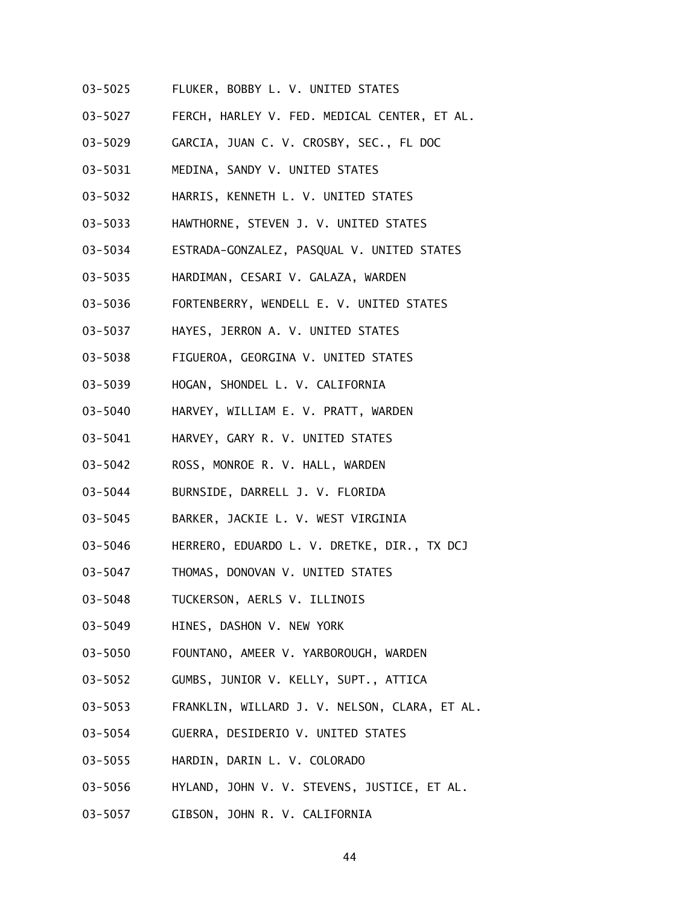03-5025 FLUKER, BOBBY L. V. UNITED STATES

03-5027 FERCH, HARLEY V. FED. MEDICAL CENTER, ET AL.

03-5029 GARCIA, JUAN C. V. CROSBY, SEC., FL DOC

03-5031 MEDINA, SANDY V. UNITED STATES

03-5032 HARRIS, KENNETH L. V. UNITED STATES

03-5033 HAWTHORNE, STEVEN J. V. UNITED STATES

03-5034 ESTRADA-GONZALEZ, PASQUAL V. UNITED STATES

03-5035 HARDIMAN, CESARI V. GALAZA, WARDEN

03-5036 FORTENBERRY, WENDELL E. V. UNITED STATES

03-5037 HAYES, JERRON A. V. UNITED STATES

03-5038 FIGUEROA, GEORGINA V. UNITED STATES

03-5039 HOGAN, SHONDEL L. V. CALIFORNIA

03-5040 HARVEY, WILLIAM E. V. PRATT, WARDEN

03-5041 HARVEY, GARY R. V. UNITED STATES

03-5042 ROSS, MONROE R. V. HALL, WARDEN

03-5044 BURNSIDE, DARRELL J. V. FLORIDA

03-5045 BARKER, JACKIE L. V. WEST VIRGINIA

03-5046 HERRERO, EDUARDO L. V. DRETKE, DIR., TX DCJ

03-5047 THOMAS, DONOVAN V. UNITED STATES

03-5048 TUCKERSON, AERLS V. ILLINOIS

03-5049 HINES, DASHON V. NEW YORK

03-5050 FOUNTANO, AMEER V. YARBOROUGH, WARDEN

03-5052 GUMBS, JUNIOR V. KELLY, SUPT., ATTICA

03-5053 FRANKLIN, WILLARD J. V. NELSON, CLARA, ET AL.

03-5054 GUERRA, DESIDERIO V. UNITED STATES

03-5055 HARDIN, DARIN L. V. COLORADO

03-5056 HYLAND, JOHN V. V. STEVENS, JUSTICE, ET AL.

03-5057 GIBSON, JOHN R. V. CALIFORNIA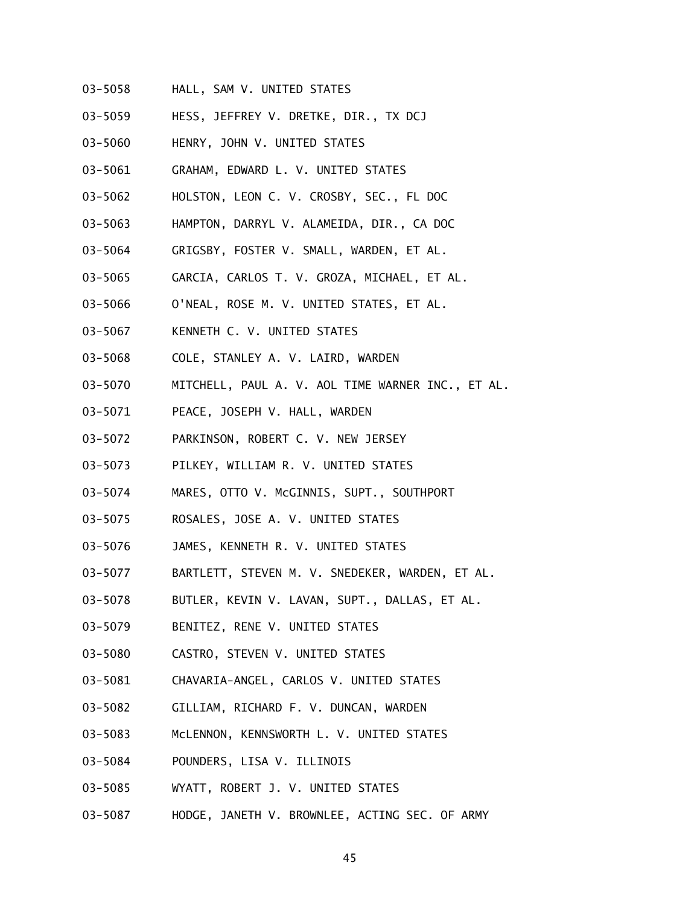03-5058 HALL, SAM V. UNITED STATES

03-5059 HESS, JEFFREY V. DRETKE, DIR., TX DCJ

03-5060 HENRY, JOHN V. UNITED STATES

03-5061 GRAHAM, EDWARD L. V. UNITED STATES

03-5062 HOLSTON, LEON C. V. CROSBY, SEC., FL DOC

03-5063 HAMPTON, DARRYL V. ALAMEIDA, DIR., CA DOC

03-5064 GRIGSBY, FOSTER V. SMALL, WARDEN, ET AL.

03-5065 GARCIA, CARLOS T. V. GROZA, MICHAEL, ET AL.

03-5066 O'NEAL, ROSE M. V. UNITED STATES, ET AL.

03-5067 KENNETH C. V. UNITED STATES

03-5068 COLE, STANLEY A. V. LAIRD, WARDEN

03-5070 MITCHELL, PAUL A. V. AOL TIME WARNER INC., ET AL.

03-5071 PEACE, JOSEPH V. HALL, WARDEN

03-5072 PARKINSON, ROBERT C. V. NEW JERSEY

03-5073 PILKEY, WILLIAM R. V. UNITED STATES

03-5074 MARES, OTTO V. McGINNIS, SUPT., SOUTHPORT

03-5075 ROSALES, JOSE A. V. UNITED STATES

03-5076 JAMES, KENNETH R. V. UNITED STATES

03-5077 BARTLETT, STEVEN M. V. SNEDEKER, WARDEN, ET AL.

03-5078 BUTLER, KEVIN V. LAVAN, SUPT., DALLAS, ET AL.

03-5079 BENITEZ, RENE V. UNITED STATES

03-5080 CASTRO, STEVEN V. UNITED STATES

03-5081 CHAVARIA-ANGEL, CARLOS V. UNITED STATES

03-5082 GILLIAM, RICHARD F. V. DUNCAN, WARDEN

03-5083 McLENNON, KENNSWORTH L. V. UNITED STATES

03-5084 POUNDERS, LISA V. ILLINOIS

03-5085 WYATT, ROBERT J. V. UNITED STATES

03-5087 HODGE, JANETH V. BROWNLEE, ACTING SEC. OF ARMY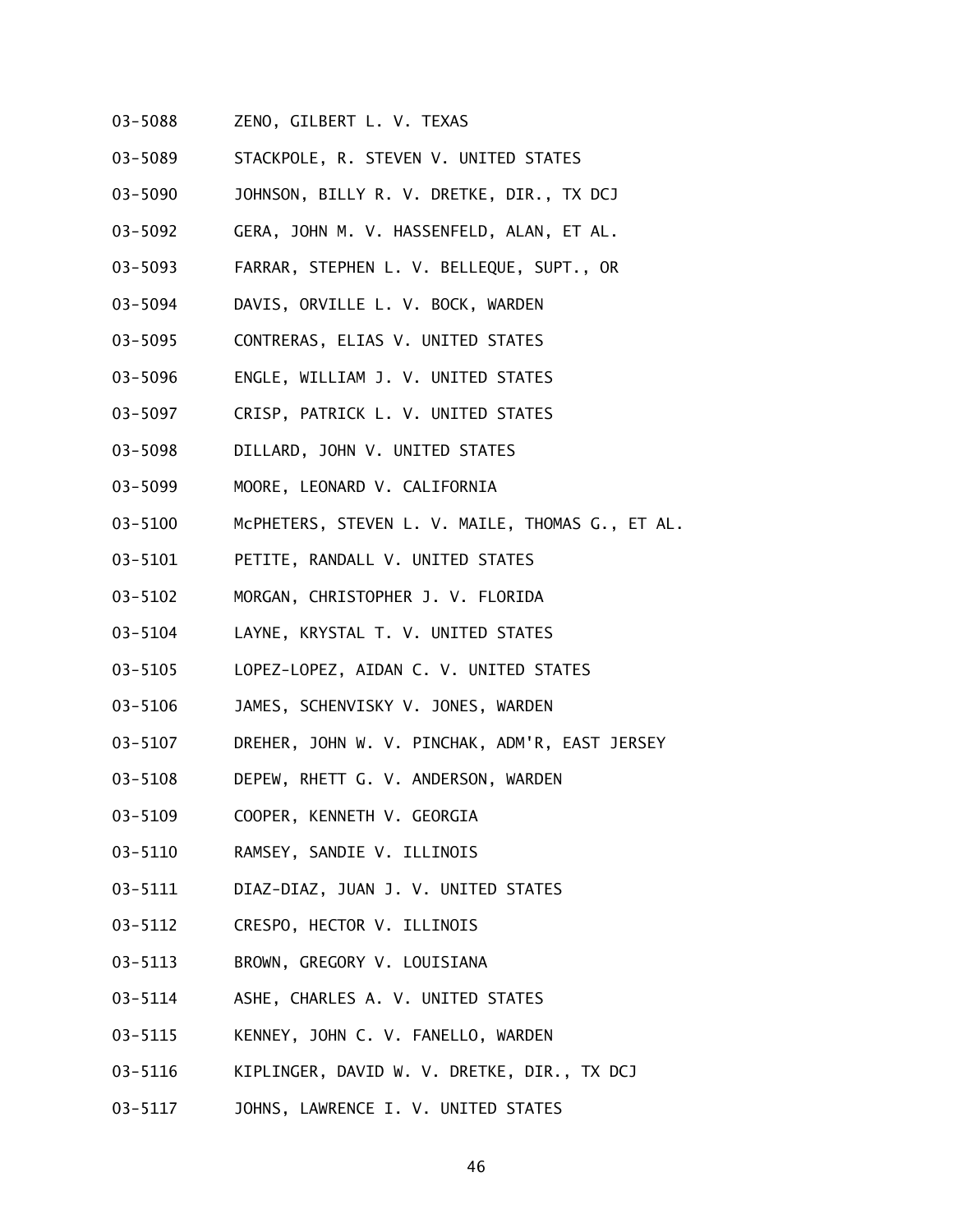03-5088 ZENO, GILBERT L. V. TEXAS

03-5089 STACKPOLE, R. STEVEN V. UNITED STATES

03-5090 JOHNSON, BILLY R. V. DRETKE, DIR., TX DCJ

03-5092 GERA, JOHN M. V. HASSENFELD, ALAN, ET AL.

03-5093 FARRAR, STEPHEN L. V. BELLEQUE, SUPT., OR

03-5094 DAVIS, ORVILLE L. V. BOCK, WARDEN

03-5095 CONTRERAS, ELIAS V. UNITED STATES

03-5096 ENGLE, WILLIAM J. V. UNITED STATES

03-5097 CRISP, PATRICK L. V. UNITED STATES

03-5098 DILLARD, JOHN V. UNITED STATES

03-5099 MOORE, LEONARD V. CALIFORNIA

03-5100 McPHETERS, STEVEN L. V. MAILE, THOMAS G., ET AL.

03-5101 PETITE, RANDALL V. UNITED STATES

03-5102 MORGAN, CHRISTOPHER J. V. FLORIDA

03-5104 LAYNE, KRYSTAL T. V. UNITED STATES

03-5105 LOPEZ-LOPEZ, AIDAN C. V. UNITED STATES

03-5106 JAMES, SCHENVISKY V. JONES, WARDEN

03-5107 DREHER, JOHN W. V. PINCHAK, ADM'R, EAST JERSEY

03-5108 DEPEW, RHETT G. V. ANDERSON, WARDEN

03-5109 COOPER, KENNETH V. GEORGIA

03-5110 RAMSEY, SANDIE V. ILLINOIS

03-5111 DIAZ-DIAZ, JUAN J. V. UNITED STATES

03-5112 CRESPO, HECTOR V. ILLINOIS

03-5113 BROWN, GREGORY V. LOUISIANA

03-5114 ASHE, CHARLES A. V. UNITED STATES

03-5115 KENNEY, JOHN C. V. FANELLO, WARDEN

03-5116 KIPLINGER, DAVID W. V. DRETKE, DIR., TX DCJ

03-5117 JOHNS, LAWRENCE I. V. UNITED STATES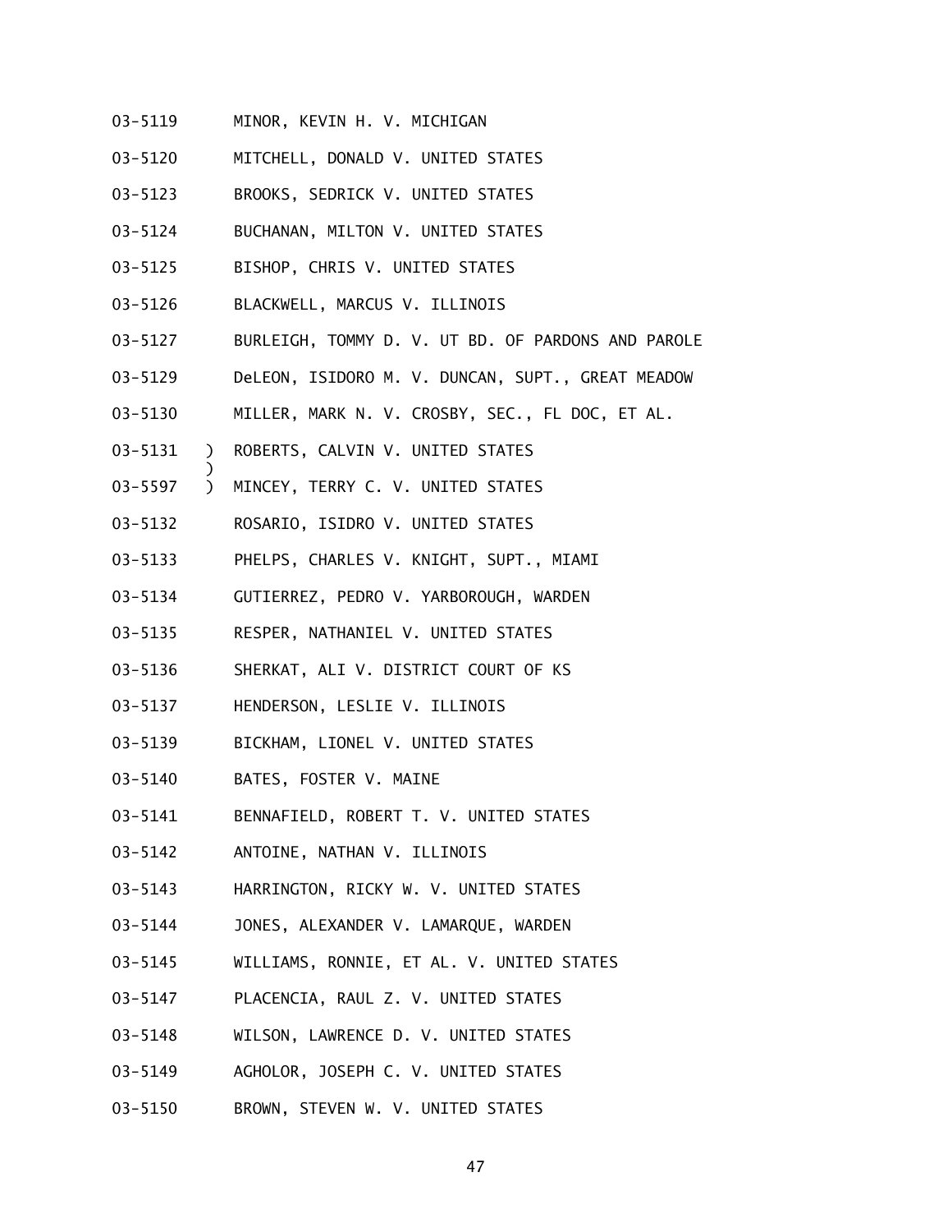03-5119 MINOR, KEVIN H. V. MICHIGAN

03-5120 MITCHELL, DONALD V. UNITED STATES

03-5123 BROOKS, SEDRICK V. UNITED STATES

03-5124 BUCHANAN, MILTON V. UNITED STATES

03-5125 BISHOP, CHRIS V. UNITED STATES

03-5126 BLACKWELL, MARCUS V. ILLINOIS

03-5127 BURLEIGH, TOMMY D. V. UT BD. OF PARDONS AND PAROLE

03-5129 DeLEON, ISIDORO M. V. DUNCAN, SUPT., GREAT MEADOW

03-5130 MILLER, MARK N. V. CROSBY, SEC., FL DOC, ET AL.

03-5131 ) ROBERTS, CALVIN V. UNITED STATES
)
03-5597 ) MINCEY, TERRY C. V. UNITED STATES

03-5132 ROSARIO, ISIDRO V. UNITED STATES

03-5133 PHELPS, CHARLES V. KNIGHT, SUPT., MIAMI

03-5134 GUTIERREZ, PEDRO V. YARBOROUGH, WARDEN

03-5135 RESPER, NATHANIEL V. UNITED STATES

03-5136 SHERKAT, ALI V. DISTRICT COURT OF KS

03-5137 HENDERSON, LESLIE V. ILLINOIS

03-5139 BICKHAM, LIONEL V. UNITED STATES

03-5140 BATES, FOSTER V. MAINE

03-5141 BENNAFIELD, ROBERT T. V. UNITED STATES

03-5142 ANTOINE, NATHAN V. ILLINOIS

03-5143 HARRINGTON, RICKY W. V. UNITED STATES

03-5144 JONES, ALEXANDER V. LAMARQUE, WARDEN

03-5145 WILLIAMS, RONNIE, ET AL. V. UNITED STATES

03-5147 PLACENCIA, RAUL Z. V. UNITED STATES

03-5148 WILSON, LAWRENCE D. V. UNITED STATES

03-5149 AGHOLOR, JOSEPH C. V. UNITED STATES

03-5150 BROWN, STEVEN W. V. UNITED STATES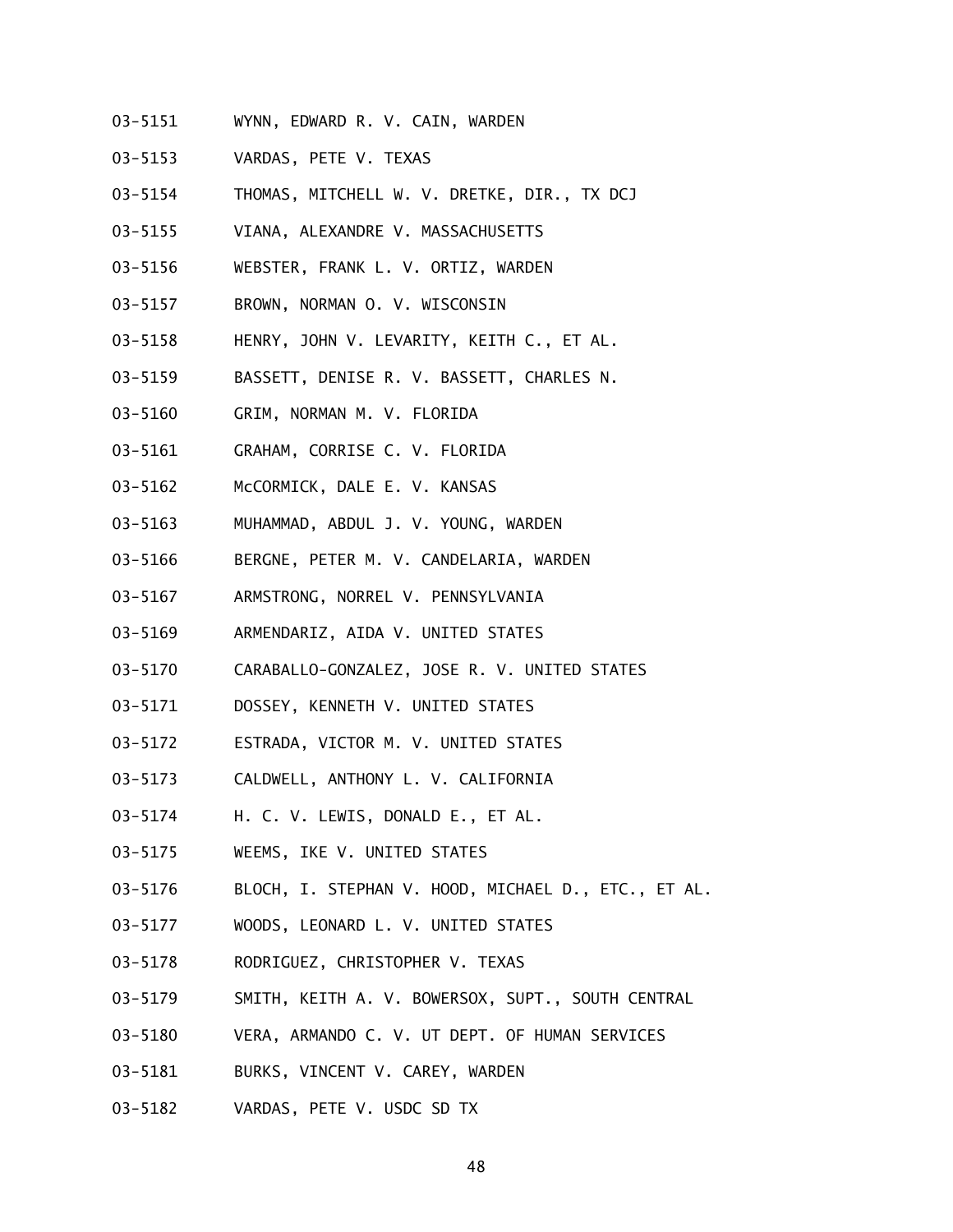03-5151 WYNN, EDWARD R. V. CAIN, WARDEN

03-5153 VARDAS, PETE V. TEXAS

03-5154 THOMAS, MITCHELL W. V. DRETKE, DIR., TX DCJ

03-5155 VIANA, ALEXANDRE V. MASSACHUSETTS

03-5156 WEBSTER, FRANK L. V. ORTIZ, WARDEN

03-5157 BROWN, NORMAN O. V. WISCONSIN

03-5158 HENRY, JOHN V. LEVARITY, KEITH C., ET AL.

03-5159 BASSETT, DENISE R. V. BASSETT, CHARLES N.

03-5160 GRIM, NORMAN M. V. FLORIDA

03-5161 GRAHAM, CORRISE C. V. FLORIDA

03-5162 McCORMICK, DALE E. V. KANSAS

03-5163 MUHAMMAD, ABDUL J. V. YOUNG, WARDEN

03-5166 BERGNE, PETER M. V. CANDELARIA, WARDEN

03-5167 ARMSTRONG, NORREL V. PENNSYLVANIA

03-5169 ARMENDARIZ, AIDA V. UNITED STATES

03-5170 CARABALLO-GONZALEZ, JOSE R. V. UNITED STATES

03-5171 DOSSEY, KENNETH V. UNITED STATES

03-5172 ESTRADA, VICTOR M. V. UNITED STATES

03-5173 CALDWELL, ANTHONY L. V. CALIFORNIA

03-5174 H. C. V. LEWIS, DONALD E., ET AL.

03-5175 WEEMS, IKE V. UNITED STATES

03-5176 BLOCH, I. STEPHAN V. HOOD, MICHAEL D., ETC., ET AL.

03-5177 WOODS, LEONARD L. V. UNITED STATES

03-5178 RODRIGUEZ, CHRISTOPHER V. TEXAS

03-5179 SMITH, KEITH A. V. BOWERSOX, SUPT., SOUTH CENTRAL

03-5180 VERA, ARMANDO C. V. UT DEPT. OF HUMAN SERVICES

03-5181 BURKS, VINCENT V. CAREY, WARDEN

03-5182 VARDAS, PETE V. USDC SD TX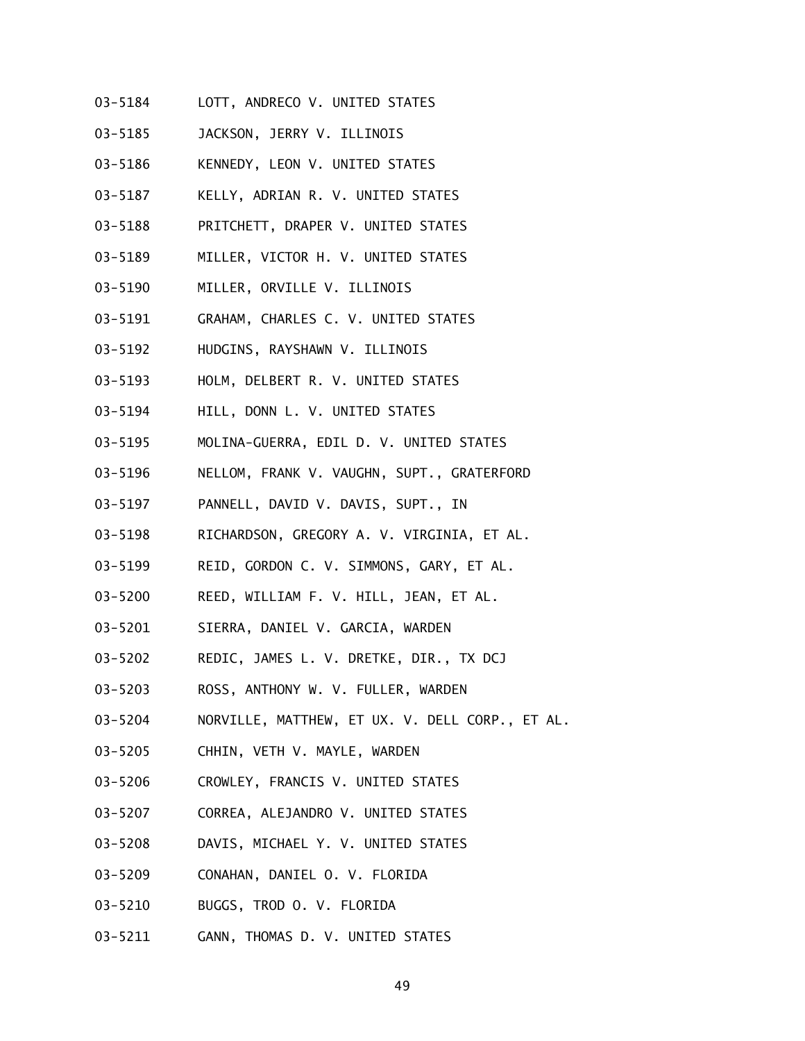03-5184 LOTT, ANDRECO V. UNITED STATES

03-5185 JACKSON, JERRY V. ILLINOIS

03-5186 KENNEDY, LEON V. UNITED STATES

03-5187 KELLY, ADRIAN R. V. UNITED STATES

03-5188 PRITCHETT, DRAPER V. UNITED STATES

03-5189 MILLER, VICTOR H. V. UNITED STATES

03-5190 MILLER, ORVILLE V. ILLINOIS

03-5191 GRAHAM, CHARLES C. V. UNITED STATES

03-5192 HUDGINS, RAYSHAWN V. ILLINOIS

03-5193 HOLM, DELBERT R. V. UNITED STATES

03-5194 HILL, DONN L. V. UNITED STATES

03-5195 MOLINA-GUERRA, EDIL D. V. UNITED STATES

03-5196 NELLOM, FRANK V. VAUGHN, SUPT., GRATERFORD

03-5197 PANNELL, DAVID V. DAVIS, SUPT., IN

03-5198 RICHARDSON, GREGORY A. V. VIRGINIA, ET AL.

03-5199 REID, GORDON C. V. SIMMONS, GARY, ET AL.

03-5200 REED, WILLIAM F. V. HILL, JEAN, ET AL.

03-5201 SIERRA, DANIEL V. GARCIA, WARDEN

03-5202 REDIC, JAMES L. V. DRETKE, DIR., TX DCJ

03-5203 ROSS, ANTHONY W. V. FULLER, WARDEN

03-5204 NORVILLE, MATTHEW, ET UX. V. DELL CORP., ET AL.

03-5205 CHHIN, VETH V. MAYLE, WARDEN

03-5206 CROWLEY, FRANCIS V. UNITED STATES

03-5207 CORREA, ALEJANDRO V. UNITED STATES

03-5208 DAVIS, MICHAEL Y. V. UNITED STATES

03-5209 CONAHAN, DANIEL O. V. FLORIDA

03-5210 BUGGS, TROD O. V. FLORIDA

03-5211 GANN, THOMAS D. V. UNITED STATES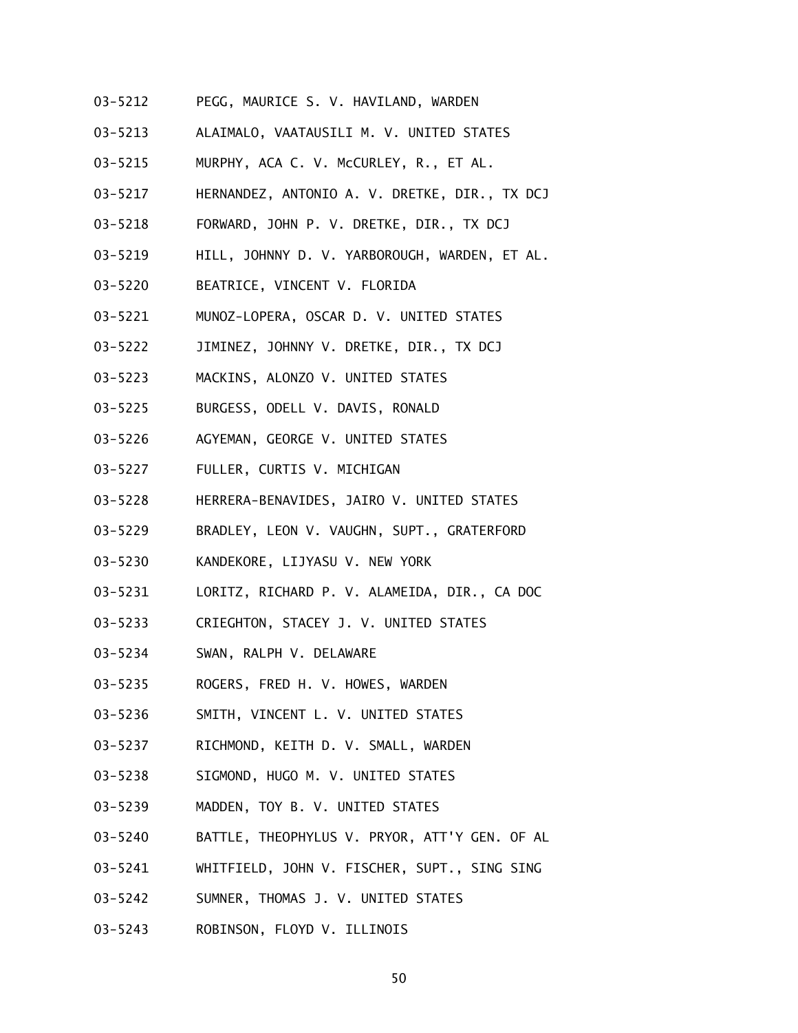03-5212 PEGG, MAURICE S. V. HAVILAND, WARDEN

03-5213 ALAIMALO, VAATAUSILI M. V. UNITED STATES

03-5215 MURPHY, ACA C. V. McCURLEY, R., ET AL.

03-5217 HERNANDEZ, ANTONIO A. V. DRETKE, DIR., TX DCJ

03-5218 FORWARD, JOHN P. V. DRETKE, DIR., TX DCJ

03-5219 HILL, JOHNNY D. V. YARBOROUGH, WARDEN, ET AL.

03-5220 BEATRICE, VINCENT V. FLORIDA

03-5221 MUNOZ-LOPERA, OSCAR D. V. UNITED STATES

03-5222 JIMINEZ, JOHNNY V. DRETKE, DIR., TX DCJ

03-5223 MACKINS, ALONZO V. UNITED STATES

03-5225 BURGESS, ODELL V. DAVIS, RONALD

03-5226 AGYEMAN, GEORGE V. UNITED STATES

03-5227 FULLER, CURTIS V. MICHIGAN

03-5228 HERRERA-BENAVIDES, JAIRO V. UNITED STATES

03-5229 BRADLEY, LEON V. VAUGHN, SUPT., GRATERFORD

03-5230 KANDEKORE, LIJYASU V. NEW YORK

03-5231 LORITZ, RICHARD P. V. ALAMEIDA, DIR., CA DOC

03-5233 CRIEGHTON, STACEY J. V. UNITED STATES

03-5234 SWAN, RALPH V. DELAWARE

03-5235 ROGERS, FRED H. V. HOWES, WARDEN

03-5236 SMITH, VINCENT L. V. UNITED STATES

03-5237 RICHMOND, KEITH D. V. SMALL, WARDEN

03-5238 SIGMOND, HUGO M. V. UNITED STATES

03-5239 MADDEN, TOY B. V. UNITED STATES

03-5240 BATTLE, THEOPHYLUS V. PRYOR, ATT'Y GEN. OF AL

03-5241 WHITFIELD, JOHN V. FISCHER, SUPT., SING SING

03-5242 SUMNER, THOMAS J. V. UNITED STATES

03-5243 ROBINSON, FLOYD V. ILLINOIS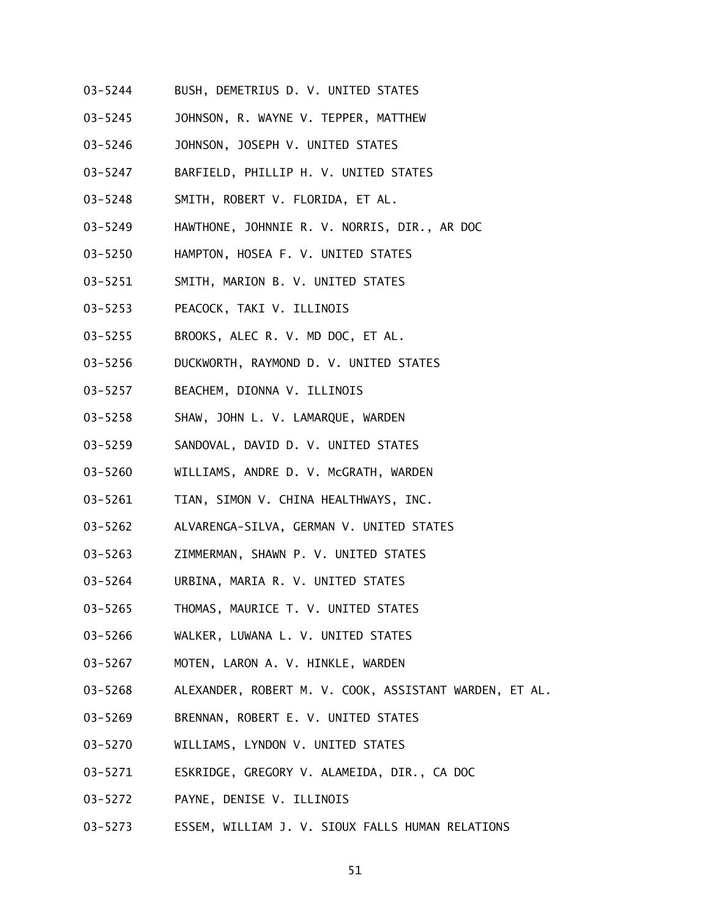03-5244 BUSH, DEMETRIUS D. V. UNITED STATES

03-5245 JOHNSON, R. WAYNE V. TEPPER, MATTHEW

03-5246 JOHNSON, JOSEPH V. UNITED STATES

03-5247 BARFIELD, PHILLIP H. V. UNITED STATES

03-5248 SMITH, ROBERT V. FLORIDA, ET AL.

03-5249 HAWTHONE, JOHNNIE R. V. NORRIS, DIR., AR DOC

03-5250 HAMPTON, HOSEA F. V. UNITED STATES

03-5251 SMITH, MARION B. V. UNITED STATES

03-5253 PEACOCK, TAKI V. ILLINOIS

03-5255 BROOKS, ALEC R. V. MD DOC, ET AL.

03-5256 DUCKWORTH, RAYMOND D. V. UNITED STATES

03-5257 BEACHEM, DIONNA V. ILLINOIS

03-5258 SHAW, JOHN L. V. LAMARQUE, WARDEN

03-5259 SANDOVAL, DAVID D. V. UNITED STATES

03-5260 WILLIAMS, ANDRE D. V. McGRATH, WARDEN

03-5261 TIAN, SIMON V. CHINA HEALTHWAYS, INC.

03-5262 ALVARENGA-SILVA, GERMAN V. UNITED STATES

03-5263 ZIMMERMAN, SHAWN P. V. UNITED STATES

03-5264 URBINA, MARIA R. V. UNITED STATES

03-5265 THOMAS, MAURICE T. V. UNITED STATES

03-5266 WALKER, LUWANA L. V. UNITED STATES

03-5267 MOTEN, LARON A. V. HINKLE, WARDEN

03-5268 ALEXANDER, ROBERT M. V. COOK, ASSISTANT WARDEN, ET AL.

03-5269 BRENNAN, ROBERT E. V. UNITED STATES

03-5270 WILLIAMS, LYNDON V. UNITED STATES

03-5271 ESKRIDGE, GREGORY V. ALAMEIDA, DIR., CA DOC

03-5272 PAYNE, DENISE V. ILLINOIS

03-5273 ESSEM, WILLIAM J. V. SIOUX FALLS HUMAN RELATIONS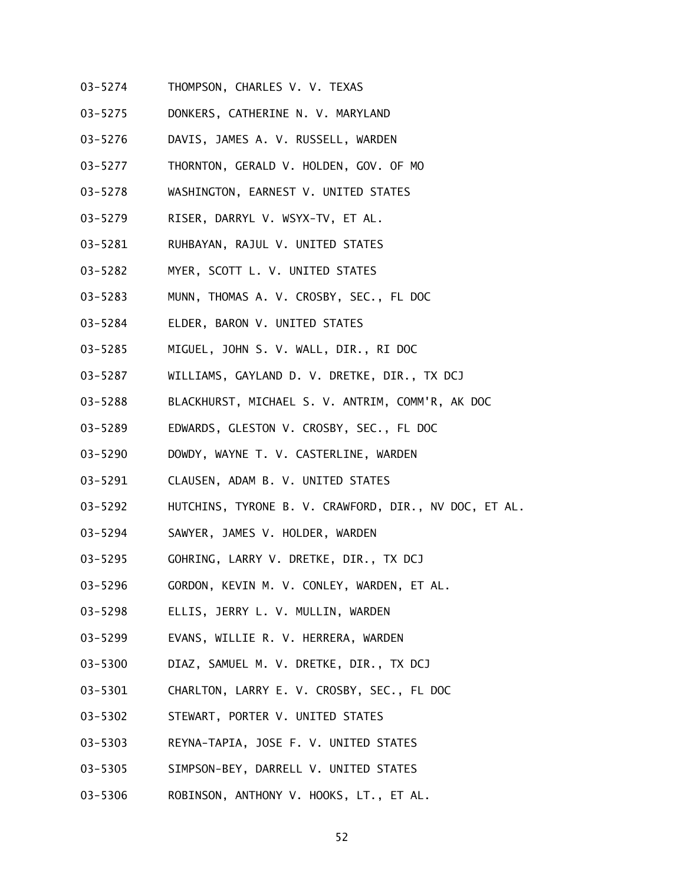03-5274 THOMPSON, CHARLES V. V. TEXAS

03-5275 DONKERS, CATHERINE N. V. MARYLAND

03-5276 DAVIS, JAMES A. V. RUSSELL, WARDEN

03-5277 THORNTON, GERALD V. HOLDEN, GOV. OF MO

03-5278 WASHINGTON, EARNEST V. UNITED STATES

03-5279 RISER, DARRYL V. WSYX-TV, ET AL.

03-5281 RUHBAYAN, RAJUL V. UNITED STATES

03-5282 MYER, SCOTT L. V. UNITED STATES

03-5283 MUNN, THOMAS A. V. CROSBY, SEC., FL DOC

03-5284 ELDER, BARON V. UNITED STATES

03-5285 MIGUEL, JOHN S. V. WALL, DIR., RI DOC

03-5287 WILLIAMS, GAYLAND D. V. DRETKE, DIR., TX DCJ

03-5288 BLACKHURST, MICHAEL S. V. ANTRIM, COMM'R, AK DOC

03-5289 EDWARDS, GLESTON V. CROSBY, SEC., FL DOC

03-5290 DOWDY, WAYNE T. V. CASTERLINE, WARDEN

03-5291 CLAUSEN, ADAM B. V. UNITED STATES

03-5292 HUTCHINS, TYRONE B. V. CRAWFORD, DIR., NV DOC, ET AL.

03-5294 SAWYER, JAMES V. HOLDER, WARDEN

03-5295 GOHRING, LARRY V. DRETKE, DIR., TX DCJ

03-5296 GORDON, KEVIN M. V. CONLEY, WARDEN, ET AL.

03-5298 ELLIS, JERRY L. V. MULLIN, WARDEN

03-5299 EVANS, WILLIE R. V. HERRERA, WARDEN

03-5300 DIAZ, SAMUEL M. V. DRETKE, DIR., TX DCJ

03-5301 CHARLTON, LARRY E. V. CROSBY, SEC., FL DOC

03-5302 STEWART, PORTER V. UNITED STATES

03-5303 REYNA-TAPIA, JOSE F. V. UNITED STATES

03-5305 SIMPSON-BEY, DARRELL V. UNITED STATES

03-5306 ROBINSON, ANTHONY V. HOOKS, LT., ET AL.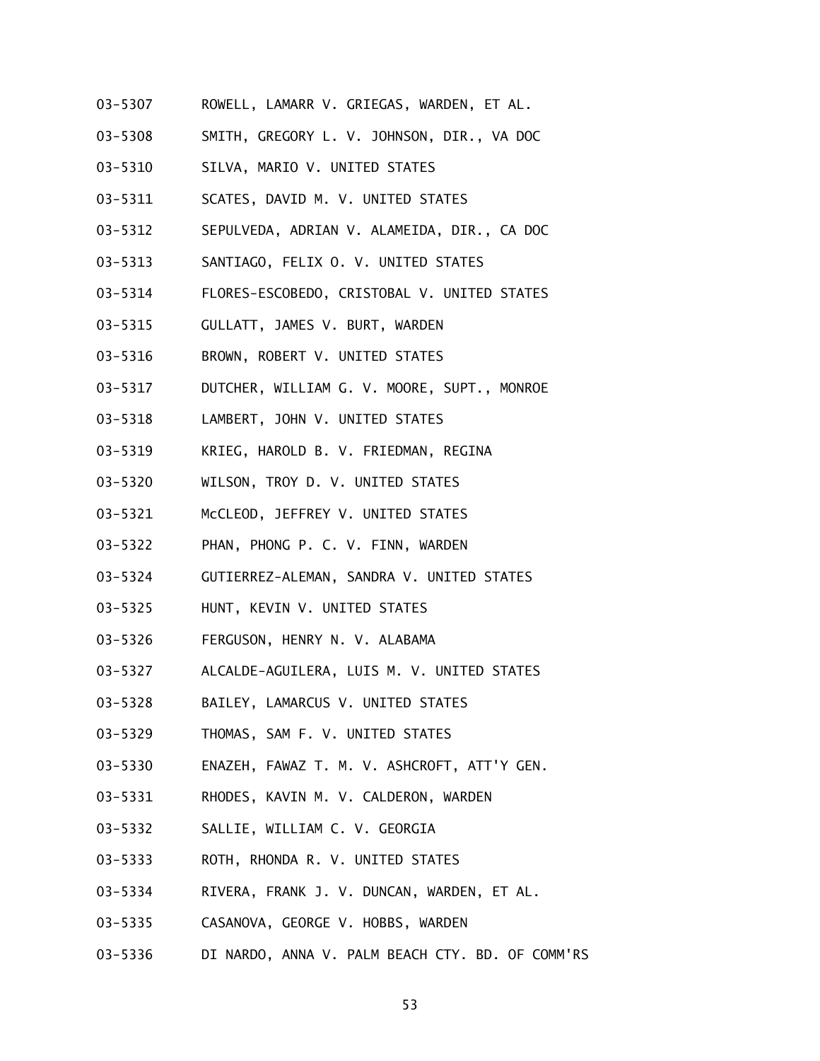03-5307 ROWELL, LAMARR V. GRIEGAS, WARDEN, ET AL.

03-5308 SMITH, GREGORY L. V. JOHNSON, DIR., VA DOC

03-5310 SILVA, MARIO V. UNITED STATES

03-5311 SCATES, DAVID M. V. UNITED STATES

03-5312 SEPULVEDA, ADRIAN V. ALAMEIDA, DIR., CA DOC

03-5313 SANTIAGO, FELIX O. V. UNITED STATES

03-5314 FLORES-ESCOBEDO, CRISTOBAL V. UNITED STATES

03-5315 GULLATT, JAMES V. BURT, WARDEN

03-5316 BROWN, ROBERT V. UNITED STATES

03-5317 DUTCHER, WILLIAM G. V. MOORE, SUPT., MONROE

03-5318 LAMBERT, JOHN V. UNITED STATES

03-5319 KRIEG, HAROLD B. V. FRIEDMAN, REGINA

03-5320 WILSON, TROY D. V. UNITED STATES

03-5321 McCLEOD, JEFFREY V. UNITED STATES

03-5322 PHAN, PHONG P. C. V. FINN, WARDEN

03-5324 GUTIERREZ-ALEMAN, SANDRA V. UNITED STATES

03-5325 HUNT, KEVIN V. UNITED STATES

03-5326 FERGUSON, HENRY N. V. ALABAMA

03-5327 ALCALDE-AGUILERA, LUIS M. V. UNITED STATES

03-5328 BAILEY, LAMARCUS V. UNITED STATES

03-5329 THOMAS, SAM F. V. UNITED STATES

03-5330 ENAZEH, FAWAZ T. M. V. ASHCROFT, ATT'Y GEN.

03-5331 RHODES, KAVIN M. V. CALDERON, WARDEN

03-5332 SALLIE, WILLIAM C. V. GEORGIA

03-5333 ROTH, RHONDA R. V. UNITED STATES

03-5334 RIVERA, FRANK J. V. DUNCAN, WARDEN, ET AL.

03-5335 CASANOVA, GEORGE V. HOBBS, WARDEN

03-5336 DI NARDO, ANNA V. PALM BEACH CTY. BD. OF COMM'RS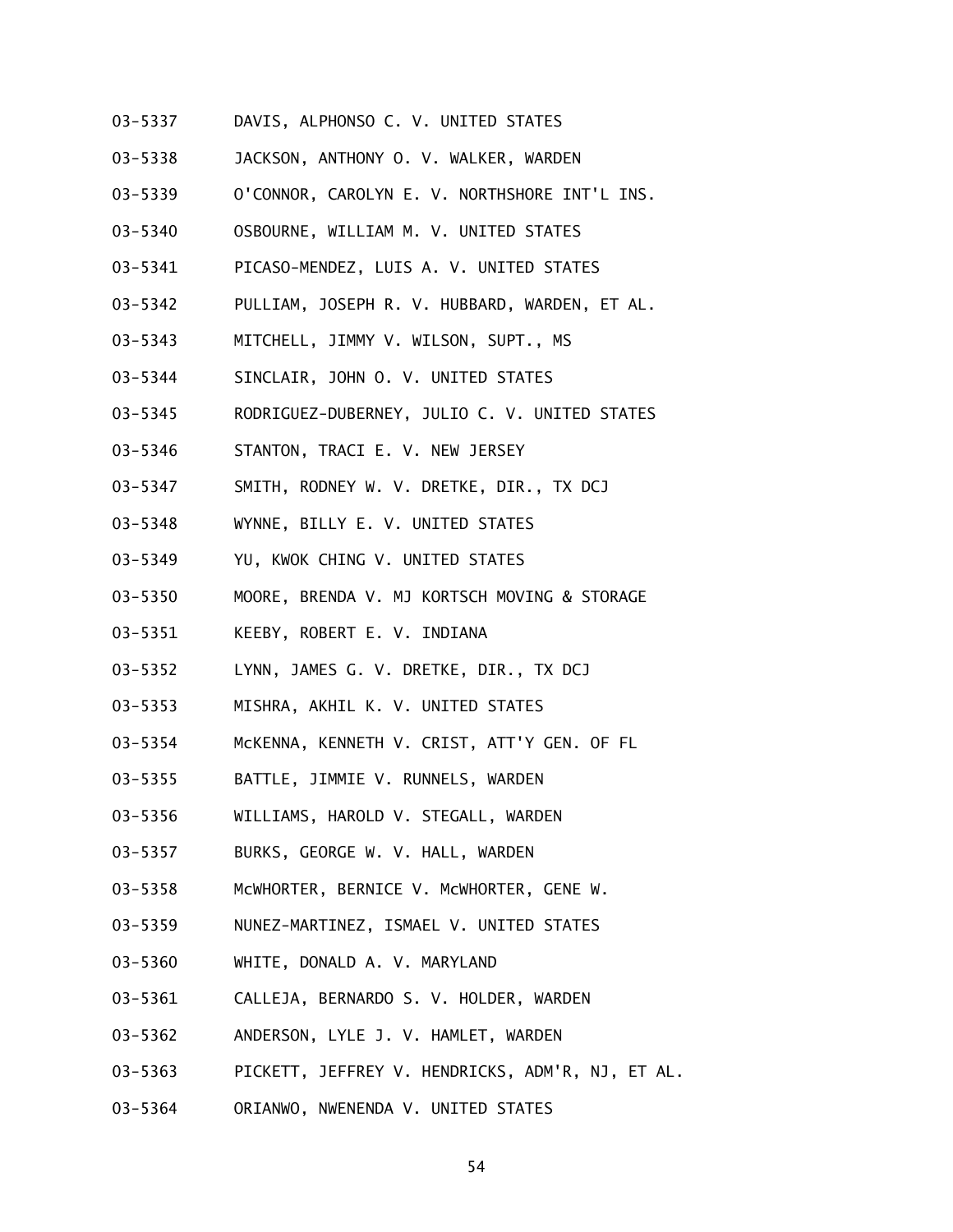03-5337 DAVIS, ALPHONSO C. V. UNITED STATES

03-5338 JACKSON, ANTHONY O. V. WALKER, WARDEN

03-5339 O'CONNOR, CAROLYN E. V. NORTHSHORE INT'L INS.

03-5340 OSBOURNE, WILLIAM M. V. UNITED STATES

03-5341 PICASO-MENDEZ, LUIS A. V. UNITED STATES

03-5342 PULLIAM, JOSEPH R. V. HUBBARD, WARDEN, ET AL.

03-5343 MITCHELL, JIMMY V. WILSON, SUPT., MS

03-5344 SINCLAIR, JOHN O. V. UNITED STATES

03-5345 RODRIGUEZ-DUBERNEY, JULIO C. V. UNITED STATES

03-5346 STANTON, TRACI E. V. NEW JERSEY

03-5347 SMITH, RODNEY W. V. DRETKE, DIR., TX DCJ

03-5348 WYNNE, BILLY E. V. UNITED STATES

03-5349 YU, KWOK CHING V. UNITED STATES

03-5350 MOORE, BRENDA V. MJ KORTSCH MOVING & STORAGE

03-5351 KEEBY, ROBERT E. V. INDIANA

03-5352 LYNN, JAMES G. V. DRETKE, DIR., TX DCJ

03-5353 MISHRA, AKHIL K. V. UNITED STATES

03-5354 McKENNA, KENNETH V. CRIST, ATT'Y GEN. OF FL

03-5355 BATTLE, JIMMIE V. RUNNELS, WARDEN

03-5356 WILLIAMS, HAROLD V. STEGALL, WARDEN

03-5357 BURKS, GEORGE W. V. HALL, WARDEN

03-5358 McWHORTER, BERNICE V. McWHORTER, GENE W.

03-5359 NUNEZ-MARTINEZ, ISMAEL V. UNITED STATES

03-5360 WHITE, DONALD A. V. MARYLAND

03-5361 CALLEJA, BERNARDO S. V. HOLDER, WARDEN

03-5362 ANDERSON, LYLE J. V. HAMLET, WARDEN

03-5363 PICKETT, JEFFREY V. HENDRICKS, ADM'R, NJ, ET AL.

03-5364 ORIANWO, NWENENDA V. UNITED STATES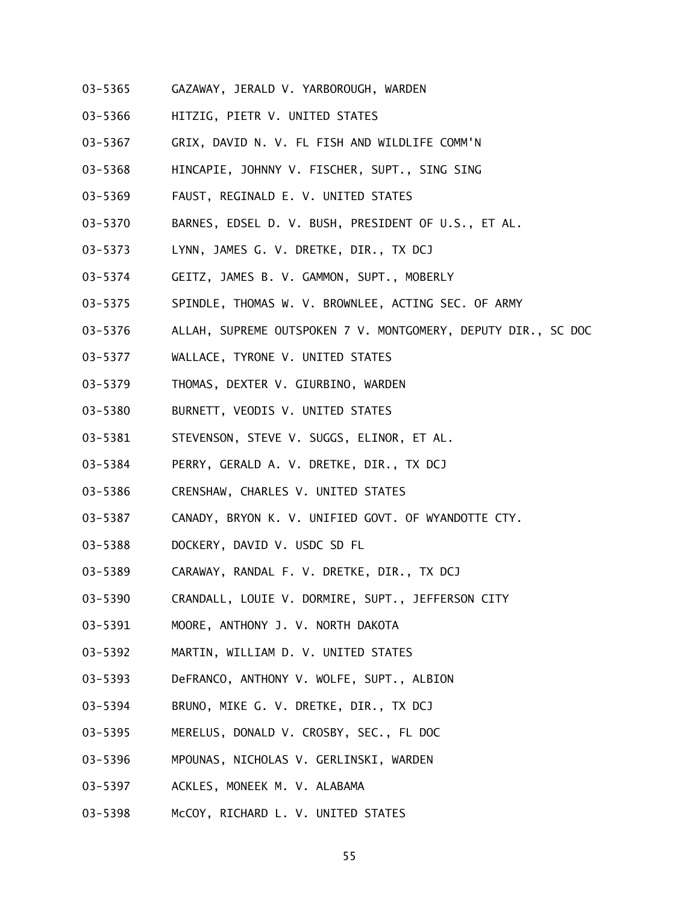03-5365 GAZAWAY, JERALD V. YARBOROUGH, WARDEN

03-5366 HITZIG, PIETR V. UNITED STATES

03-5367 GRIX, DAVID N. V. FL FISH AND WILDLIFE COMM'N

03-5368 HINCAPIE, JOHNNY V. FISCHER, SUPT., SING SING

03-5369 FAUST, REGINALD E. V. UNITED STATES

03-5370 BARNES, EDSEL D. V. BUSH, PRESIDENT OF U.S., ET AL.

03-5373 LYNN, JAMES G. V. DRETKE, DIR., TX DCJ

03-5374 GEITZ, JAMES B. V. GAMMON, SUPT., MOBERLY

03-5375 SPINDLE, THOMAS W. V. BROWNLEE, ACTING SEC. OF ARMY

03-5376 ALLAH, SUPREME OUTSPOKEN 7 V. MONTGOMERY, DEPUTY DIR., SC DOC

03-5377 WALLACE, TYRONE V. UNITED STATES

03-5379 THOMAS, DEXTER V. GIURBINO, WARDEN

03-5380 BURNETT, VEODIS V. UNITED STATES

03-5381 STEVENSON, STEVE V. SUGGS, ELINOR, ET AL.

03-5384 PERRY, GERALD A. V. DRETKE, DIR., TX DCJ

03-5386 CRENSHAW, CHARLES V. UNITED STATES

03-5387 CANADY, BRYON K. V. UNIFIED GOVT. OF WYANDOTTE CTY.

03-5388 DOCKERY, DAVID V. USDC SD FL

03-5389 CARAWAY, RANDAL F. V. DRETKE, DIR., TX DCJ

03-5390 CRANDALL, LOUIE V. DORMIRE, SUPT., JEFFERSON CITY

03-5391 MOORE, ANTHONY J. V. NORTH DAKOTA

03-5392 MARTIN, WILLIAM D. V. UNITED STATES

03-5393 DeFRANCO, ANTHONY V. WOLFE, SUPT., ALBION

03-5394 BRUNO, MIKE G. V. DRETKE, DIR., TX DCJ

03-5395 MERELUS, DONALD V. CROSBY, SEC., FL DOC

03-5396 MPOUNAS, NICHOLAS V. GERLINSKI, WARDEN

03-5397 ACKLES, MONEEK M. V. ALABAMA

03-5398 McCOY, RICHARD L. V. UNITED STATES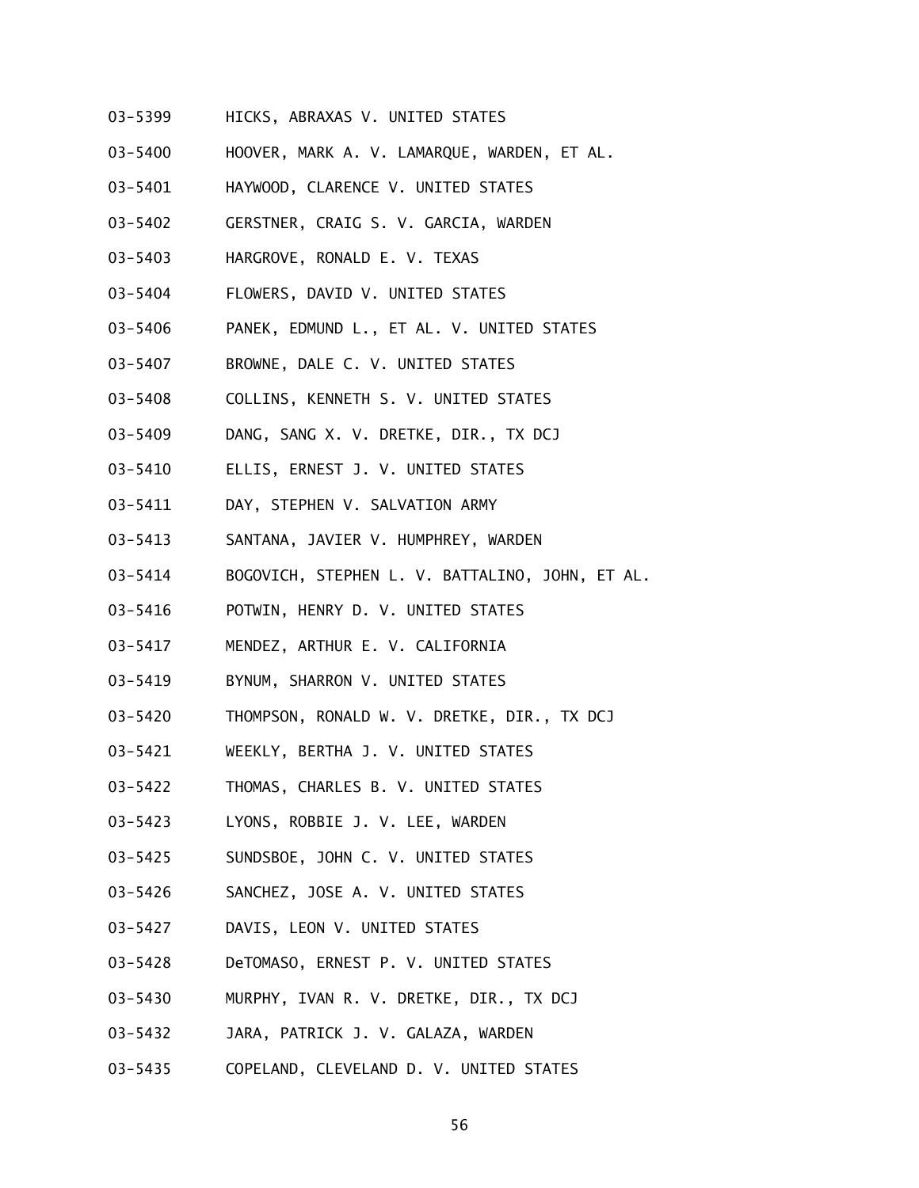03-5399 HICKS, ABRAXAS V. UNITED STATES

03-5400 HOOVER, MARK A. V. LAMARQUE, WARDEN, ET AL.

03-5401 HAYWOOD, CLARENCE V. UNITED STATES

03-5402 GERSTNER, CRAIG S. V. GARCIA, WARDEN

03-5403 HARGROVE, RONALD E. V. TEXAS

03-5404 FLOWERS, DAVID V. UNITED STATES

03-5406 PANEK, EDMUND L., ET AL. V. UNITED STATES

03-5407 BROWNE, DALE C. V. UNITED STATES

03-5408 COLLINS, KENNETH S. V. UNITED STATES

03-5409 DANG, SANG X. V. DRETKE, DIR., TX DCJ

03-5410 ELLIS, ERNEST J. V. UNITED STATES

03-5411 DAY, STEPHEN V. SALVATION ARMY

03-5413 SANTANA, JAVIER V. HUMPHREY, WARDEN

03-5414 BOGOVICH, STEPHEN L. V. BATTALINO, JOHN, ET AL.

03-5416 POTWIN, HENRY D. V. UNITED STATES

03-5417 MENDEZ, ARTHUR E. V. CALIFORNIA

03-5419 BYNUM, SHARRON V. UNITED STATES

03-5420 THOMPSON, RONALD W. V. DRETKE, DIR., TX DCJ

03-5421 WEEKLY, BERTHA J. V. UNITED STATES

03-5422 THOMAS, CHARLES B. V. UNITED STATES

03-5423 LYONS, ROBBIE J. V. LEE, WARDEN

03-5425 SUNDSBOE, JOHN C. V. UNITED STATES

03-5426 SANCHEZ, JOSE A. V. UNITED STATES

03-5427 DAVIS, LEON V. UNITED STATES

03-5428 DeTOMASO, ERNEST P. V. UNITED STATES

03-5430 MURPHY, IVAN R. V. DRETKE, DIR., TX DCJ

03-5432 JARA, PATRICK J. V. GALAZA, WARDEN

03-5435 COPELAND, CLEVELAND D. V. UNITED STATES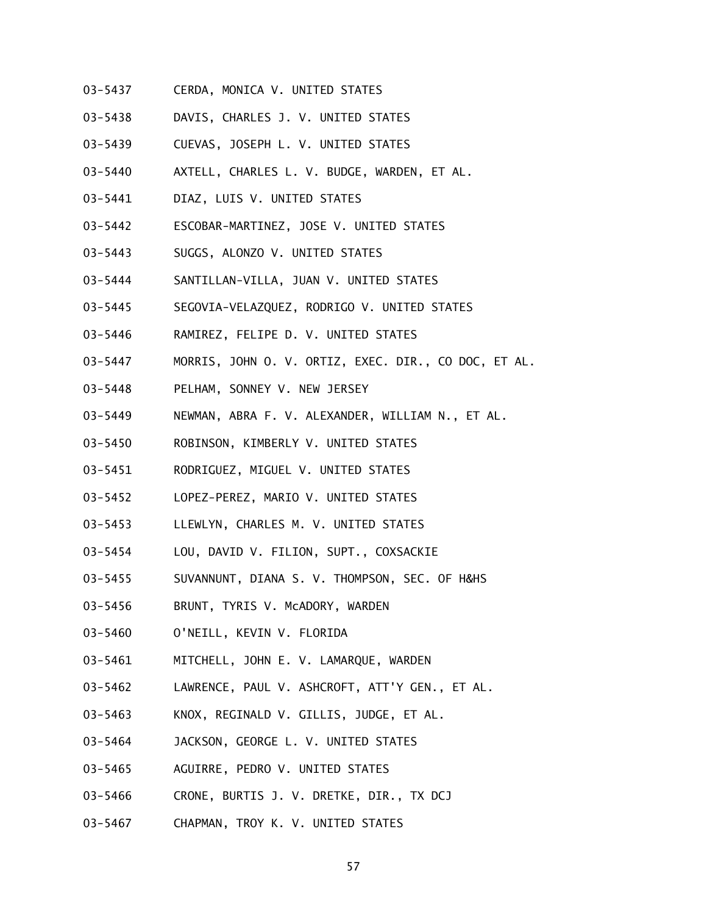03-5437 CERDA, MONICA V. UNITED STATES

03-5438 DAVIS, CHARLES J. V. UNITED STATES

03-5439 CUEVAS, JOSEPH L. V. UNITED STATES

03-5440 AXTELL, CHARLES L. V. BUDGE, WARDEN, ET AL.

03-5441 DIAZ, LUIS V. UNITED STATES

03-5442 ESCOBAR-MARTINEZ, JOSE V. UNITED STATES

03-5443 SUGGS, ALONZO V. UNITED STATES

03-5444 SANTILLAN-VILLA, JUAN V. UNITED STATES

03-5445 SEGOVIA-VELAZQUEZ, RODRIGO V. UNITED STATES

03-5446 RAMIREZ, FELIPE D. V. UNITED STATES

03-5447 MORRIS, JOHN O. V. ORTIZ, EXEC. DIR., CO DOC, ET AL.

03-5448 PELHAM, SONNEY V. NEW JERSEY

03-5449 NEWMAN, ABRA F. V. ALEXANDER, WILLIAM N., ET AL.

03-5450 ROBINSON, KIMBERLY V. UNITED STATES

03-5451 RODRIGUEZ, MIGUEL V. UNITED STATES

03-5452 LOPEZ-PEREZ, MARIO V. UNITED STATES

03-5453 LLEWLYN, CHARLES M. V. UNITED STATES

03-5454 LOU, DAVID V. FILION, SUPT., COXSACKIE

03-5455 SUVANNUNT, DIANA S. V. THOMPSON, SEC. OF H&HS

03-5456 BRUNT, TYRIS V. McADORY, WARDEN

03-5460 O'NEILL, KEVIN V. FLORIDA

03-5461 MITCHELL, JOHN E. V. LAMARQUE, WARDEN

03-5462 LAWRENCE, PAUL V. ASHCROFT, ATT'Y GEN., ET AL.

03-5463 KNOX, REGINALD V. GILLIS, JUDGE, ET AL.

03-5464 JACKSON, GEORGE L. V. UNITED STATES

03-5465 AGUIRRE, PEDRO V. UNITED STATES

03-5466 CRONE, BURTIS J. V. DRETKE, DIR., TX DCJ

03-5467 CHAPMAN, TROY K. V. UNITED STATES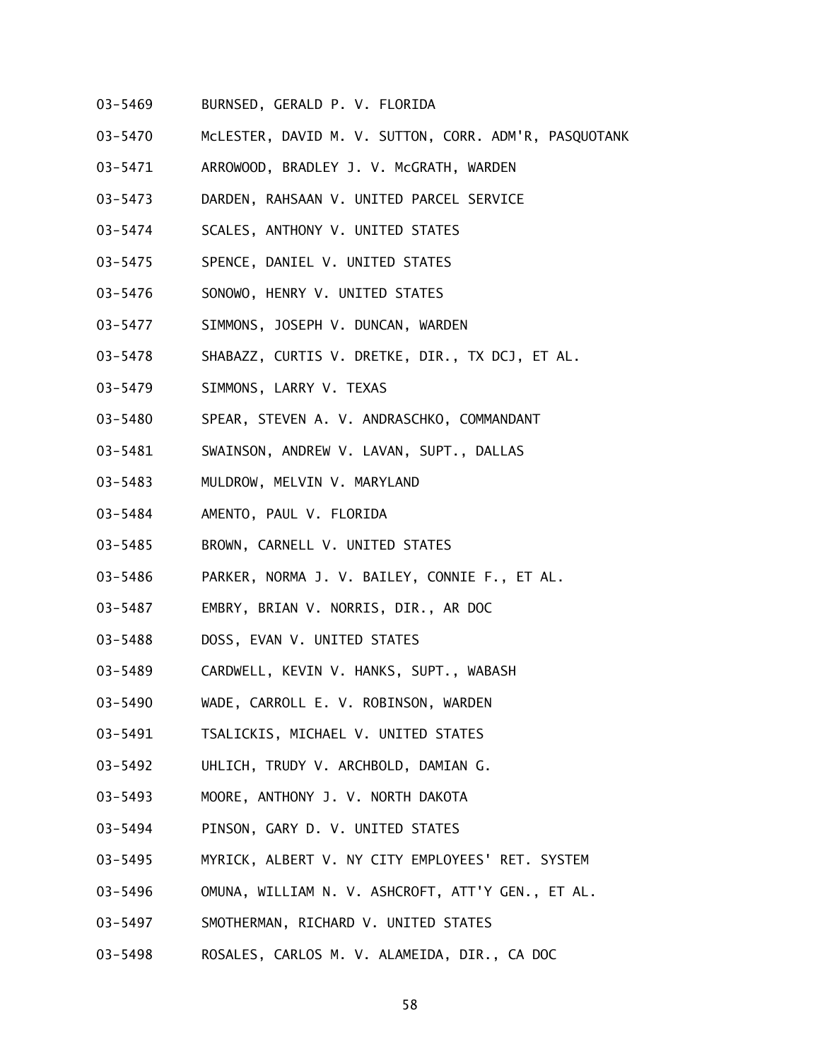03-5469 BURNSED, GERALD P. V. FLORIDA

03-5470 McLESTER, DAVID M. V. SUTTON, CORR. ADM'R, PASQUOTANK

03-5471 ARROWOOD, BRADLEY J. V. McGRATH, WARDEN

03-5473 DARDEN, RAHSAAN V. UNITED PARCEL SERVICE

03-5474 SCALES, ANTHONY V. UNITED STATES

03-5475 SPENCE, DANIEL V. UNITED STATES

03-5476 SONOWO, HENRY V. UNITED STATES

03-5477 SIMMONS, JOSEPH V. DUNCAN, WARDEN

03-5478 SHABAZZ, CURTIS V. DRETKE, DIR., TX DCJ, ET AL.

03-5479 SIMMONS, LARRY V. TEXAS

03-5480 SPEAR, STEVEN A. V. ANDRASCHKO, COMMANDANT

03-5481 SWAINSON, ANDREW V. LAVAN, SUPT., DALLAS

03-5483 MULDROW, MELVIN V. MARYLAND

03-5484 AMENTO, PAUL V. FLORIDA

03-5485 BROWN, CARNELL V. UNITED STATES

03-5486 PARKER, NORMA J. V. BAILEY, CONNIE F., ET AL.

03-5487 EMBRY, BRIAN V. NORRIS, DIR., AR DOC

03-5488 DOSS, EVAN V. UNITED STATES

03-5489 CARDWELL, KEVIN V. HANKS, SUPT., WABASH

03-5490 WADE, CARROLL E. V. ROBINSON, WARDEN

03-5491 TSALICKIS, MICHAEL V. UNITED STATES

03-5492 UHLICH, TRUDY V. ARCHBOLD, DAMIAN G.

03-5493 MOORE, ANTHONY J. V. NORTH DAKOTA

03-5494 PINSON, GARY D. V. UNITED STATES

03-5495 MYRICK, ALBERT V. NY CITY EMPLOYEES' RET. SYSTEM

03-5496 OMUNA, WILLIAM N. V. ASHCROFT, ATT'Y GEN., ET AL.

03-5497 SMOTHERMAN, RICHARD V. UNITED STATES

03-5498 ROSALES, CARLOS M. V. ALAMEIDA, DIR., CA DOC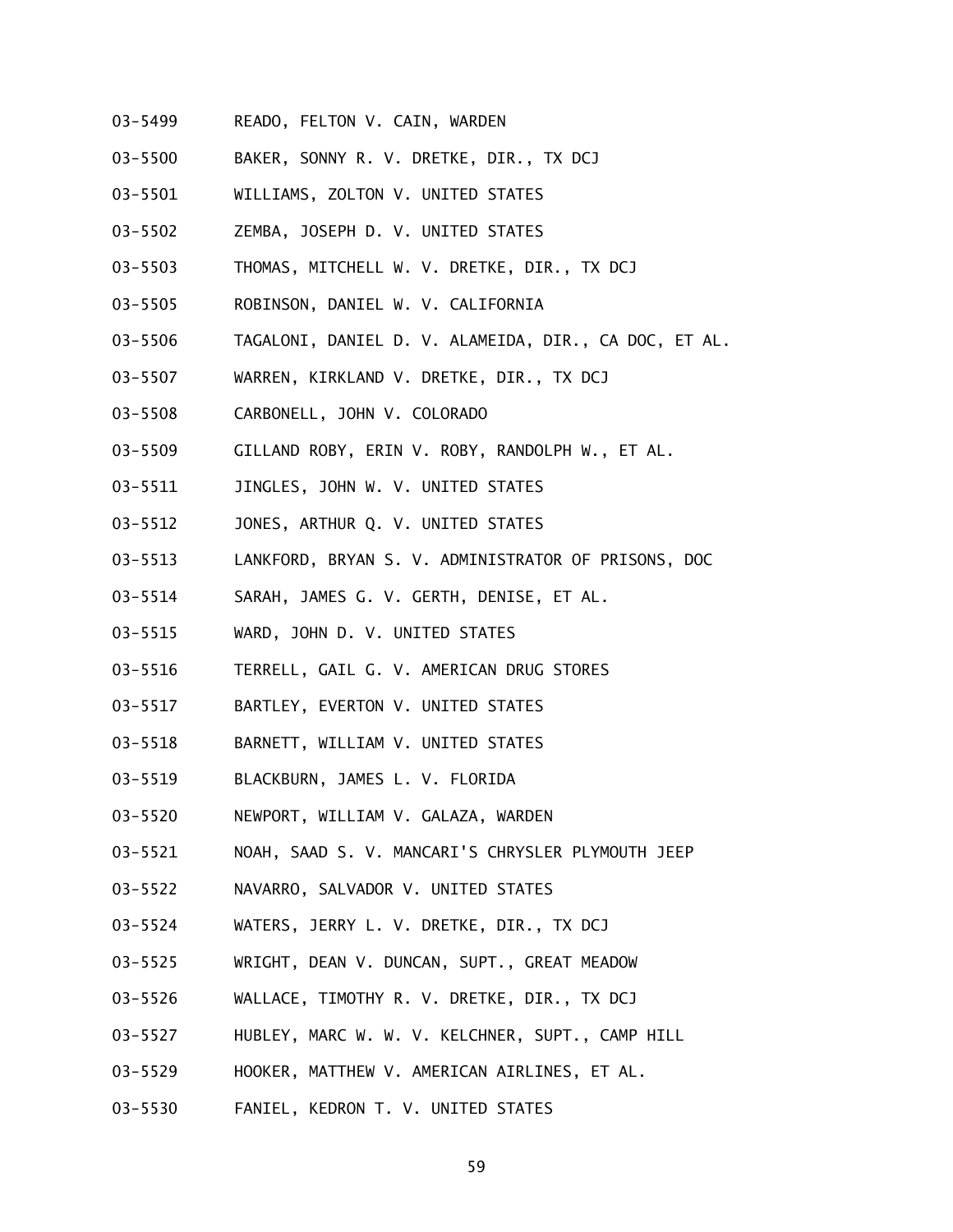03-5499 READO, FELTON V. CAIN, WARDEN

03-5500 BAKER, SONNY R. V. DRETKE, DIR., TX DCJ

03-5501 WILLIAMS, ZOLTON V. UNITED STATES

03-5502 ZEMBA, JOSEPH D. V. UNITED STATES

03-5503 THOMAS, MITCHELL W. V. DRETKE, DIR., TX DCJ

03-5505 ROBINSON, DANIEL W. V. CALIFORNIA

03-5506 TAGALONI, DANIEL D. V. ALAMEIDA, DIR., CA DOC, ET AL.

03-5507 WARREN, KIRKLAND V. DRETKE, DIR., TX DCJ

03-5508 CARBONELL, JOHN V. COLORADO

03-5509 GILLAND ROBY, ERIN V. ROBY, RANDOLPH W., ET AL.

03-5511 JINGLES, JOHN W. V. UNITED STATES

03-5512 JONES, ARTHUR Q. V. UNITED STATES

03-5513 LANKFORD, BRYAN S. V. ADMINISTRATOR OF PRISONS, DOC

03-5514 SARAH, JAMES G. V. GERTH, DENISE, ET AL.

03-5515 WARD, JOHN D. V. UNITED STATES

03-5516 TERRELL, GAIL G. V. AMERICAN DRUG STORES

03-5517 BARTLEY, EVERTON V. UNITED STATES

03-5518 BARNETT, WILLIAM V. UNITED STATES

03-5519 BLACKBURN, JAMES L. V. FLORIDA

03-5520 NEWPORT, WILLIAM V. GALAZA, WARDEN

03-5521 NOAH, SAAD S. V. MANCARI'S CHRYSLER PLYMOUTH JEEP

03-5522 NAVARRO, SALVADOR V. UNITED STATES

03-5524 WATERS, JERRY L. V. DRETKE, DIR., TX DCJ

03-5525 WRIGHT, DEAN V. DUNCAN, SUPT., GREAT MEADOW

03-5526 WALLACE, TIMOTHY R. V. DRETKE, DIR., TX DCJ

03-5527 HUBLEY, MARC W. W. V. KELCHNER, SUPT., CAMP HILL

03-5529 HOOKER, MATTHEW V. AMERICAN AIRLINES, ET AL.

03-5530 FANIEL, KEDRON T. V. UNITED STATES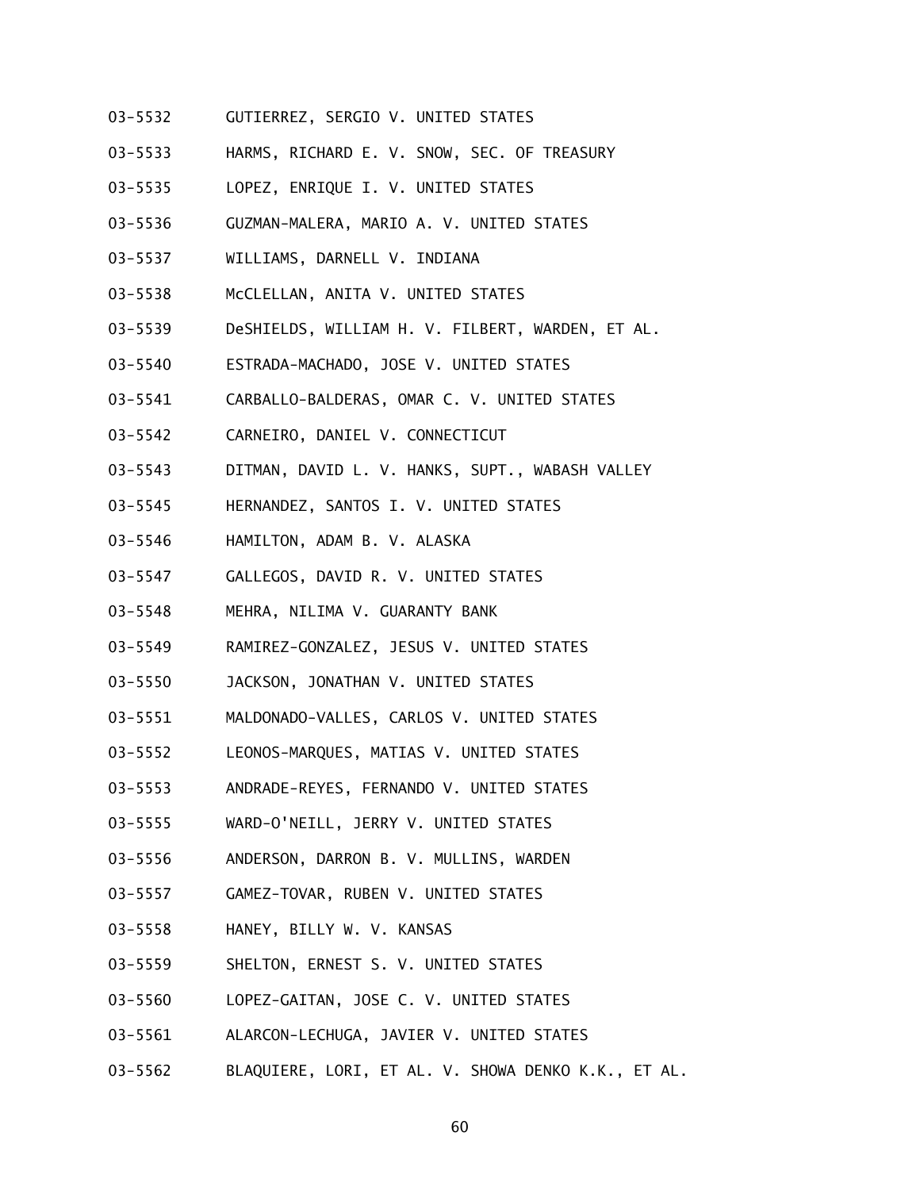03-5532 GUTIERREZ, SERGIO V. UNITED STATES

03-5533 HARMS, RICHARD E. V. SNOW, SEC. OF TREASURY

03-5535 LOPEZ, ENRIQUE I. V. UNITED STATES

03-5536 GUZMAN-MALERA, MARIO A. V. UNITED STATES

03-5537 WILLIAMS, DARNELL V. INDIANA

03-5538 McCLELLAN, ANITA V. UNITED STATES

03-5539 DeSHIELDS, WILLIAM H. V. FILBERT, WARDEN, ET AL.

03-5540 ESTRADA-MACHADO, JOSE V. UNITED STATES

03-5541 CARBALLO-BALDERAS, OMAR C. V. UNITED STATES

03-5542 CARNEIRO, DANIEL V. CONNECTICUT

03-5543 DITMAN, DAVID L. V. HANKS, SUPT., WABASH VALLEY

03-5545 HERNANDEZ, SANTOS I. V. UNITED STATES

03-5546 HAMILTON, ADAM B. V. ALASKA

03-5547 GALLEGOS, DAVID R. V. UNITED STATES

03-5548 MEHRA, NILIMA V. GUARANTY BANK

03-5549 RAMIREZ-GONZALEZ, JESUS V. UNITED STATES

03-5550 JACKSON, JONATHAN V. UNITED STATES

03-5551 MALDONADO-VALLES, CARLOS V. UNITED STATES

03-5552 LEONOS-MARQUES, MATIAS V. UNITED STATES

03-5553 ANDRADE-REYES, FERNANDO V. UNITED STATES

03-5555 WARD-O'NEILL, JERRY V. UNITED STATES

03-5556 ANDERSON, DARRON B. V. MULLINS, WARDEN

03-5557 GAMEZ-TOVAR, RUBEN V. UNITED STATES

03-5558 HANEY, BILLY W. V. KANSAS

03-5559 SHELTON, ERNEST S. V. UNITED STATES

03-5560 LOPEZ-GAITAN, JOSE C. V. UNITED STATES

03-5561 ALARCON-LECHUGA, JAVIER V. UNITED STATES

03-5562 BLAQUIERE, LORI, ET AL. V. SHOWA DENKO K.K., ET AL.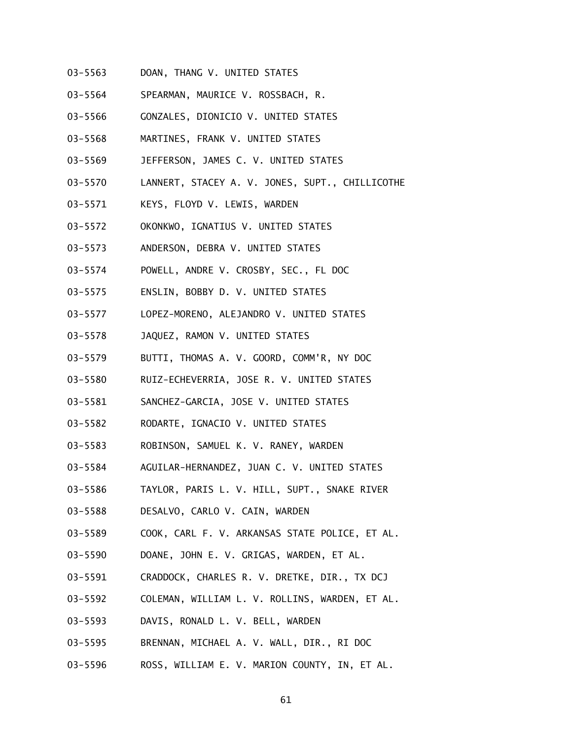03-5563 DOAN, THANG V. UNITED STATES

03-5564 SPEARMAN, MAURICE V. ROSSBACH, R.

03-5566 GONZALES, DIONICIO V. UNITED STATES

03-5568 MARTINES, FRANK V. UNITED STATES

03-5569 JEFFERSON, JAMES C. V. UNITED STATES

03-5570 LANNERT, STACEY A. V. JONES, SUPT., CHILLICOTHE

03-5571 KEYS, FLOYD V. LEWIS, WARDEN

03-5572 OKONKWO, IGNATIUS V. UNITED STATES

03-5573 ANDERSON, DEBRA V. UNITED STATES

03-5574 POWELL, ANDRE V. CROSBY, SEC., FL DOC

03-5575 ENSLIN, BOBBY D. V. UNITED STATES

03-5577 LOPEZ-MORENO, ALEJANDRO V. UNITED STATES

03-5578 JAQUEZ, RAMON V. UNITED STATES

03-5579 BUTTI, THOMAS A. V. GOORD, COMM'R, NY DOC

03-5580 RUIZ-ECHEVERRIA, JOSE R. V. UNITED STATES

03-5581 SANCHEZ-GARCIA, JOSE V. UNITED STATES

03-5582 RODARTE, IGNACIO V. UNITED STATES

03-5583 ROBINSON, SAMUEL K. V. RANEY, WARDEN

03-5584 AGUILAR-HERNANDEZ, JUAN C. V. UNITED STATES

03-5586 TAYLOR, PARIS L. V. HILL, SUPT., SNAKE RIVER

03-5588 DESALVO, CARLO V. CAIN, WARDEN

03-5589 COOK, CARL F. V. ARKANSAS STATE POLICE, ET AL.

03-5590 DOANE, JOHN E. V. GRIGAS, WARDEN, ET AL.

03-5591 CRADDOCK, CHARLES R. V. DRETKE, DIR., TX DCJ

03-5592 COLEMAN, WILLIAM L. V. ROLLINS, WARDEN, ET AL.

03-5593 DAVIS, RONALD L. V. BELL, WARDEN

03-5595 BRENNAN, MICHAEL A. V. WALL, DIR., RI DOC

03-5596 ROSS, WILLIAM E. V. MARION COUNTY, IN, ET AL.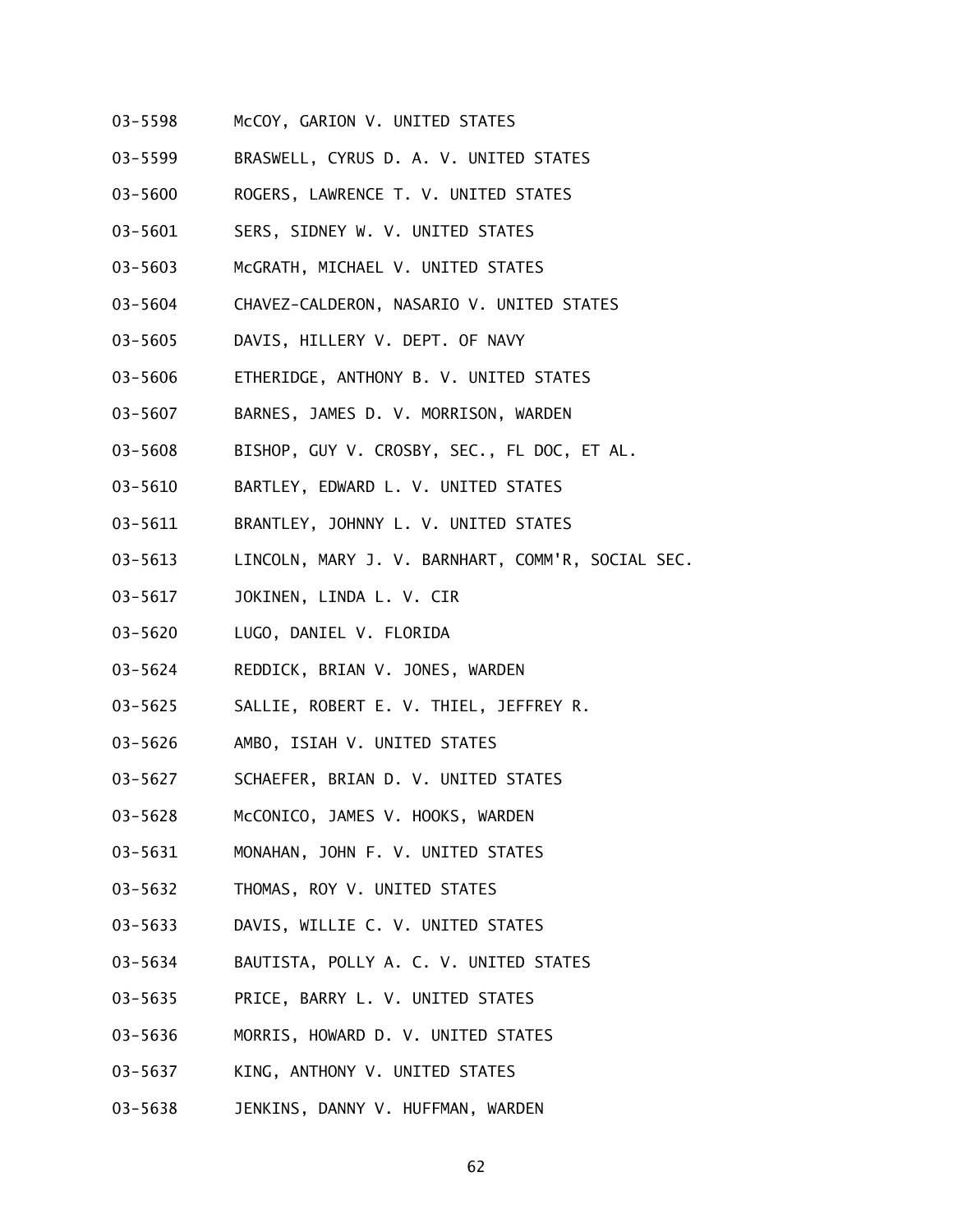03-5598 McCOY, GARION V. UNITED STATES

03-5599 BRASWELL, CYRUS D. A. V. UNITED STATES

03-5600 ROGERS, LAWRENCE T. V. UNITED STATES

03-5601 SERS, SIDNEY W. V. UNITED STATES

03-5603 McGRATH, MICHAEL V. UNITED STATES

03-5604 CHAVEZ-CALDERON, NASARIO V. UNITED STATES

03-5605 DAVIS, HILLERY V. DEPT. OF NAVY

03-5606 ETHERIDGE, ANTHONY B. V. UNITED STATES

03-5607 BARNES, JAMES D. V. MORRISON, WARDEN

03-5608 BISHOP, GUY V. CROSBY, SEC., FL DOC, ET AL.

03-5610 BARTLEY, EDWARD L. V. UNITED STATES

03-5611 BRANTLEY, JOHNNY L. V. UNITED STATES

03-5613 LINCOLN, MARY J. V. BARNHART, COMM'R, SOCIAL SEC.

03-5617 JOKINEN, LINDA L. V. CIR

03-5620 LUGO, DANIEL V. FLORIDA

03-5624 REDDICK, BRIAN V. JONES, WARDEN

03-5625 SALLIE, ROBERT E. V. THIEL, JEFFREY R.

03-5626 AMBO, ISIAH V. UNITED STATES

03-5627 SCHAEFER, BRIAN D. V. UNITED STATES

03-5628 McCONICO, JAMES V. HOOKS, WARDEN

03-5631 MONAHAN, JOHN F. V. UNITED STATES

03-5632 THOMAS, ROY V. UNITED STATES

03-5633 DAVIS, WILLIE C. V. UNITED STATES

03-5634 BAUTISTA, POLLY A. C. V. UNITED STATES

03-5635 PRICE, BARRY L. V. UNITED STATES

03-5636 MORRIS, HOWARD D. V. UNITED STATES

03-5637 KING, ANTHONY V. UNITED STATES

03-5638 JENKINS, DANNY V. HUFFMAN, WARDEN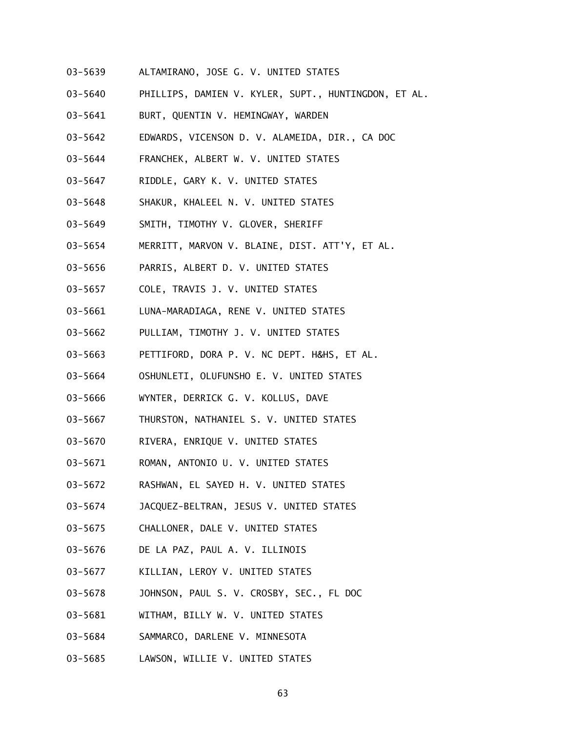03-5639 ALTAMIRANO, JOSE G. V. UNITED STATES

03-5640 PHILLIPS, DAMIEN V. KYLER, SUPT., HUNTINGDON, ET AL.

03-5641 BURT, QUENTIN V. HEMINGWAY, WARDEN

03-5642 EDWARDS, VICENSON D. V. ALAMEIDA, DIR., CA DOC

03-5644 FRANCHEK, ALBERT W. V. UNITED STATES

03-5647 RIDDLE, GARY K. V. UNITED STATES

03-5648 SHAKUR, KHALEEL N. V. UNITED STATES

03-5649 SMITH, TIMOTHY V. GLOVER, SHERIFF

03-5654 MERRITT, MARVON V. BLAINE, DIST. ATT'Y, ET AL.

03-5656 PARRIS, ALBERT D. V. UNITED STATES

03-5657 COLE, TRAVIS J. V. UNITED STATES

03-5661 LUNA-MARADIAGA, RENE V. UNITED STATES

03-5662 PULLIAM, TIMOTHY J. V. UNITED STATES

03-5663 PETTIFORD, DORA P. V. NC DEPT. H&HS, ET AL.

03-5664 OSHUNLETI, OLUFUNSHO E. V. UNITED STATES

03-5666 WYNTER, DERRICK G. V. KOLLUS, DAVE

03-5667 THURSTON, NATHANIEL S. V. UNITED STATES

03-5670 RIVERA, ENRIQUE V. UNITED STATES

03-5671 ROMAN, ANTONIO U. V. UNITED STATES

03-5672 RASHWAN, EL SAYED H. V. UNITED STATES

03-5674 JACQUEZ-BELTRAN, JESUS V. UNITED STATES

03-5675 CHALLONER, DALE V. UNITED STATES

03-5676 DE LA PAZ, PAUL A. V. ILLINOIS

03-5677 KILLIAN, LEROY V. UNITED STATES

03-5678 JOHNSON, PAUL S. V. CROSBY, SEC., FL DOC

03-5681 WITHAM, BILLY W. V. UNITED STATES

03-5684 SAMMARCO, DARLENE V. MINNESOTA

03-5685 LAWSON, WILLIE V. UNITED STATES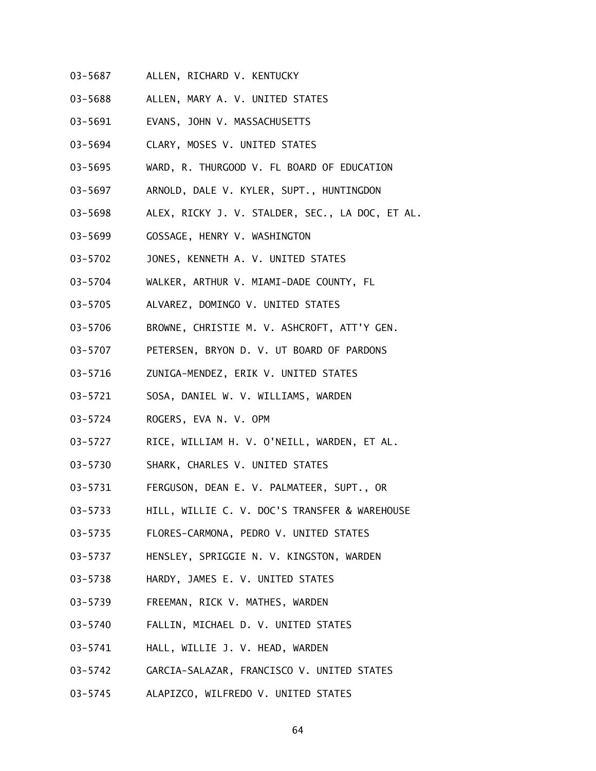03-5687 ALLEN, RICHARD V. KENTUCKY

03-5688 ALLEN, MARY A. V. UNITED STATES

03-5691 EVANS, JOHN V. MASSACHUSETTS

03-5694 CLARY, MOSES V. UNITED STATES

03-5695 WARD, R. THURGOOD V. FL BOARD OF EDUCATION

03-5697 ARNOLD, DALE V. KYLER, SUPT., HUNTINGDON

03-5698 ALEX, RICKY J. V. STALDER, SEC., LA DOC, ET AL.

03-5699 GOSSAGE, HENRY V. WASHINGTON

03-5702 JONES, KENNETH A. V. UNITED STATES

03-5704 WALKER, ARTHUR V. MIAMI-DADE COUNTY, FL

03-5705 ALVAREZ, DOMINGO V. UNITED STATES

03-5706 BROWNE, CHRISTIE M. V. ASHCROFT, ATT'Y GEN.

03-5707 PETERSEN, BRYON D. V. UT BOARD OF PARDONS

03-5716 ZUNIGA-MENDEZ, ERIK V. UNITED STATES

03-5721 SOSA, DANIEL W. V. WILLIAMS, WARDEN

03-5724 ROGERS, EVA N. V. OPM

03-5727 RICE, WILLIAM H. V. O'NEILL, WARDEN, ET AL.

03-5730 SHARK, CHARLES V. UNITED STATES

03-5731 FERGUSON, DEAN E. V. PALMATEER, SUPT., OR

03-5733 HILL, WILLIE C. V. DOC'S TRANSFER & WAREHOUSE

03-5735 FLORES-CARMONA, PEDRO V. UNITED STATES

03-5737 HENSLEY, SPRIGGIE N. V. KINGSTON, WARDEN

03-5738 HARDY, JAMES E. V. UNITED STATES

03-5739 FREEMAN, RICK V. MATHES, WARDEN

03-5740 FALLIN, MICHAEL D. V. UNITED STATES

03-5741 HALL, WILLIE J. V. HEAD, WARDEN

03-5742 GARCIA-SALAZAR, FRANCISCO V. UNITED STATES

03-5745 ALAPIZCO, WILFREDO V. UNITED STATES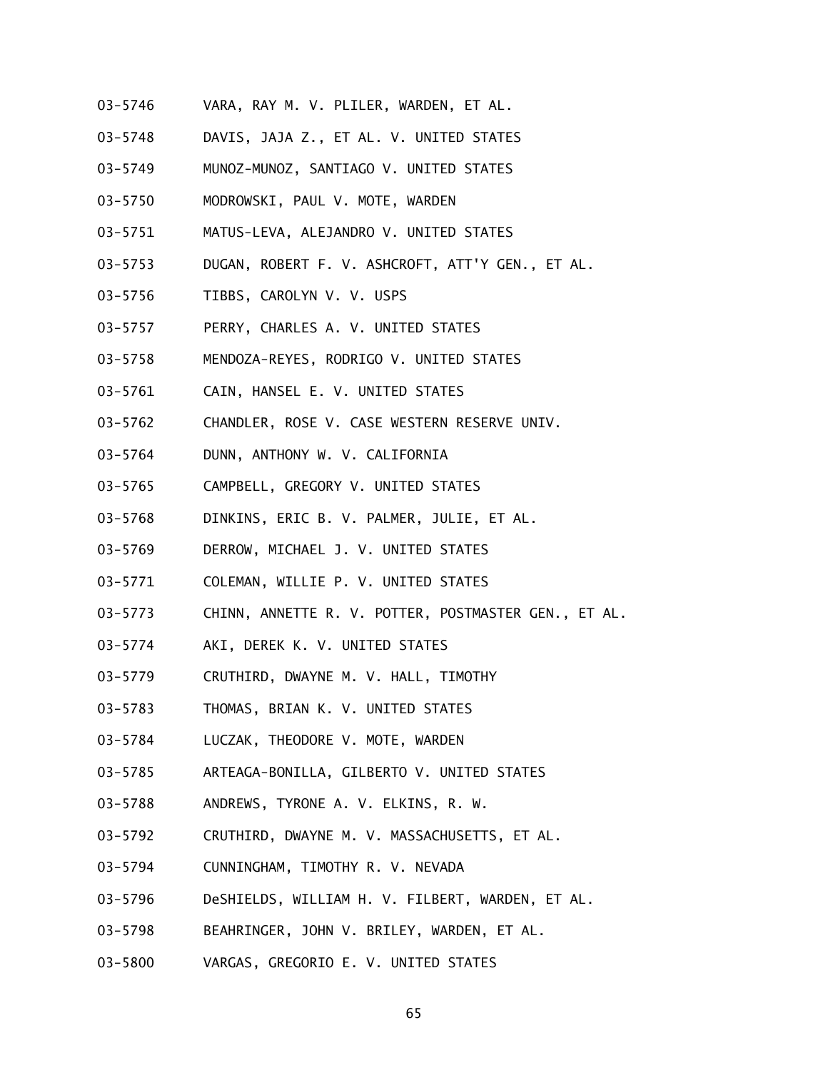03-5746 VARA, RAY M. V. PLILER, WARDEN, ET AL.

03-5748 DAVIS, JAJA Z., ET AL. V. UNITED STATES

03-5749 MUNOZ-MUNOZ, SANTIAGO V. UNITED STATES

03-5750 MODROWSKI, PAUL V. MOTE, WARDEN

03-5751 MATUS-LEVA, ALEJANDRO V. UNITED STATES

03-5753 DUGAN, ROBERT F. V. ASHCROFT, ATT'Y GEN., ET AL.

03-5756 TIBBS, CAROLYN V. V. USPS

03-5757 PERRY, CHARLES A. V. UNITED STATES

03-5758 MENDOZA-REYES, RODRIGO V. UNITED STATES

03-5761 CAIN, HANSEL E. V. UNITED STATES

03-5762 CHANDLER, ROSE V. CASE WESTERN RESERVE UNIV.

03-5764 DUNN, ANTHONY W. V. CALIFORNIA

03-5765 CAMPBELL, GREGORY V. UNITED STATES

03-5768 DINKINS, ERIC B. V. PALMER, JULIE, ET AL.

03-5769 DERROW, MICHAEL J. V. UNITED STATES

03-5771 COLEMAN, WILLIE P. V. UNITED STATES

03-5773 CHINN, ANNETTE R. V. POTTER, POSTMASTER GEN., ET AL.

03-5774 AKI, DEREK K. V. UNITED STATES

03-5779 CRUTHIRD, DWAYNE M. V. HALL, TIMOTHY

03-5783 THOMAS, BRIAN K. V. UNITED STATES

03-5784 LUCZAK, THEODORE V. MOTE, WARDEN

03-5785 ARTEAGA-BONILLA, GILBERTO V. UNITED STATES

03-5788 ANDREWS, TYRONE A. V. ELKINS, R. W.

03-5792 CRUTHIRD, DWAYNE M. V. MASSACHUSETTS, ET AL.

03-5794 CUNNINGHAM, TIMOTHY R. V. NEVADA

03-5796 DeSHIELDS, WILLIAM H. V. FILBERT, WARDEN, ET AL.

03-5798 BEAHRINGER, JOHN V. BRILEY, WARDEN, ET AL.

03-5800 VARGAS, GREGORIO E. V. UNITED STATES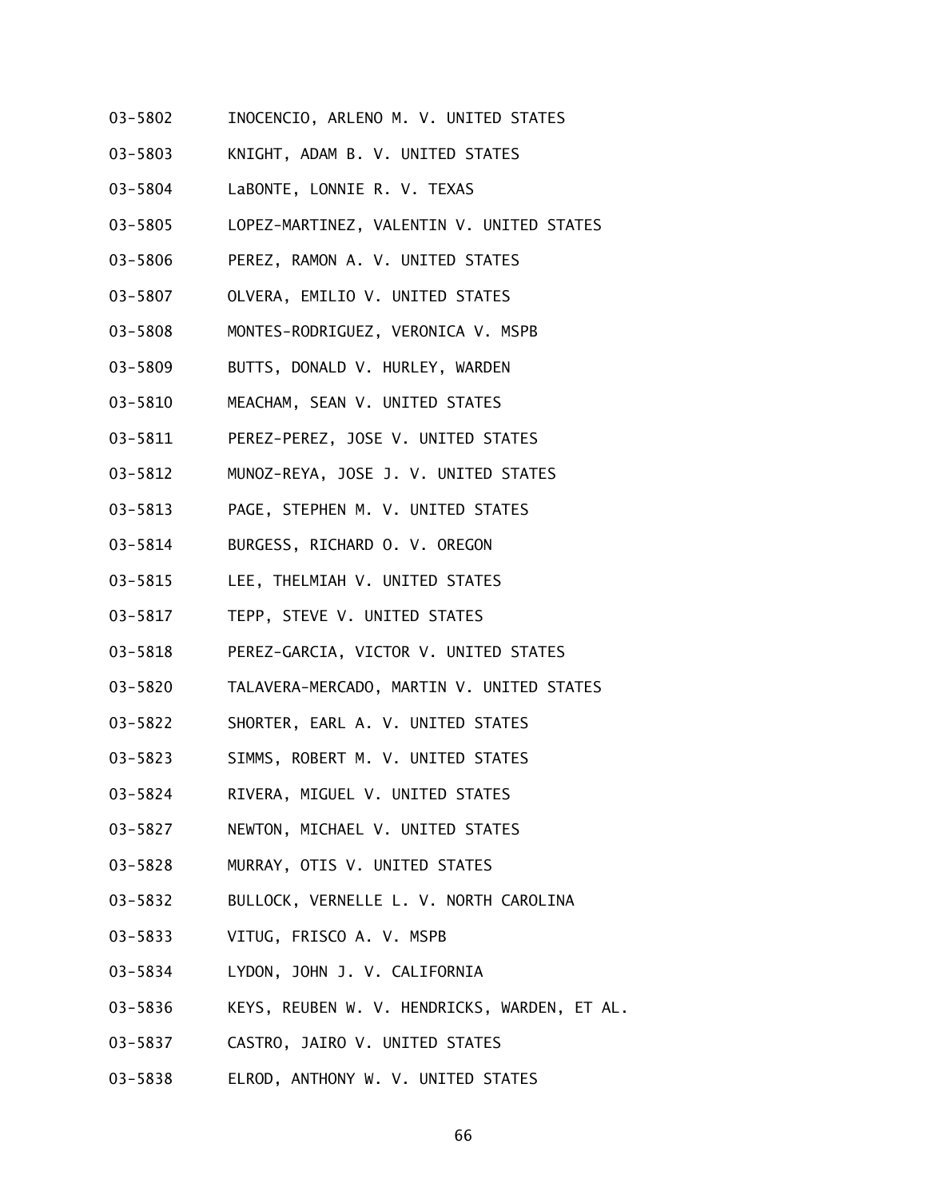03-5802 INOCENCIO, ARLENO M. V. UNITED STATES

03-5803 KNIGHT, ADAM B. V. UNITED STATES

03-5804 LaBONTE, LONNIE R. V. TEXAS

03-5805 LOPEZ-MARTINEZ, VALENTIN V. UNITED STATES

03-5806 PEREZ, RAMON A. V. UNITED STATES

03-5807 OLVERA, EMILIO V. UNITED STATES

03-5808 MONTES-RODRIGUEZ, VERONICA V. MSPB

03-5809 BUTTS, DONALD V. HURLEY, WARDEN

03-5810 MEACHAM, SEAN V. UNITED STATES

03-5811 PEREZ-PEREZ, JOSE V. UNITED STATES

03-5812 MUNOZ-REYA, JOSE J. V. UNITED STATES

03-5813 PAGE, STEPHEN M. V. UNITED STATES

03-5814 BURGESS, RICHARD O. V. OREGON

03-5815 LEE, THELMIAH V. UNITED STATES

03-5817 TEPP, STEVE V. UNITED STATES

03-5818 PEREZ-GARCIA, VICTOR V. UNITED STATES

03-5820 TALAVERA-MERCADO, MARTIN V. UNITED STATES

03-5822 SHORTER, EARL A. V. UNITED STATES

03-5823 SIMMS, ROBERT M. V. UNITED STATES

03-5824 RIVERA, MIGUEL V. UNITED STATES

03-5827 NEWTON, MICHAEL V. UNITED STATES

03-5828 MURRAY, OTIS V. UNITED STATES

03-5832 BULLOCK, VERNELLE L. V. NORTH CAROLINA

03-5833 VITUG, FRISCO A. V. MSPB

03-5834 LYDON, JOHN J. V. CALIFORNIA

03-5836 KEYS, REUBEN W. V. HENDRICKS, WARDEN, ET AL.

03-5837 CASTRO, JAIRO V. UNITED STATES

03-5838 ELROD, ANTHONY W. V. UNITED STATES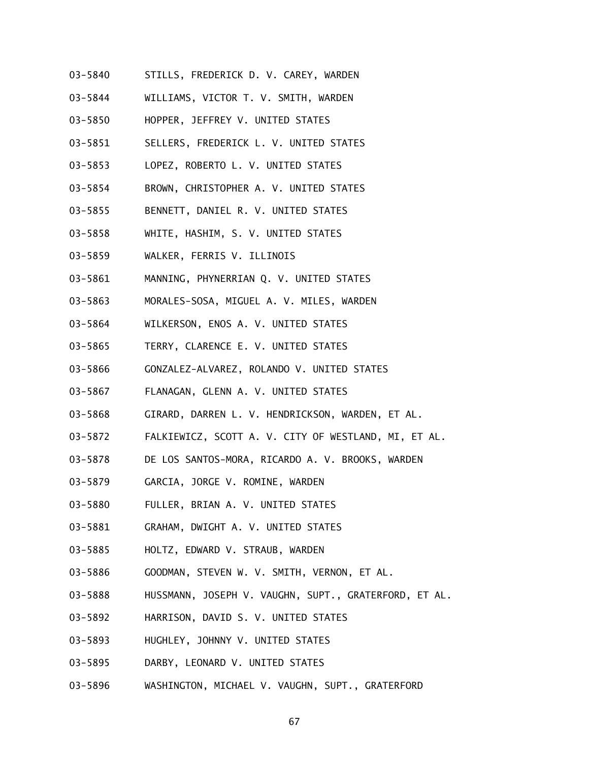03-5840 STILLS, FREDERICK D. V. CAREY, WARDEN

03-5844 WILLIAMS, VICTOR T. V. SMITH, WARDEN

03-5850 HOPPER, JEFFREY V. UNITED STATES

03-5851 SELLERS, FREDERICK L. V. UNITED STATES

03-5853 LOPEZ, ROBERTO L. V. UNITED STATES

03-5854 BROWN, CHRISTOPHER A. V. UNITED STATES

03-5855 BENNETT, DANIEL R. V. UNITED STATES

03-5858 WHITE, HASHIM, S. V. UNITED STATES

03-5859 WALKER, FERRIS V. ILLINOIS

03-5861 MANNING, PHYNERRIAN Q. V. UNITED STATES

03-5863 MORALES-SOSA, MIGUEL A. V. MILES, WARDEN

03-5864 WILKERSON, ENOS A. V. UNITED STATES

03-5865 TERRY, CLARENCE E. V. UNITED STATES

03-5866 GONZALEZ-ALVAREZ, ROLANDO V. UNITED STATES

03-5867 FLANAGAN, GLENN A. V. UNITED STATES

03-5868 GIRARD, DARREN L. V. HENDRICKSON, WARDEN, ET AL.

03-5872 FALKIEWICZ, SCOTT A. V. CITY OF WESTLAND, MI, ET AL.

03-5878 DE LOS SANTOS-MORA, RICARDO A. V. BROOKS, WARDEN

03-5879 GARCIA, JORGE V. ROMINE, WARDEN

03-5880 FULLER, BRIAN A. V. UNITED STATES

03-5881 GRAHAM, DWIGHT A. V. UNITED STATES

03-5885 HOLTZ, EDWARD V. STRAUB, WARDEN

03-5886 GOODMAN, STEVEN W. V. SMITH, VERNON, ET AL.

03-5888 HUSSMANN, JOSEPH V. VAUGHN, SUPT., GRATERFORD, ET AL.

03-5892 HARRISON, DAVID S. V. UNITED STATES

03-5893 HUGHLEY, JOHNNY V. UNITED STATES

03-5895 DARBY, LEONARD V. UNITED STATES

03-5896 WASHINGTON, MICHAEL V. VAUGHN, SUPT., GRATERFORD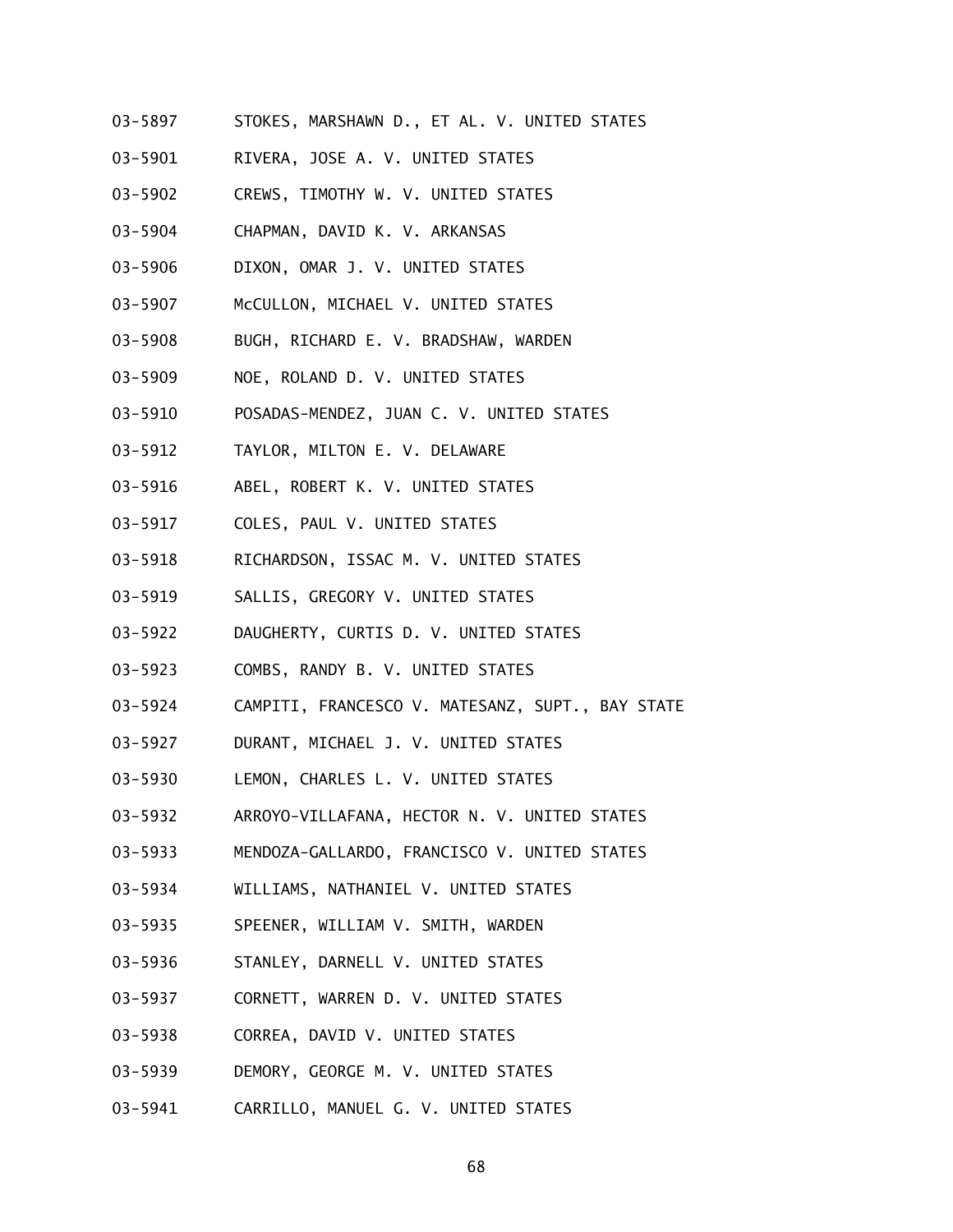03-5897 STOKES, MARSHAWN D., ET AL. V. UNITED STATES

03-5901 RIVERA, JOSE A. V. UNITED STATES

03-5902 CREWS, TIMOTHY W. V. UNITED STATES

03-5904 CHAPMAN, DAVID K. V. ARKANSAS

03-5906 DIXON, OMAR J. V. UNITED STATES

03-5907 McCULLON, MICHAEL V. UNITED STATES

03-5908 BUGH, RICHARD E. V. BRADSHAW, WARDEN

03-5909 NOE, ROLAND D. V. UNITED STATES

03-5910 POSADAS-MENDEZ, JUAN C. V. UNITED STATES

03-5912 TAYLOR, MILTON E. V. DELAWARE

03-5916 ABEL, ROBERT K. V. UNITED STATES

03-5917 COLES, PAUL V. UNITED STATES

03-5918 RICHARDSON, ISSAC M. V. UNITED STATES

03-5919 SALLIS, GREGORY V. UNITED STATES

03-5922 DAUGHERTY, CURTIS D. V. UNITED STATES

03-5923 COMBS, RANDY B. V. UNITED STATES

03-5924 CAMPITI, FRANCESCO V. MATESANZ, SUPT., BAY STATE

03-5927 DURANT, MICHAEL J. V. UNITED STATES

03-5930 LEMON, CHARLES L. V. UNITED STATES

03-5932 ARROYO-VILLAFANA, HECTOR N. V. UNITED STATES

03-5933 MENDOZA-GALLARDO, FRANCISCO V. UNITED STATES

03-5934 WILLIAMS, NATHANIEL V. UNITED STATES

03-5935 SPEENER, WILLIAM V. SMITH, WARDEN

03-5936 STANLEY, DARNELL V. UNITED STATES

03-5937 CORNETT, WARREN D. V. UNITED STATES

03-5938 CORREA, DAVID V. UNITED STATES

03-5939 DEMORY, GEORGE M. V. UNITED STATES

03-5941 CARRILLO, MANUEL G. V. UNITED STATES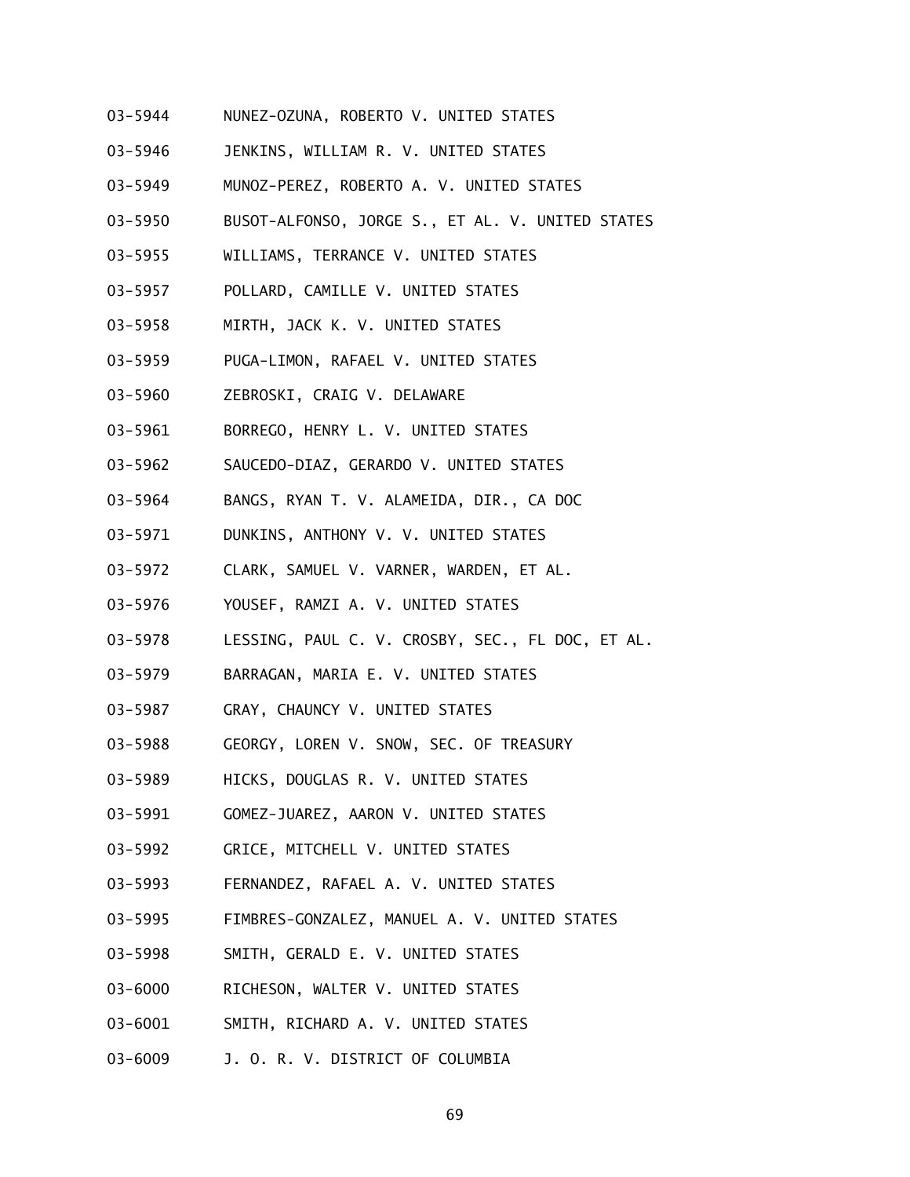03-5944 NUNEZ-OZUNA, ROBERTO V. UNITED STATES

03-5946 JENKINS, WILLIAM R. V. UNITED STATES

03-5949 MUNOZ-PEREZ, ROBERTO A. V. UNITED STATES

03-5950 BUSOT-ALFONSO, JORGE S., ET AL. V. UNITED STATES

03-5955 WILLIAMS, TERRANCE V. UNITED STATES

03-5957 POLLARD, CAMILLE V. UNITED STATES

03-5958 MIRTH, JACK K. V. UNITED STATES

03-5959 PUGA-LIMON, RAFAEL V. UNITED STATES

03-5960 ZEBROSKI, CRAIG V. DELAWARE

03-5961 BORREGO, HENRY L. V. UNITED STATES

03-5962 SAUCEDO-DIAZ, GERARDO V. UNITED STATES

03-5964 BANGS, RYAN T. V. ALAMEIDA, DIR., CA DOC

03-5971 DUNKINS, ANTHONY V. V. UNITED STATES

03-5972 CLARK, SAMUEL V. VARNER, WARDEN, ET AL.

03-5976 YOUSEF, RAMZI A. V. UNITED STATES

03-5978 LESSING, PAUL C. V. CROSBY, SEC., FL DOC, ET AL.

03-5979 BARRAGAN, MARIA E. V. UNITED STATES

03-5987 GRAY, CHAUNCY V. UNITED STATES

03-5988 GEORGY, LOREN V. SNOW, SEC. OF TREASURY

03-5989 HICKS, DOUGLAS R. V. UNITED STATES

03-5991 GOMEZ-JUAREZ, AARON V. UNITED STATES

03-5992 GRICE, MITCHELL V. UNITED STATES

03-5993 FERNANDEZ, RAFAEL A. V. UNITED STATES

03-5995 FIMBRES-GONZALEZ, MANUEL A. V. UNITED STATES

03-5998 SMITH, GERALD E. V. UNITED STATES

03-6000 RICHESON, WALTER V. UNITED STATES

03-6001 SMITH, RICHARD A. V. UNITED STATES

03-6009 J. O. R. V. DISTRICT OF COLUMBIA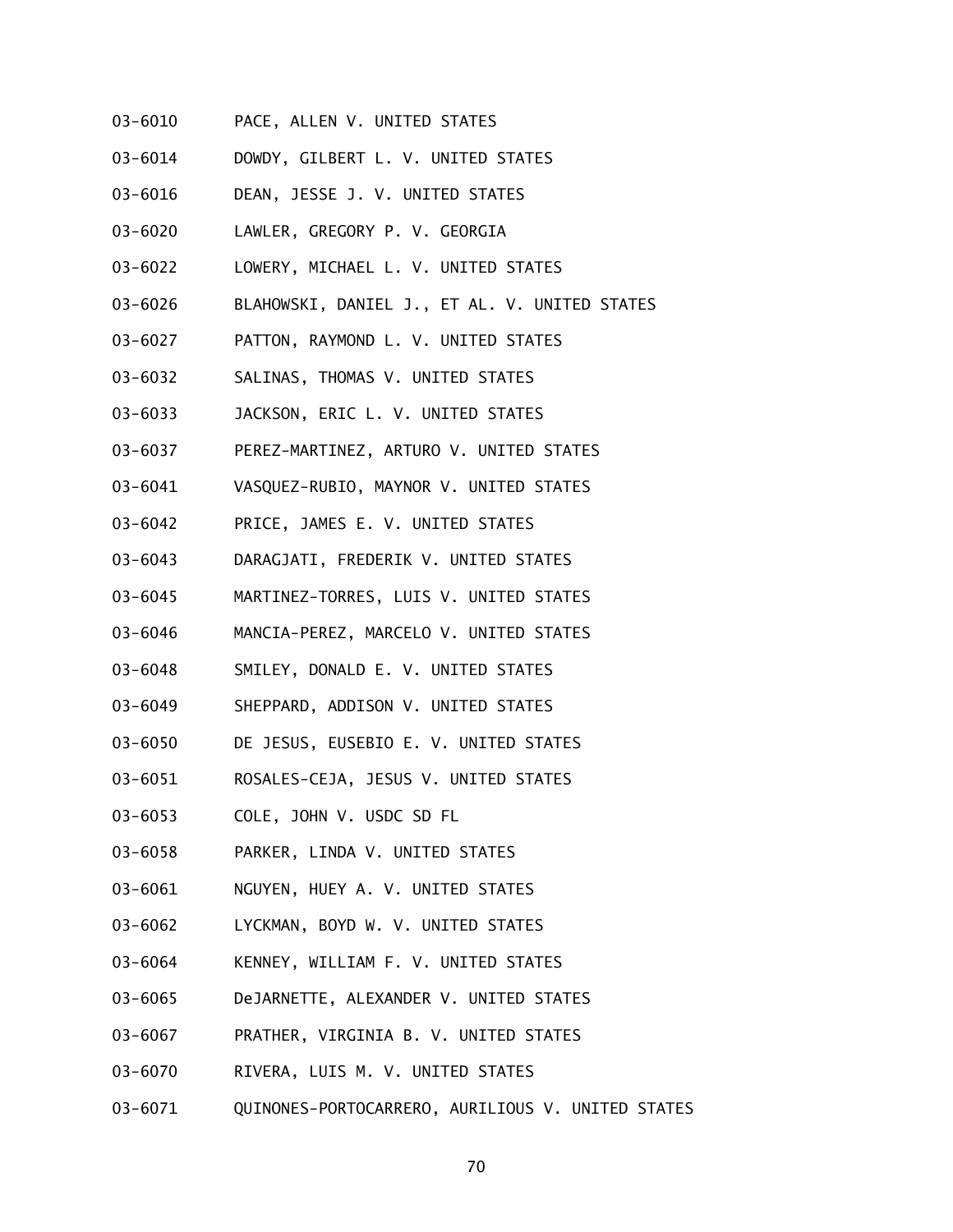03-6010 PACE, ALLEN V. UNITED STATES

03-6014 DOWDY, GILBERT L. V. UNITED STATES

03-6016 DEAN, JESSE J. V. UNITED STATES

03-6020 LAWLER, GREGORY P. V. GEORGIA

03-6022 LOWERY, MICHAEL L. V. UNITED STATES

03-6026 BLAHOWSKI, DANIEL J., ET AL. V. UNITED STATES

03-6027 PATTON, RAYMOND L. V. UNITED STATES

03-6032 SALINAS, THOMAS V. UNITED STATES

03-6033 JACKSON, ERIC L. V. UNITED STATES

03-6037 PEREZ-MARTINEZ, ARTURO V. UNITED STATES

03-6041 VASQUEZ-RUBIO, MAYNOR V. UNITED STATES

03-6042 PRICE, JAMES E. V. UNITED STATES

03-6043 DARAGJATI, FREDERIK V. UNITED STATES

03-6045 MARTINEZ-TORRES, LUIS V. UNITED STATES

03-6046 MANCIA-PEREZ, MARCELO V. UNITED STATES

03-6048 SMILEY, DONALD E. V. UNITED STATES

03-6049 SHEPPARD, ADDISON V. UNITED STATES

03-6050 DE JESUS, EUSEBIO E. V. UNITED STATES

03-6051 ROSALES-CEJA, JESUS V. UNITED STATES

03-6053 COLE, JOHN V. USDC SD FL

03-6058 PARKER, LINDA V. UNITED STATES

03-6061 NGUYEN, HUEY A. V. UNITED STATES

03-6062 LYCKMAN, BOYD W. V. UNITED STATES

03-6064 KENNEY, WILLIAM F. V. UNITED STATES

03-6065 DeJARNETTE, ALEXANDER V. UNITED STATES

03-6067 PRATHER, VIRGINIA B. V. UNITED STATES

03-6070 RIVERA, LUIS M. V. UNITED STATES

03-6071 QUINONES-PORTOCARRERO, AURILIOUS V. UNITED STATES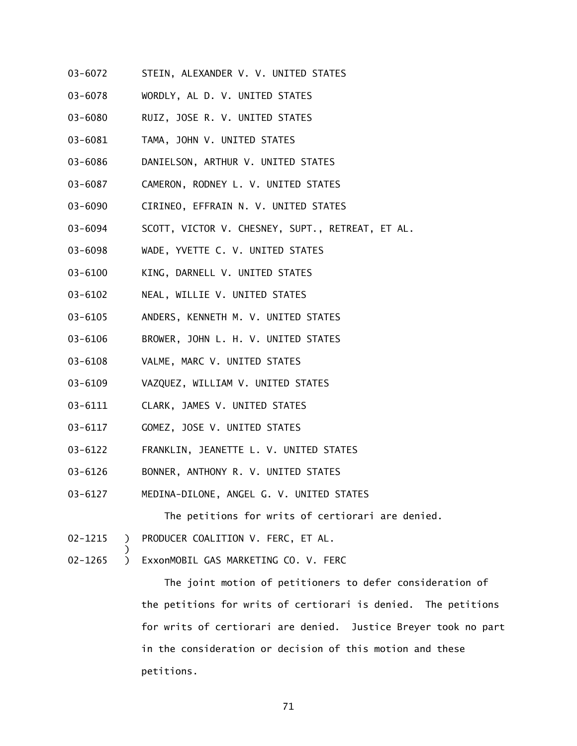03-6072 STEIN, ALEXANDER V. V. UNITED STATES

03-6078 WORDLY, AL D. V. UNITED STATES

03-6080 RUIZ, JOSE R. V. UNITED STATES

03-6081 TAMA, JOHN V. UNITED STATES

03-6086 DANIELSON, ARTHUR V. UNITED STATES

03-6087 CAMERON, RODNEY L. V. UNITED STATES

03-6090 CIRINEO, EFFRAIN N. V. UNITED STATES

03-6094 SCOTT, VICTOR V. CHESNEY, SUPT., RETREAT, ET AL.

03-6098 WADE, YVETTE C. V. UNITED STATES

03-6100 KING, DARNELL V. UNITED STATES

03-6102 NEAL, WILLIE V. UNITED STATES

03-6105 ANDERS, KENNETH M. V. UNITED STATES

03-6106 BROWER, JOHN L. H. V. UNITED STATES

03-6108 VALME, MARC V. UNITED STATES

03-6109 VAZQUEZ, WILLIAM V. UNITED STATES

03-6111 CLARK, JAMES V. UNITED STATES

03-6117 GOMEZ, JOSE V. UNITED STATES

03-6122 FRANKLIN, JEANETTE L. V. UNITED STATES

03-6126 BONNER, ANTHONY R. V. UNITED STATES

03-6127 MEDINA-DILONE, ANGEL G. V. UNITED STATES

The petitions for writs of certiorari are denied.

02-1215 ) PRODUCER COALITION V. FERC, ET AL.
)
02-1265 ) ExxonMOBIL GAS MARKETING CO. V. FERC

The joint motion of petitioners to defer consideration of the petitions for writs of certiorari is denied. The petitions for writs of certiorari are denied. Justice Breyer took no part in the consideration or decision of this motion and these petitions.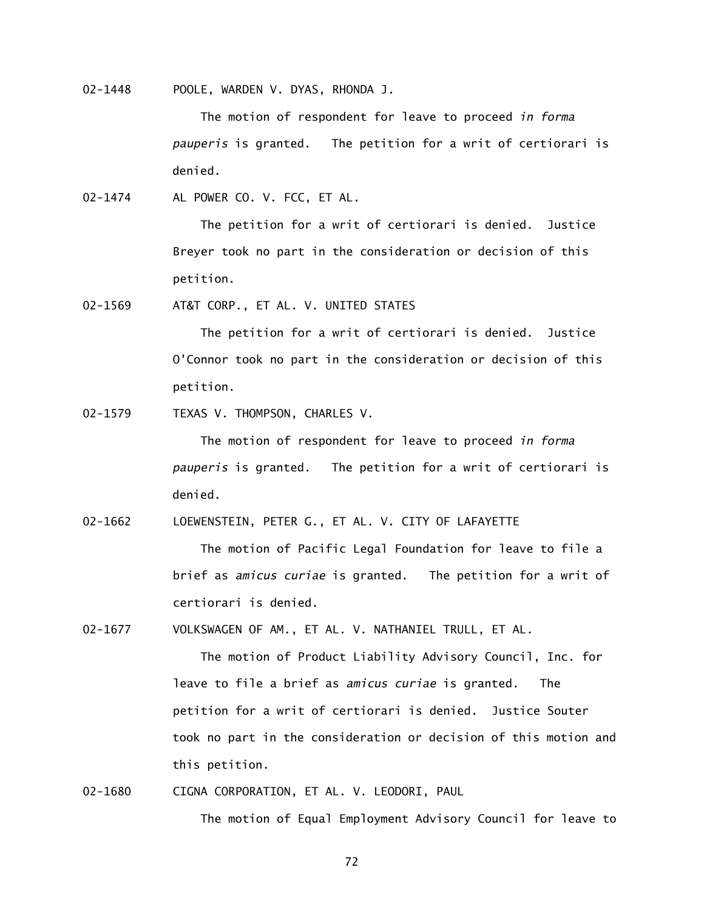02-1448 POOLE, WARDEN V. DYAS, RHONDA J.

The motion of respondent for leave to proceed *in forma pauperis* is granted. The petition for a writ of certiorari is denied.

02-1474 AL POWER CO. V. FCC, ET AL.

The petition for a writ of certiorari is denied. Justice Breyer took no part in the consideration or decision of this petition.

02-1569 AT&T CORP., ET AL. V. UNITED STATES

The petition for a writ of certiorari is denied. Justice O'Connor took no part in the consideration or decision of this petition.

02-1579 TEXAS V. THOMPSON, CHARLES V.

The motion of respondent for leave to proceed *in forma pauperis* is granted. The petition for a writ of certiorari is denied.

02-1662 LOEWENSTEIN, PETER G., ET AL. V. CITY OF LAFAYETTE

The motion of Pacific Legal Foundation for leave to file a brief as *amicus curiae* is granted. The petition for a writ of certiorari is denied.

02-1677 VOLKSWAGEN OF AM., ET AL. V. NATHANIEL TRULL, ET AL.

The motion of Product Liability Advisory Council, Inc. for leave to file a brief as *amicus curiae* is granted. The petition for a writ of certiorari is denied. Justice Souter took no part in the consideration or decision of this motion and this petition.

02-1680 CIGNA CORPORATION, ET AL. V. LEODORI, PAUL

The motion of Equal Employment Advisory Council for leave to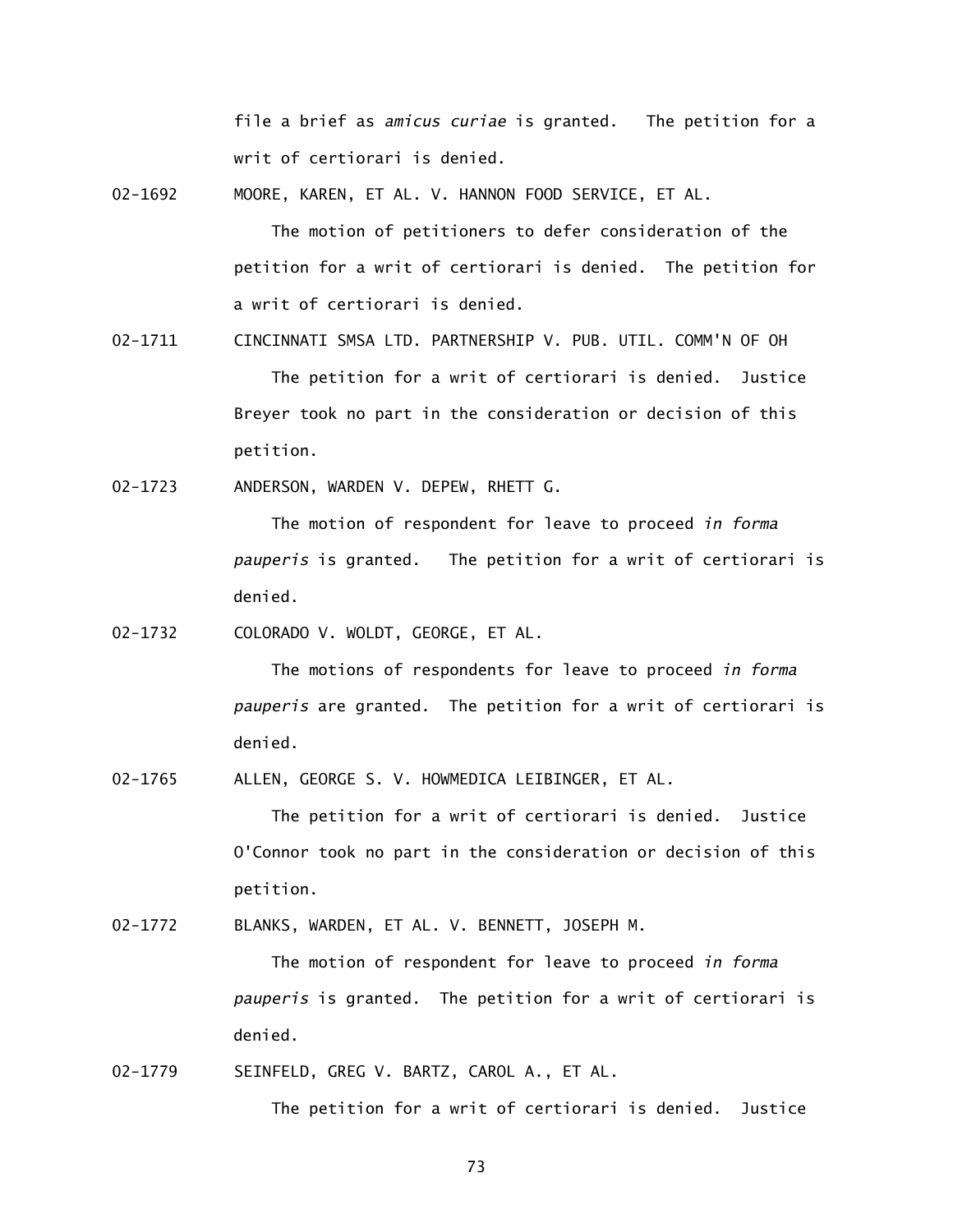file a brief as *amicus curiae* is granted. The petition for a writ of certiorari is denied.

02-1692 MOORE, KAREN, ET AL. V. HANNON FOOD SERVICE, ET AL.

The motion of petitioners to defer consideration of the petition for a writ of certiorari is denied. The petition for a writ of certiorari is denied.

02-1711 CINCINNATI SMSA LTD. PARTNERSHIP V. PUB. UTIL. COMM'N OF OH

The petition for a writ of certiorari is denied. Justice Breyer took no part in the consideration or decision of this petition.

02-1723 ANDERSON, WARDEN V. DEPEW, RHETT G.

The motion of respondent for leave to proceed *in forma pauperis* is granted. The petition for a writ of certiorari is denied.

02-1732 COLORADO V. WOLDT, GEORGE, ET AL.

The motions of respondents for leave to proceed *in forma pauperis* are granted. The petition for a writ of certiorari is denied.

02-1765 ALLEN, GEORGE S. V. HOWMEDICA LEIBINGER, ET AL.

The petition for a writ of certiorari is denied. Justice O'Connor took no part in the consideration or decision of this petition.

02-1772 BLANKS, WARDEN, ET AL. V. BENNETT, JOSEPH M.

The motion of respondent for leave to proceed *in forma pauperis* is granted. The petition for a writ of certiorari is denied.

02-1779 SEINFELD, GREG V. BARTZ, CAROL A., ET AL.

The petition for a writ of certiorari is denied. Justice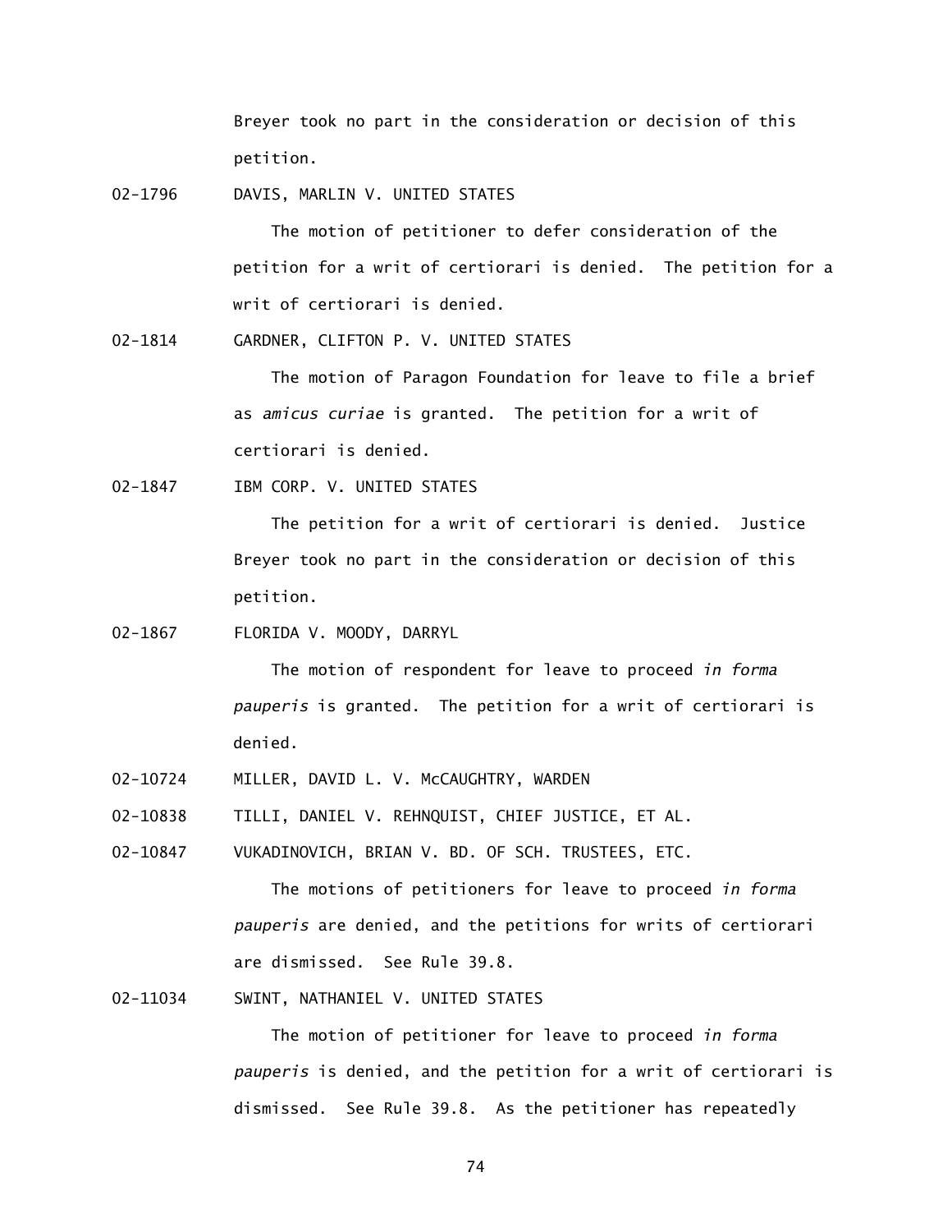Breyer took no part in the consideration or decision of this petition.

02-1796 DAVIS, MARLIN V. UNITED STATES

The motion of petitioner to defer consideration of the petition for a writ of certiorari is denied. The petition for a writ of certiorari is denied.

02-1814 GARDNER, CLIFTON P. V. UNITED STATES

The motion of Paragon Foundation for leave to file a brief as *amicus curiae* is granted. The petition for a writ of certiorari is denied.

02-1847 IBM CORP. V. UNITED STATES

The petition for a writ of certiorari is denied. Justice Breyer took no part in the consideration or decision of this petition.

02-1867 FLORIDA V. MOODY, DARRYL

The motion of respondent for leave to proceed *in forma pauperis* is granted. The petition for a writ of certiorari is denied.

02-10724 MILLER, DAVID L. V. McCAUGHTRY, WARDEN

02-10838 TILLI, DANIEL V. REHNQUIST, CHIEF JUSTICE, ET AL.

02-10847 VUKADINOVICH, BRIAN V. BD. OF SCH. TRUSTEES, ETC.

The motions of petitioners for leave to proceed *in forma pauperis* are denied, and the petitions for writs of certiorari are dismissed. See Rule 39.8.

02-11034 SWINT, NATHANIEL V. UNITED STATES

The motion of petitioner for leave to proceed *in forma pauperis* is denied, and the petition for a writ of certiorari is dismissed. See Rule 39.8. As the petitioner has repeatedly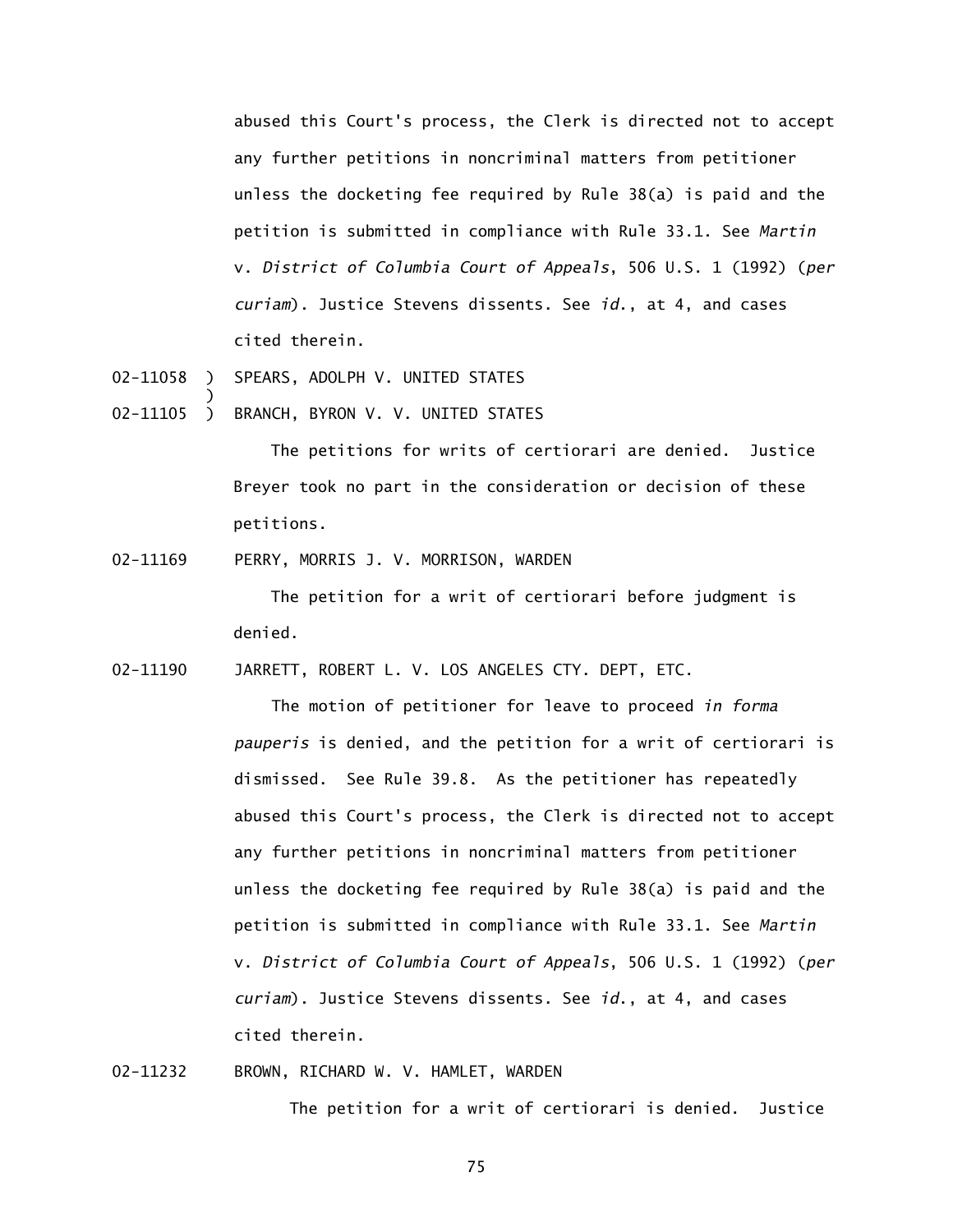abused this Court's process, the Clerk is directed not to accept any further petitions in noncriminal matters from petitioner unless the docketing fee required by Rule 38(a) is paid and the petition is submitted in compliance with Rule 33.1. See *Martin* v. *District of Columbia Court of Appeals*, 506 U.S. 1 (1992) (*per curiam*). Justice Stevens dissents. See *id*., at 4, and cases cited therein.

02-11058 ) SPEARS, ADOLPH V. UNITED STATES
)
02-11105 ) BRANCH, BYRON V. V. UNITED STATES

The petitions for writs of certiorari are denied. Justice Breyer took no part in the consideration or decision of these petitions.

02-11169 PERRY, MORRIS J. V. MORRISON, WARDEN

The petition for a writ of certiorari before judgment is denied.

02-11190 JARRETT, ROBERT L. V. LOS ANGELES CTY. DEPT, ETC.

The motion of petitioner for leave to proceed *in forma pauperis* is denied, and the petition for a writ of certiorari is dismissed. See Rule 39.8. As the petitioner has repeatedly abused this Court's process, the Clerk is directed not to accept any further petitions in noncriminal matters from petitioner unless the docketing fee required by Rule 38(a) is paid and the petition is submitted in compliance with Rule 33.1. See *Martin* v. *District of Columbia Court of Appeals*, 506 U.S. 1 (1992) (*per curiam*). Justice Stevens dissents. See *id*., at 4, and cases cited therein.

02-11232 BROWN, RICHARD W. V. HAMLET, WARDEN

The petition for a writ of certiorari is denied. Justice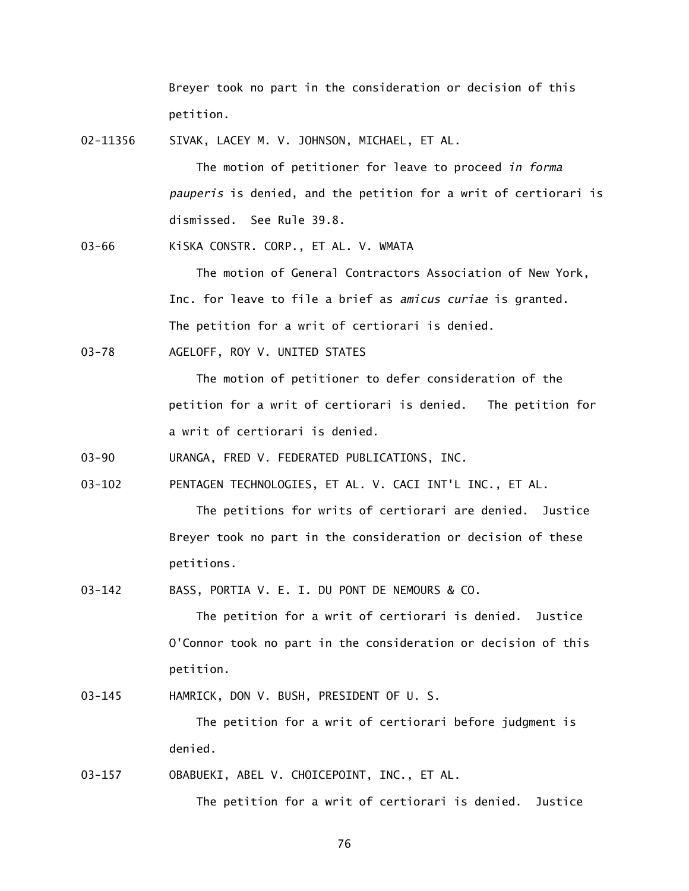Breyer took no part in the consideration or decision of this petition.

02-11356 SIVAK, LACEY M. V. JOHNSON, MICHAEL, ET AL.

The motion of petitioner for leave to proceed *in forma pauperis* is denied, and the petition for a writ of certiorari is dismissed. See Rule 39.8.

03-66 KiSKA CONSTR. CORP., ET AL. V. WMATA

The motion of General Contractors Association of New York, Inc. for leave to file a brief as *amicus curiae* is granted. The petition for a writ of certiorari is denied.

03-78 AGELOFF, ROY V. UNITED STATES

The motion of petitioner to defer consideration of the petition for a writ of certiorari is denied. The petition for a writ of certiorari is denied.

03-90 URANGA, FRED V. FEDERATED PUBLICATIONS, INC.

03-102 PENTAGEN TECHNOLOGIES, ET AL. V. CACI INT'L INC., ET AL.

The petitions for writs of certiorari are denied. Justice Breyer took no part in the consideration or decision of these petitions.

03-142 BASS, PORTIA V. E. I. DU PONT DE NEMOURS & CO.

The petition for a writ of certiorari is denied. Justice O'Connor took no part in the consideration or decision of this petition.

03-145 HAMRICK, DON V. BUSH, PRESIDENT OF U. S.

The petition for a writ of certiorari before judgment is denied.

03-157 OBABUEKI, ABEL V. CHOICEPOINT, INC., ET AL.

The petition for a writ of certiorari is denied. Justice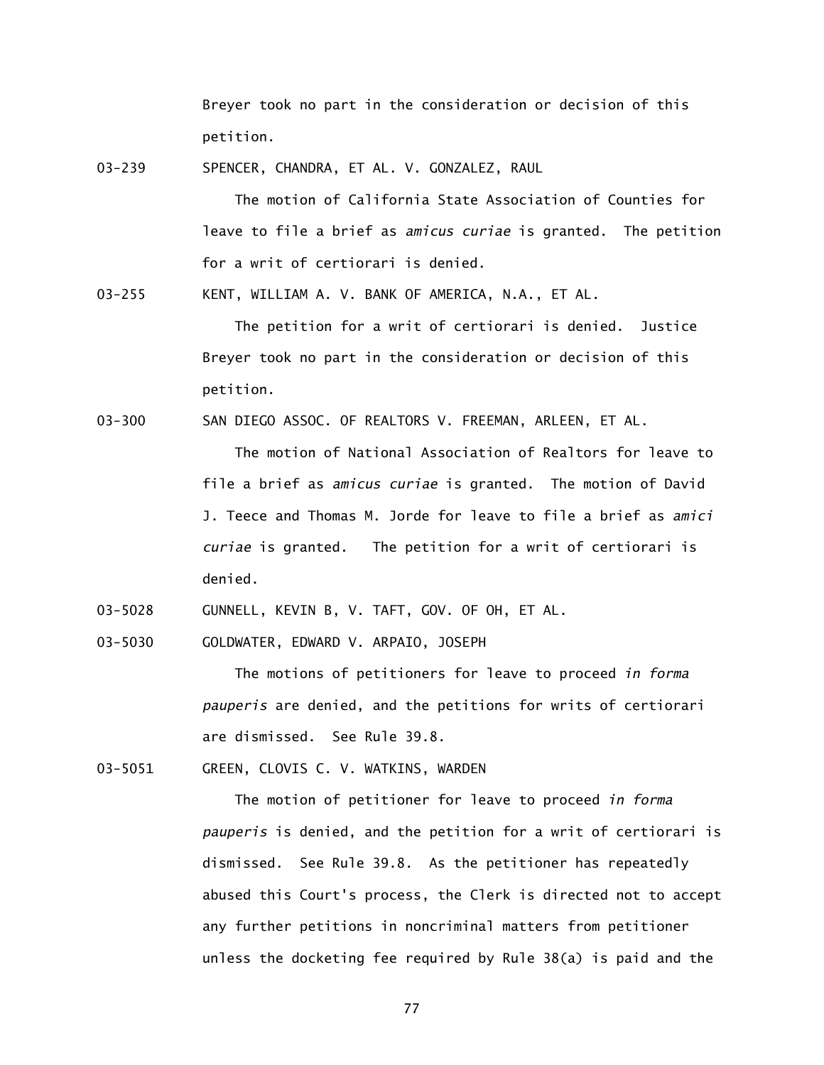Breyer took no part in the consideration or decision of this petition.

03-239 SPENCER, CHANDRA, ET AL. V. GONZALEZ, RAUL

The motion of California State Association of Counties for leave to file a brief as *amicus curiae* is granted. The petition for a writ of certiorari is denied.

03-255 KENT, WILLIAM A. V. BANK OF AMERICA, N.A., ET AL.

The petition for a writ of certiorari is denied. Justice Breyer took no part in the consideration or decision of this petition.

03-300 SAN DIEGO ASSOC. OF REALTORS V. FREEMAN, ARLEEN, ET AL.

The motion of National Association of Realtors for leave to file a brief as *amicus curiae* is granted. The motion of David J. Teece and Thomas M. Jorde for leave to file a brief as *amici curiae* is granted. The petition for a writ of certiorari is denied.

03-5028 GUNNELL, KEVIN B, V. TAFT, GOV. OF OH, ET AL.

03-5030 GOLDWATER, EDWARD V. ARPAIO, JOSEPH

The motions of petitioners for leave to proceed *in forma pauperis* are denied, and the petitions for writs of certiorari are dismissed. See Rule 39.8.

03-5051 GREEN, CLOVIS C. V. WATKINS, WARDEN

The motion of petitioner for leave to proceed *in forma pauperis* is denied, and the petition for a writ of certiorari is dismissed. See Rule 39.8. As the petitioner has repeatedly abused this Court's process, the Clerk is directed not to accept any further petitions in noncriminal matters from petitioner unless the docketing fee required by Rule 38(a) is paid and the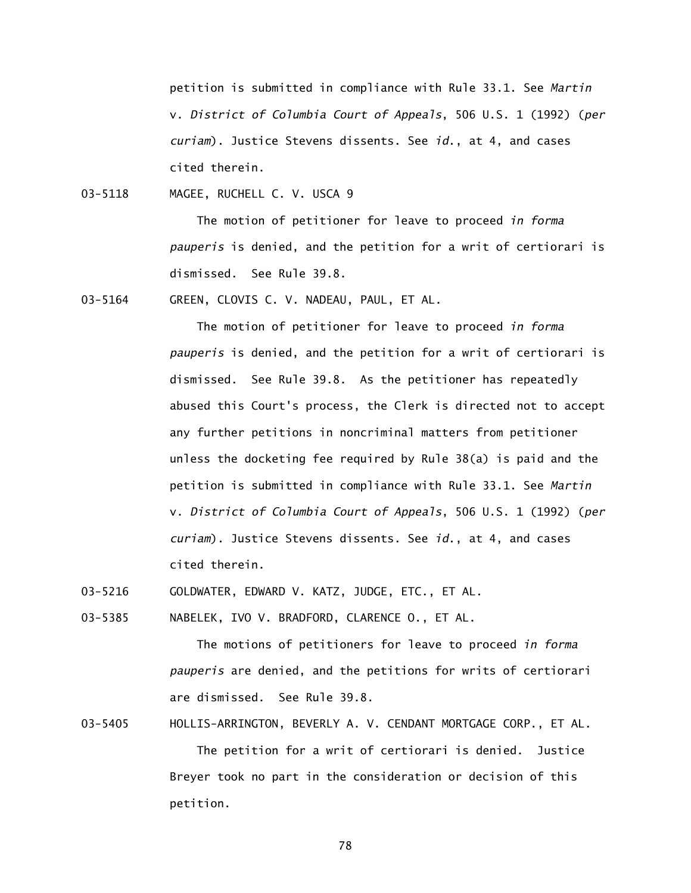petition is submitted in compliance with Rule 33.1. See *Martin* v. *District of Columbia Court of Appeals*, 506 U.S. 1 (1992) (*per curiam*). Justice Stevens dissents. See *id.*, at 4, and cases cited therein.

03-5118 MAGEE, RUCHELL C. V. USCA 9

The motion of petitioner for leave to proceed *in forma pauperis* is denied, and the petition for a writ of certiorari is dismissed. See Rule 39.8.

03-5164 GREEN, CLOVIS C. V. NADEAU, PAUL, ET AL.

The motion of petitioner for leave to proceed *in forma pauperis* is denied, and the petition for a writ of certiorari is dismissed. See Rule 39.8. As the petitioner has repeatedly abused this Court's process, the Clerk is directed not to accept any further petitions in noncriminal matters from petitioner unless the docketing fee required by Rule 38(a) is paid and the petition is submitted in compliance with Rule 33.1. See *Martin* v. *District of Columbia Court of Appeals*, 506 U.S. 1 (1992) (*per curiam*). Justice Stevens dissents. See *id.*, at 4, and cases cited therein.

03-5216 GOLDWATER, EDWARD V. KATZ, JUDGE, ETC., ET AL.

03-5385 NABELEK, IVO V. BRADFORD, CLARENCE O., ET AL.

The motions of petitioners for leave to proceed *in forma pauperis* are denied, and the petitions for writs of certiorari are dismissed. See Rule 39.8.

03-5405 HOLLIS-ARRINGTON, BEVERLY A. V. CENDANT MORTGAGE CORP., ET AL.

The petition for a writ of certiorari is denied. Justice Breyer took no part in the consideration or decision of this petition.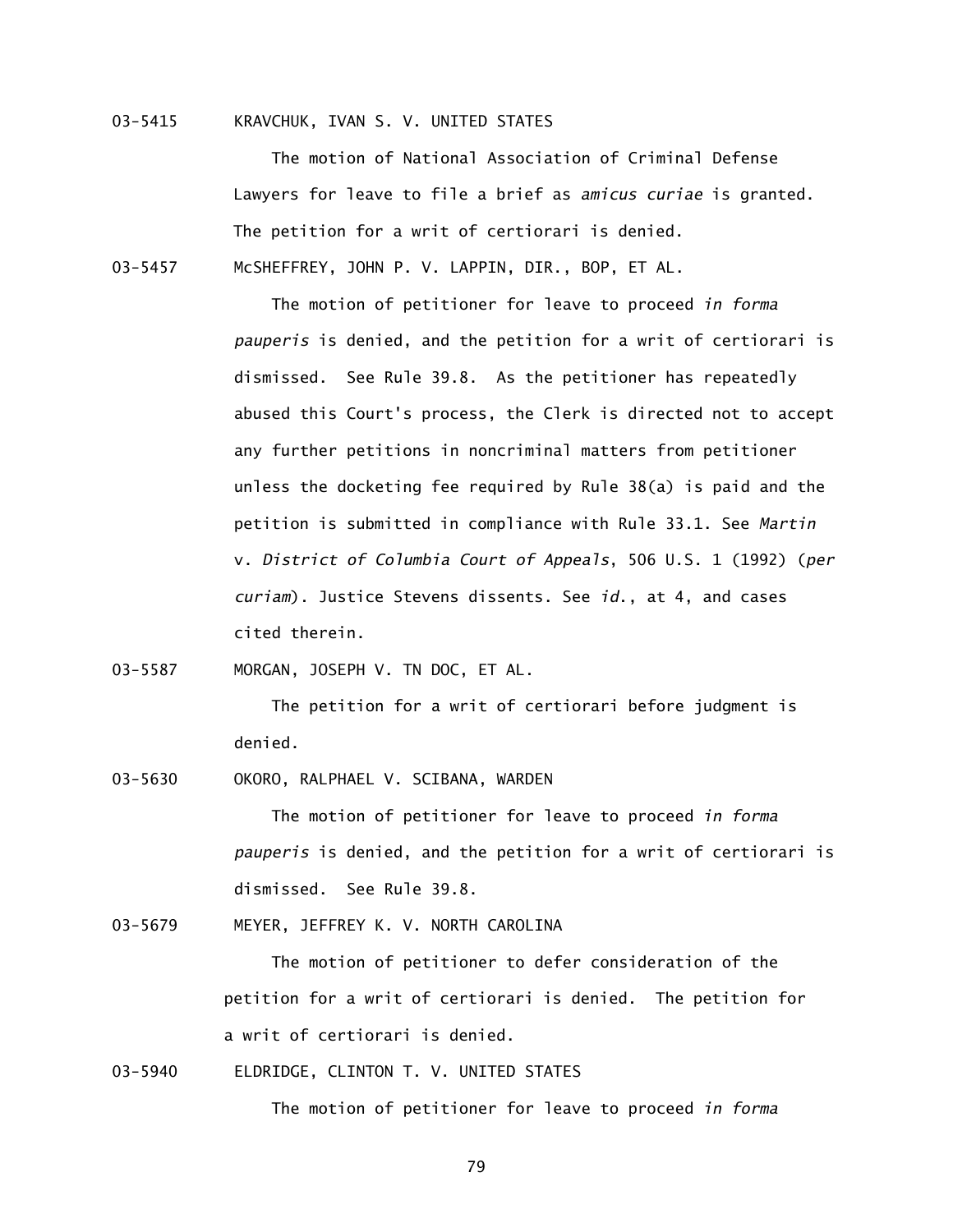03-5415 KRAVCHUK, IVAN S. V. UNITED STATES

The motion of National Association of Criminal Defense Lawyers for leave to file a brief as *amicus curiae* is granted. The petition for a writ of certiorari is denied.

03-5457 McSHEFFREY, JOHN P. V. LAPPIN, DIR., BOP, ET AL.

The motion of petitioner for leave to proceed *in forma pauperis* is denied, and the petition for a writ of certiorari is dismissed. See Rule 39.8. As the petitioner has repeatedly abused this Court's process, the Clerk is directed not to accept any further petitions in noncriminal matters from petitioner unless the docketing fee required by Rule 38(a) is paid and the petition is submitted in compliance with Rule 33.1. See *Martin* v. *District of Columbia Court of Appeals*, 506 U.S. 1 (1992) (*per curiam*). Justice Stevens dissents. See *id.*, at 4, and cases cited therein.

03-5587 MORGAN, JOSEPH V. TN DOC, ET AL.

The petition for a writ of certiorari before judgment is denied.

03-5630 OKORO, RALPHAEL V. SCIBANA, WARDEN

The motion of petitioner for leave to proceed *in forma pauperis* is denied, and the petition for a writ of certiorari is dismissed. See Rule 39.8.

03-5679 MEYER, JEFFREY K. V. NORTH CAROLINA

The motion of petitioner to defer consideration of the petition for a writ of certiorari is denied. The petition for a writ of certiorari is denied.

03-5940 ELDRIDGE, CLINTON T. V. UNITED STATES

The motion of petitioner for leave to proceed *in forma*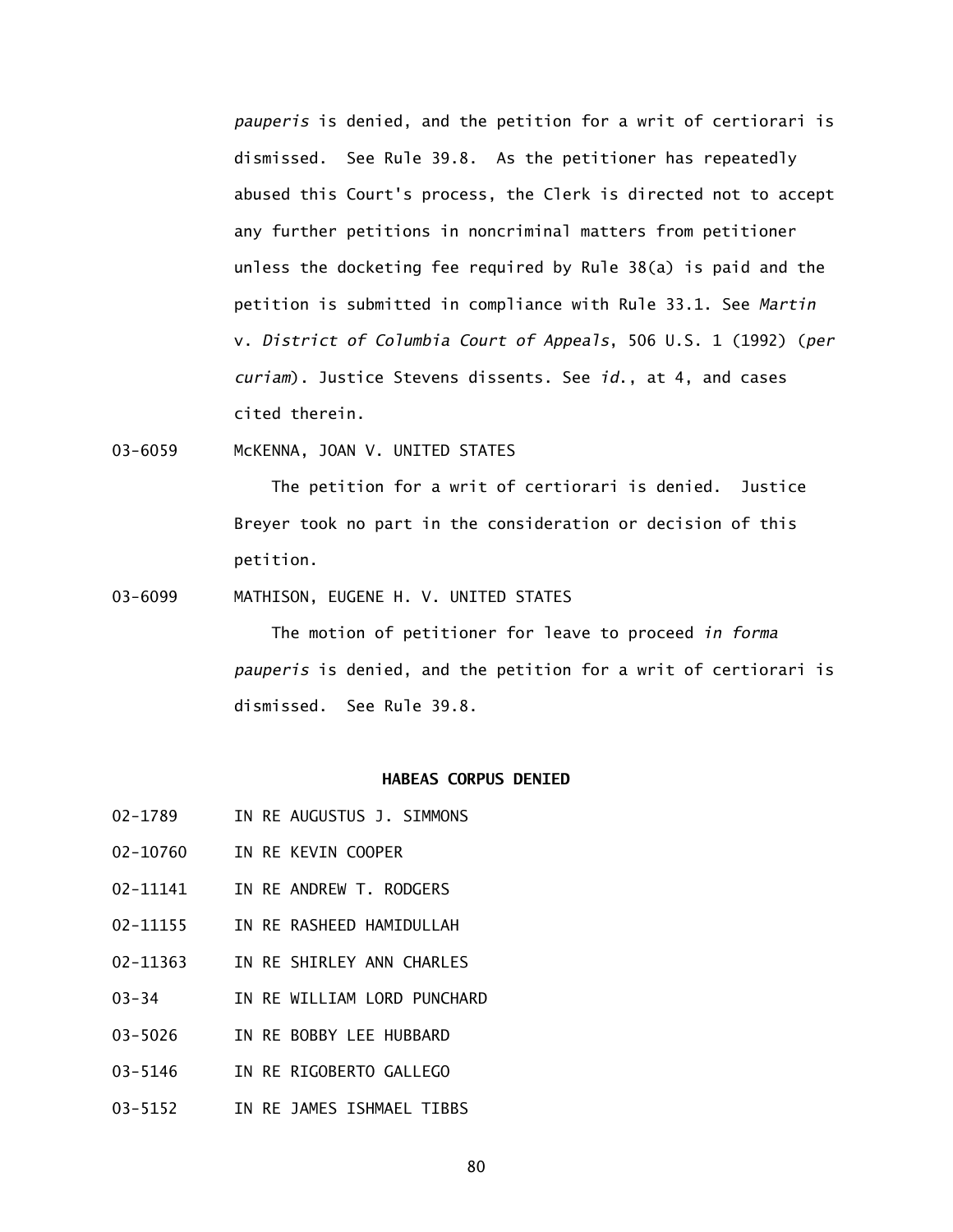*pauperis* is denied, and the petition for a writ of certiorari is dismissed. See Rule 39.8. As the petitioner has repeatedly abused this Court's process, the Clerk is directed not to accept any further petitions in noncriminal matters from petitioner unless the docketing fee required by Rule 38(a) is paid and the petition is submitted in compliance with Rule 33.1. See *Martin* v. *District of Columbia Court of Appeals*, 506 U.S. 1 (1992) (*per curiam*). Justice Stevens dissents. See *id.*, at 4, and cases cited therein.

03-6059 McKENNA, JOAN V. UNITED STATES

The petition for a writ of certiorari is denied. Justice Breyer took no part in the consideration or decision of this petition.

03-6099 MATHISON, EUGENE H. V. UNITED STATES

The motion of petitioner for leave to proceed *in forma pauperis* is denied, and the petition for a writ of certiorari is dismissed. See Rule 39.8.

## HABEAS CORPUS DENIED

02-1789 IN RE AUGUSTUS J. SIMMONS

02-10760 IN RE KEVIN COOPER

02-11141 IN RE ANDREW T. RODGERS

02-11155 IN RE RASHEED HAMIDULLAH

02-11363 IN RE SHIRLEY ANN CHARLES

03-34 IN RE WILLIAM LORD PUNCHARD

03-5026 IN RE BOBBY LEE HUBBARD

03-5146 IN RE RIGOBERTO GALLEGO

03-5152 IN RE JAMES ISHMAEL TIBBS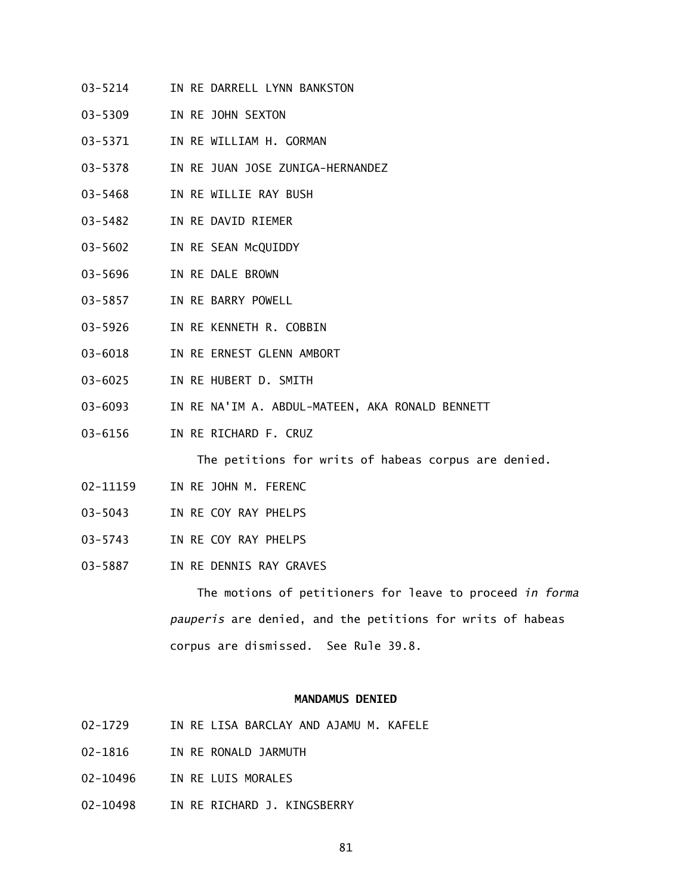03-5214 IN RE DARRELL LYNN BANKSTON

03-5309 IN RE JOHN SEXTON

03-5371 IN RE WILLIAM H. GORMAN

03-5378 IN RE JUAN JOSE ZUNIGA-HERNANDEZ

03-5468 IN RE WILLIE RAY BUSH

03-5482 IN RE DAVID RIEMER

03-5602 IN RE SEAN McQUIDDY

03-5696 IN RE DALE BROWN

03-5857 IN RE BARRY POWELL

03-5926 IN RE KENNETH R. COBBIN

03-6018 IN RE ERNEST GLENN AMBORT

03-6025 IN RE HUBERT D. SMITH

03-6093 IN RE NA'IM A. ABDUL-MATEEN, AKA RONALD BENNETT

03-6156 IN RE RICHARD F. CRUZ

The petitions for writs of habeas corpus are denied.

02-11159 IN RE JOHN M. FERENC

03-5043 IN RE COY RAY PHELPS

03-5743 IN RE COY RAY PHELPS

03-5887 IN RE DENNIS RAY GRAVES

The motions of petitioners for leave to proceed *in forma pauperis* are denied, and the petitions for writs of habeas corpus are dismissed. See Rule 39.8.

**MANDAMUS DENIED**

02-1729 IN RE LISA BARCLAY AND AJAMU M. KAFELE

02-1816 IN RE RONALD JARMUTH

02-10496 IN RE LUIS MORALES

02-10498 IN RE RICHARD J. KINGSBERRY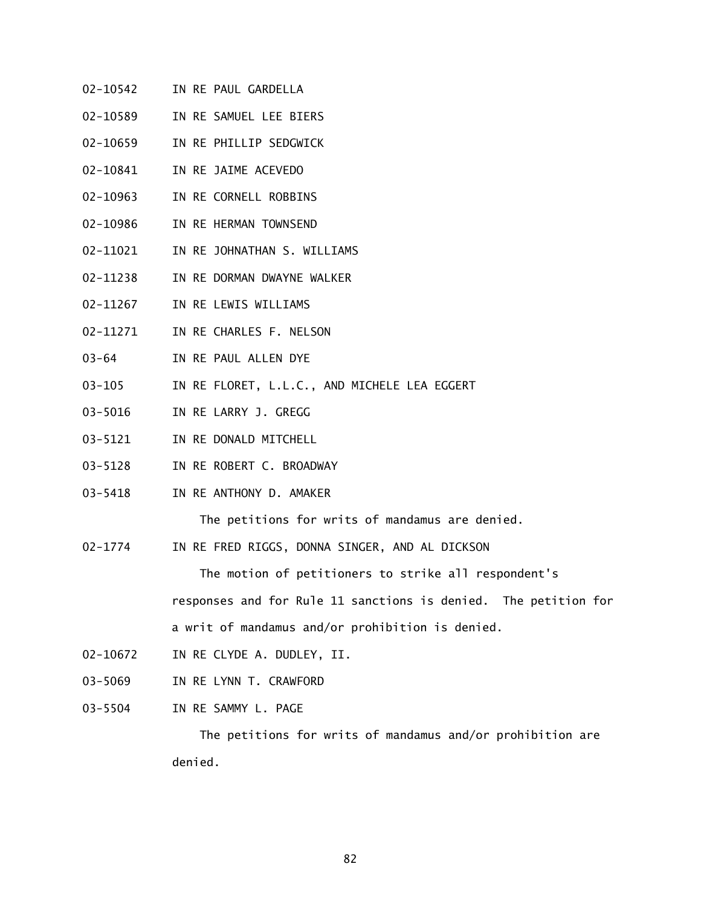02-10542 IN RE PAUL GARDELLA

02-10589 IN RE SAMUEL LEE BIERS

02-10659 IN RE PHILLIP SEDGWICK

02-10841 IN RE JAIME ACEVEDO

02-10963 IN RE CORNELL ROBBINS

02-10986 IN RE HERMAN TOWNSEND

02-11021 IN RE JOHNATHAN S. WILLIAMS

02-11238 IN RE DORMAN DWAYNE WALKER

02-11267 IN RE LEWIS WILLIAMS

02-11271 IN RE CHARLES F. NELSON

03-64 IN RE PAUL ALLEN DYE

03-105 IN RE FLORET, L.L.C., AND MICHELE LEA EGGERT

03-5016 IN RE LARRY J. GREGG

03-5121 IN RE DONALD MITCHELL

03-5128 IN RE ROBERT C. BROADWAY

03-5418 IN RE ANTHONY D. AMAKER

The petitions for writs of mandamus are denied.

02-1774 IN RE FRED RIGGS, DONNA SINGER, AND AL DICKSON

The motion of petitioners to strike all respondent's responses and for Rule 11 sanctions is denied. The petition for a writ of mandamus and/or prohibition is denied.

02-10672 IN RE CLYDE A. DUDLEY, II.

03-5069 IN RE LYNN T. CRAWFORD

03-5504 IN RE SAMMY L. PAGE

The petitions for writs of mandamus and/or prohibition are denied.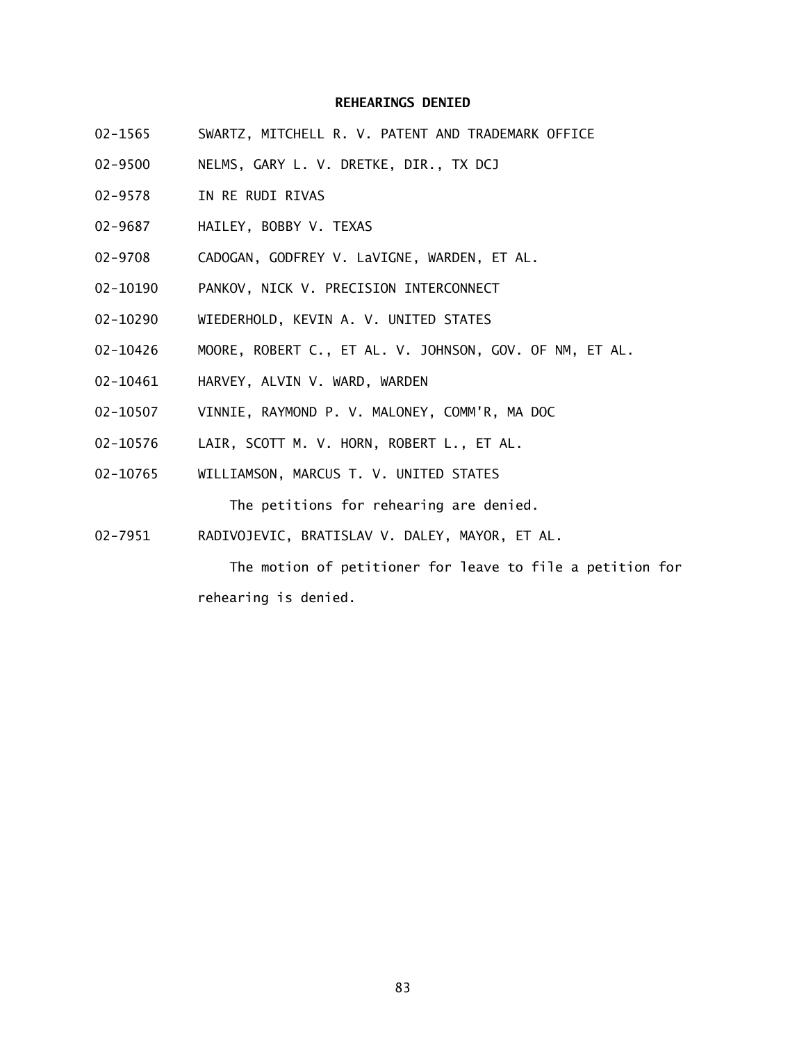## REHEARINGS DENIED

02-1565 SWARTZ, MITCHELL R. V. PATENT AND TRADEMARK OFFICE

02-9500 NELMS, GARY L. V. DRETKE, DIR., TX DCJ

02-9578 IN RE RUDI RIVAS

02-9687 HAILEY, BOBBY V. TEXAS

02-9708 CADOGAN, GODFREY V. LaVIGNE, WARDEN, ET AL.

02-10190 PANKOV, NICK V. PRECISION INTERCONNECT

02-10290 WIEDERHOLD, KEVIN A. V. UNITED STATES

02-10426 MOORE, ROBERT C., ET AL. V. JOHNSON, GOV. OF NM, ET AL.

02-10461 HARVEY, ALVIN V. WARD, WARDEN

02-10507 VINNIE, RAYMOND P. V. MALONEY, COMM'R, MA DOC

02-10576 LAIR, SCOTT M. V. HORN, ROBERT L., ET AL.

02-10765 WILLIAMSON, MARCUS T. V. UNITED STATES

The petitions for rehearing are denied.

02-7951 RADIVOJEVIC, BRATISLAV V. DALEY, MAYOR, ET AL.

The motion of petitioner for leave to file a petition for rehearing is denied.